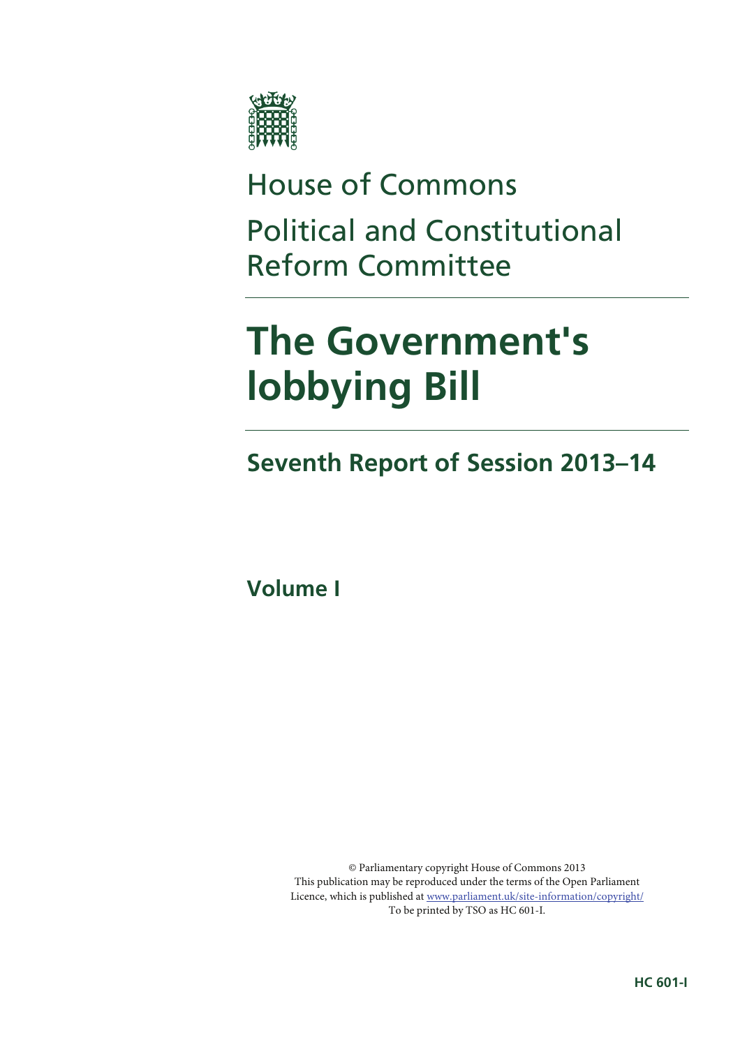# House of Commons

# Political and Constitutional Reform Committee

# The Government's lobbying Bill

## Seventh Report of Session 2013–14

## Volume I

© Parliamentary copyright House of Commons 2013
This publication may be reproduced under the terms of the Open Parliament Licence, which is published at www.parliament.uk/site-information/copyright/
To be printed by TSO as HC 601-I.

**HC 601-I**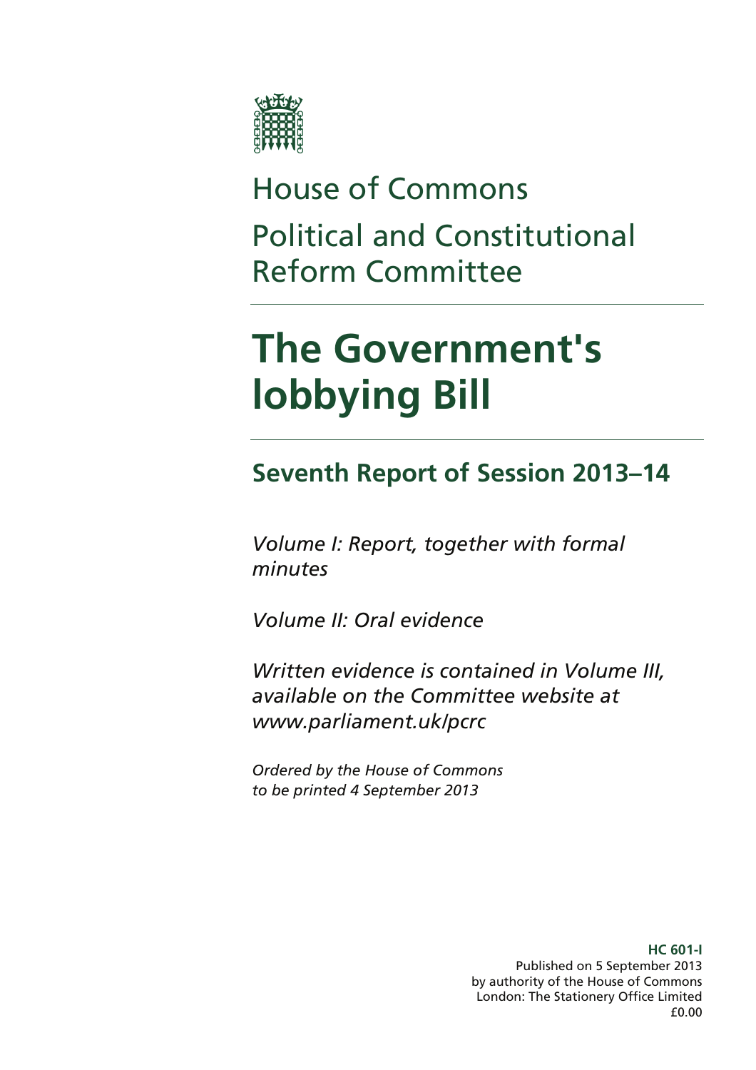House of Commons

Political and Constitutional Reform Committee

# The Government's lobbying Bill

## Seventh Report of Session 2013–14

*Volume I: Report, together with formal minutes*

*Volume II: Oral evidence*

*Written evidence is contained in Volume III, available on the Committee website at www.parliament.uk/pcrc*

*Ordered by the House of Commons to be printed 4 September 2013*

**HC 601-I**
Published on 5 September 2013
by authority of the House of Commons
London: The Stationery Office Limited
£0.00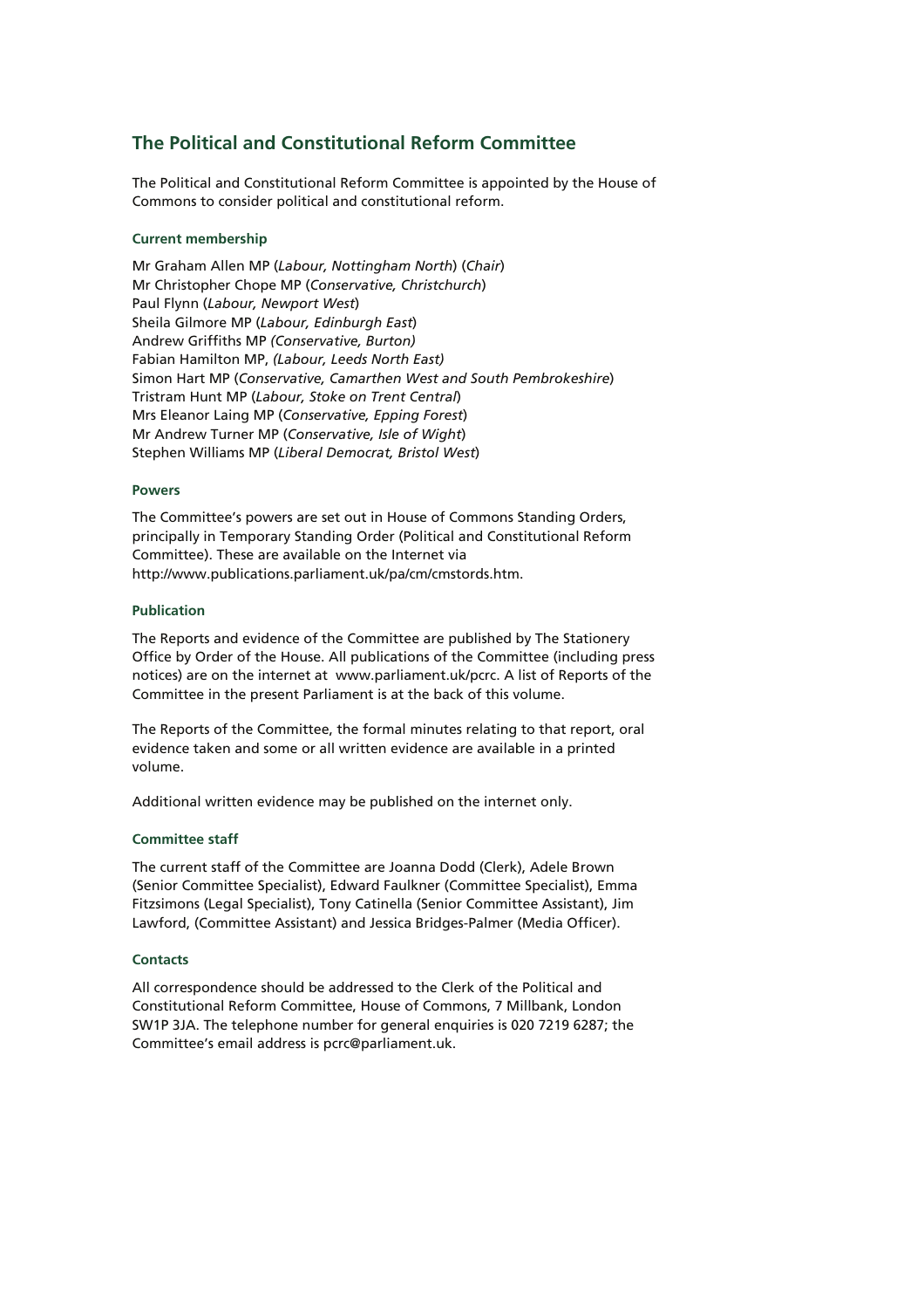## The Political and Constitutional Reform Committee

The Political and Constitutional Reform Committee is appointed by the House of Commons to consider political and constitutional reform.

### Current membership

Mr Graham Allen MP (*Labour, Nottingham North*) (*Chair*)
Mr Christopher Chope MP (*Conservative, Christchurch*)
Paul Flynn (*Labour, Newport West*)
Sheila Gilmore MP (*Labour, Edinburgh East*)
Andrew Griffiths MP *(Conservative, Burton)*
Fabian Hamilton MP, *(Labour, Leeds North East)*
Simon Hart MP (*Conservative, Camarthen West and South Pembrokeshire*)
Tristram Hunt MP (*Labour, Stoke on Trent Central*)
Mrs Eleanor Laing MP (*Conservative, Epping Forest*)
Mr Andrew Turner MP (*Conservative, Isle of Wight*)
Stephen Williams MP (*Liberal Democrat, Bristol West*)

### Powers

The Committee's powers are set out in House of Commons Standing Orders, principally in Temporary Standing Order (Political and Constitutional Reform Committee). These are available on the Internet via http://www.publications.parliament.uk/pa/cm/cmstords.htm.

### Publication

The Reports and evidence of the Committee are published by The Stationery Office by Order of the House. All publications of the Committee (including press notices) are on the internet at www.parliament.uk/pcrc. A list of Reports of the Committee in the present Parliament is at the back of this volume.

The Reports of the Committee, the formal minutes relating to that report, oral evidence taken and some or all written evidence are available in a printed volume.

Additional written evidence may be published on the internet only.

### Committee staff

The current staff of the Committee are Joanna Dodd (Clerk), Adele Brown (Senior Committee Specialist), Edward Faulkner (Committee Specialist), Emma Fitzsimons (Legal Specialist), Tony Catinella (Senior Committee Assistant), Jim Lawford, (Committee Assistant) and Jessica Bridges-Palmer (Media Officer).

### Contacts

All correspondence should be addressed to the Clerk of the Political and Constitutional Reform Committee, House of Commons, 7 Millbank, London SW1P 3JA. The telephone number for general enquiries is 020 7219 6287; the Committee's email address is pcrc@parliament.uk.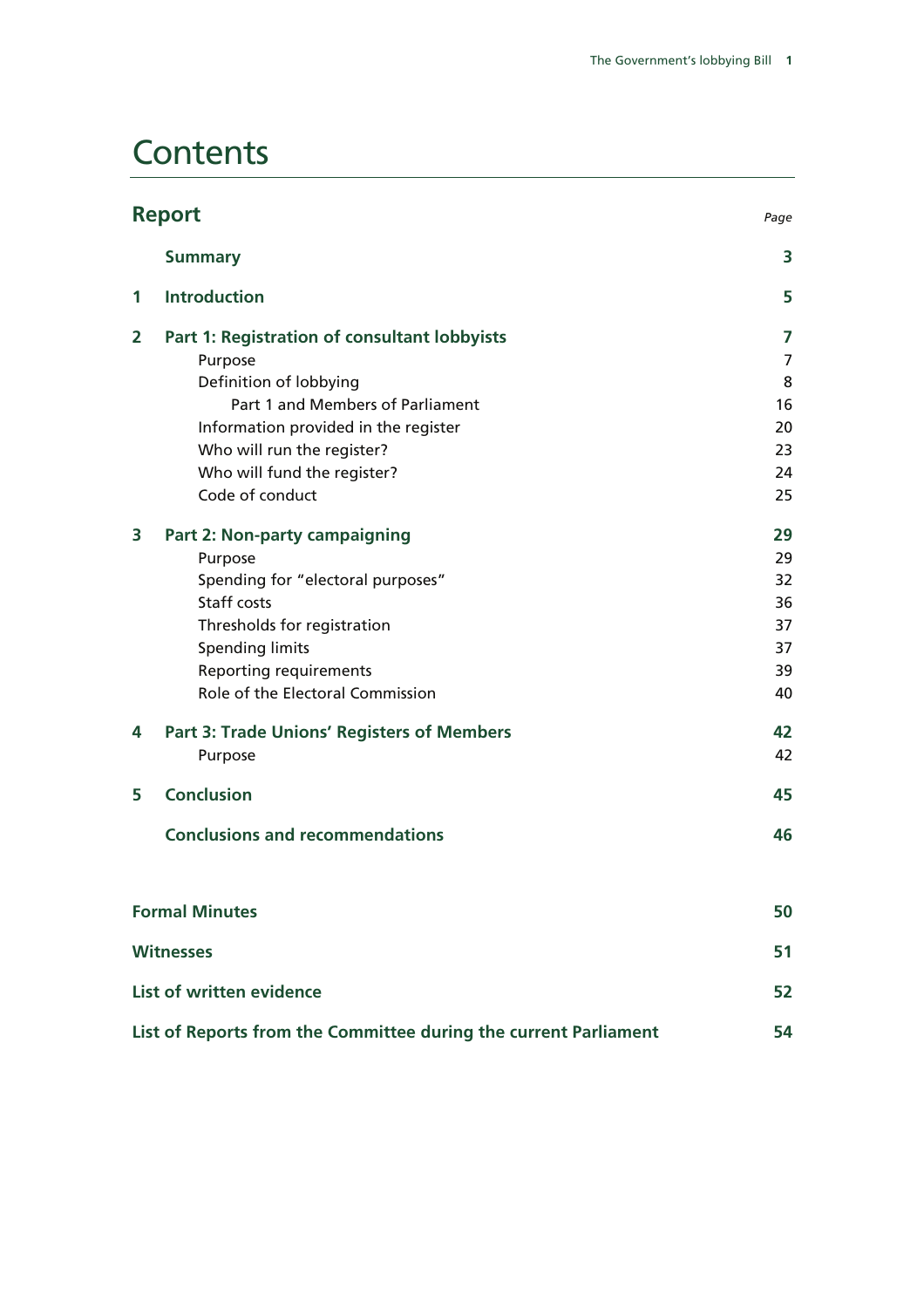# Contents

| Report | | Page |
|---|---|---|
| | **Summary** | **3** |
| **1** | **Introduction** | **5** |
| **2** | **Part 1: Registration of consultant lobbyists** | **7** |
| | Purpose | 7 |
| | Definition of lobbying | 8 |
| | Part 1 and Members of Parliament | 16 |
| | Information provided in the register | 20 |
| | Who will run the register? | 23 |
| | Who will fund the register? | 24 |
| | Code of conduct | 25 |
| **3** | **Part 2: Non-party campaigning** | **29** |
| | Purpose | 29 |
| | Spending for "electoral purposes" | 32 |
| | Staff costs | 36 |
| | Thresholds for registration | 37 |
| | Spending limits | 37 |
| | Reporting requirements | 39 |
| | Role of the Electoral Commission | 40 |
| **4** | **Part 3: Trade Unions' Registers of Members** | **42** |
| | Purpose | 42 |
| **5** | **Conclusion** | **45** |
| | **Conclusions and recommendations** | **46** |

| | |
|---|---|
| **Formal Minutes** | **50** |
| **Witnesses** | **51** |
| **List of written evidence** | **52** |
| **List of Reports from the Committee during the current Parliament** | **54** |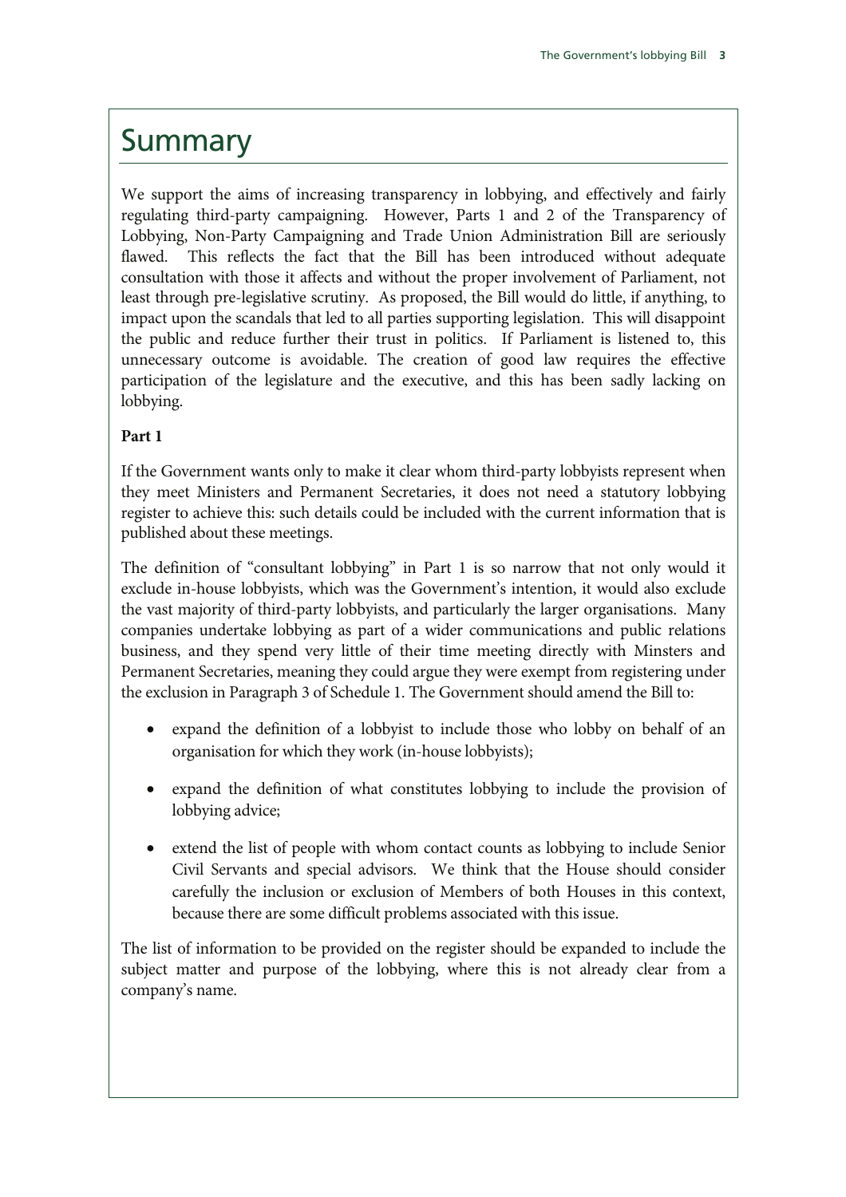# Summary

We support the aims of increasing transparency in lobbying, and effectively and fairly regulating third-party campaigning. However, Parts 1 and 2 of the Transparency of Lobbying, Non-Party Campaigning and Trade Union Administration Bill are seriously flawed. This reflects the fact that the Bill has been introduced without adequate consultation with those it affects and without the proper involvement of Parliament, not least through pre-legislative scrutiny. As proposed, the Bill would do little, if anything, to impact upon the scandals that led to all parties supporting legislation. This will disappoint the public and reduce further their trust in politics. If Parliament is listened to, this unnecessary outcome is avoidable. The creation of good law requires the effective participation of the legislature and the executive, and this has been sadly lacking on lobbying.

**Part 1**

If the Government wants only to make it clear whom third-party lobbyists represent when they meet Ministers and Permanent Secretaries, it does not need a statutory lobbying register to achieve this: such details could be included with the current information that is published about these meetings.

The definition of "consultant lobbying" in Part 1 is so narrow that not only would it exclude in-house lobbyists, which was the Government's intention, it would also exclude the vast majority of third-party lobbyists, and particularly the larger organisations. Many companies undertake lobbying as part of a wider communications and public relations business, and they spend very little of their time meeting directly with Minsters and Permanent Secretaries, meaning they could argue they were exempt from registering under the exclusion in Paragraph 3 of Schedule 1. The Government should amend the Bill to:

- expand the definition of a lobbyist to include those who lobby on behalf of an organisation for which they work (in-house lobbyists);
- expand the definition of what constitutes lobbying to include the provision of lobbying advice;
- extend the list of people with whom contact counts as lobbying to include Senior Civil Servants and special advisors. We think that the House should consider carefully the inclusion or exclusion of Members of both Houses in this context, because there are some difficult problems associated with this issue.

The list of information to be provided on the register should be expanded to include the subject matter and purpose of the lobbying, where this is not already clear from a company's name.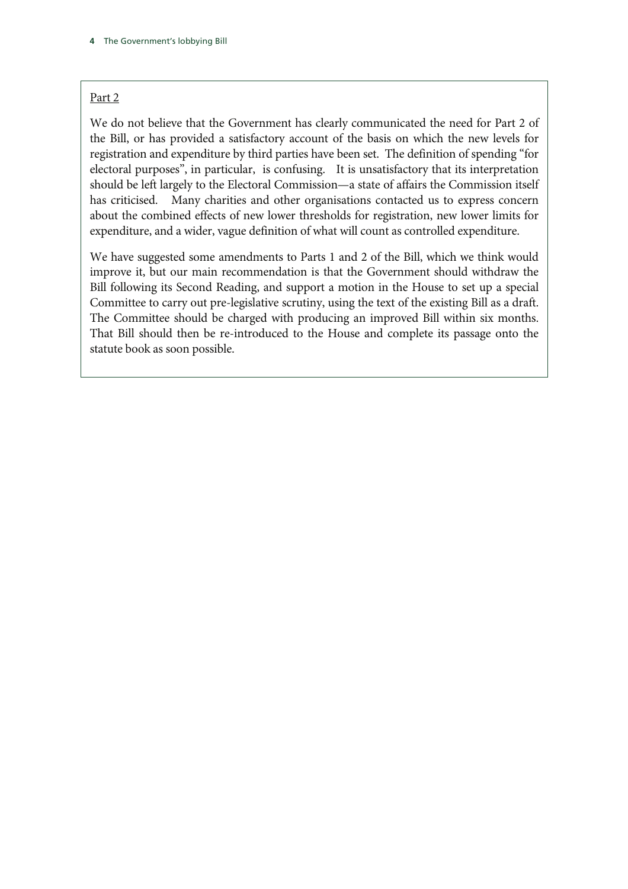Part 2

We do not believe that the Government has clearly communicated the need for Part 2 of the Bill, or has provided a satisfactory account of the basis on which the new levels for registration and expenditure by third parties have been set. The definition of spending "for electoral purposes", in particular, is confusing. It is unsatisfactory that its interpretation should be left largely to the Electoral Commission—a state of affairs the Commission itself has criticised. Many charities and other organisations contacted us to express concern about the combined effects of new lower thresholds for registration, new lower limits for expenditure, and a wider, vague definition of what will count as controlled expenditure.

We have suggested some amendments to Parts 1 and 2 of the Bill, which we think would improve it, but our main recommendation is that the Government should withdraw the Bill following its Second Reading, and support a motion in the House to set up a special Committee to carry out pre-legislative scrutiny, using the text of the existing Bill as a draft. The Committee should be charged with producing an improved Bill within six months. That Bill should then be re-introduced to the House and complete its passage onto the statute book as soon possible.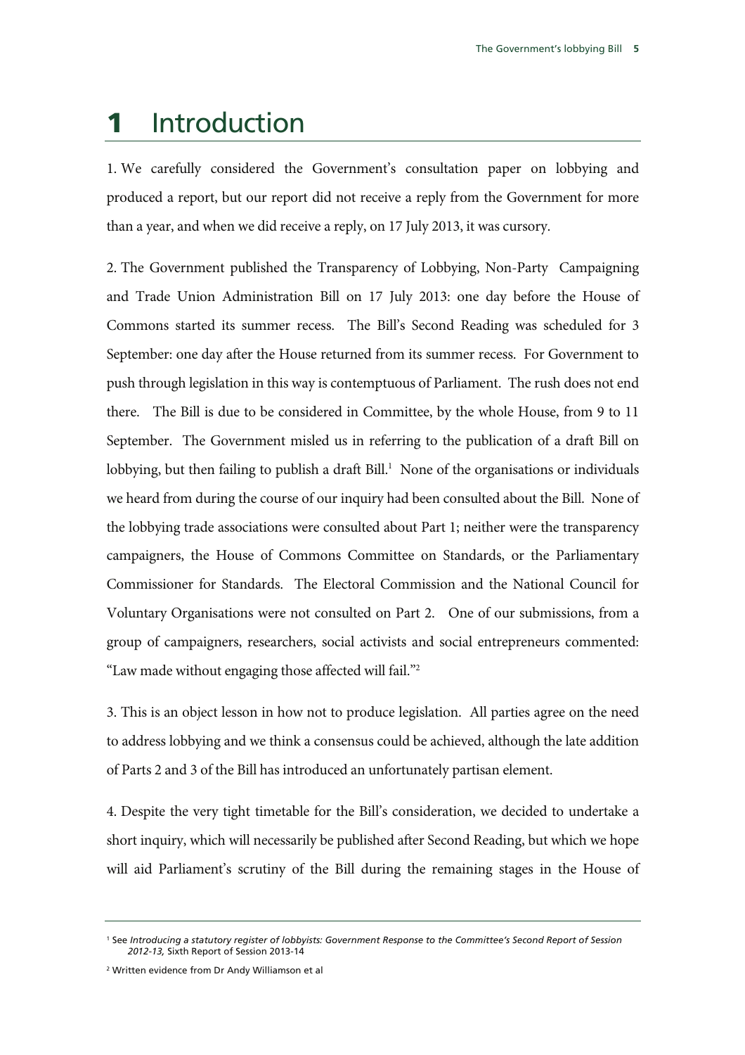# 1 Introduction

1. We carefully considered the Government's consultation paper on lobbying and produced a report, but our report did not receive a reply from the Government for more than a year, and when we did receive a reply, on 17 July 2013, it was cursory.

2. The Government published the Transparency of Lobbying, Non-Party Campaigning and Trade Union Administration Bill on 17 July 2013: one day before the House of Commons started its summer recess. The Bill's Second Reading was scheduled for 3 September: one day after the House returned from its summer recess. For Government to push through legislation in this way is contemptuous of Parliament. The rush does not end there. The Bill is due to be considered in Committee, by the whole House, from 9 to 11 September. The Government misled us in referring to the publication of a draft Bill on lobbying, but then failing to publish a draft Bill.[1] None of the organisations or individuals we heard from during the course of our inquiry had been consulted about the Bill. None of the lobbying trade associations were consulted about Part 1; neither were the transparency campaigners, the House of Commons Committee on Standards, or the Parliamentary Commissioner for Standards. The Electoral Commission and the National Council for Voluntary Organisations were not consulted on Part 2. One of our submissions, from a group of campaigners, researchers, social activists and social entrepreneurs commented: "Law made without engaging those affected will fail."[2]

3. This is an object lesson in how not to produce legislation. All parties agree on the need to address lobbying and we think a consensus could be achieved, although the late addition of Parts 2 and 3 of the Bill has introduced an unfortunately partisan element.

4. Despite the very tight timetable for the Bill's consideration, we decided to undertake a short inquiry, which will necessarily be published after Second Reading, but which we hope will aid Parliament's scrutiny of the Bill during the remaining stages in the House of

[1] See *Introducing a statutory register of lobbyists: Government Response to the Committee's Second Report of Session 2012-13,* Sixth Report of Session 2013-14

[2] Written evidence from Dr Andy Williamson et al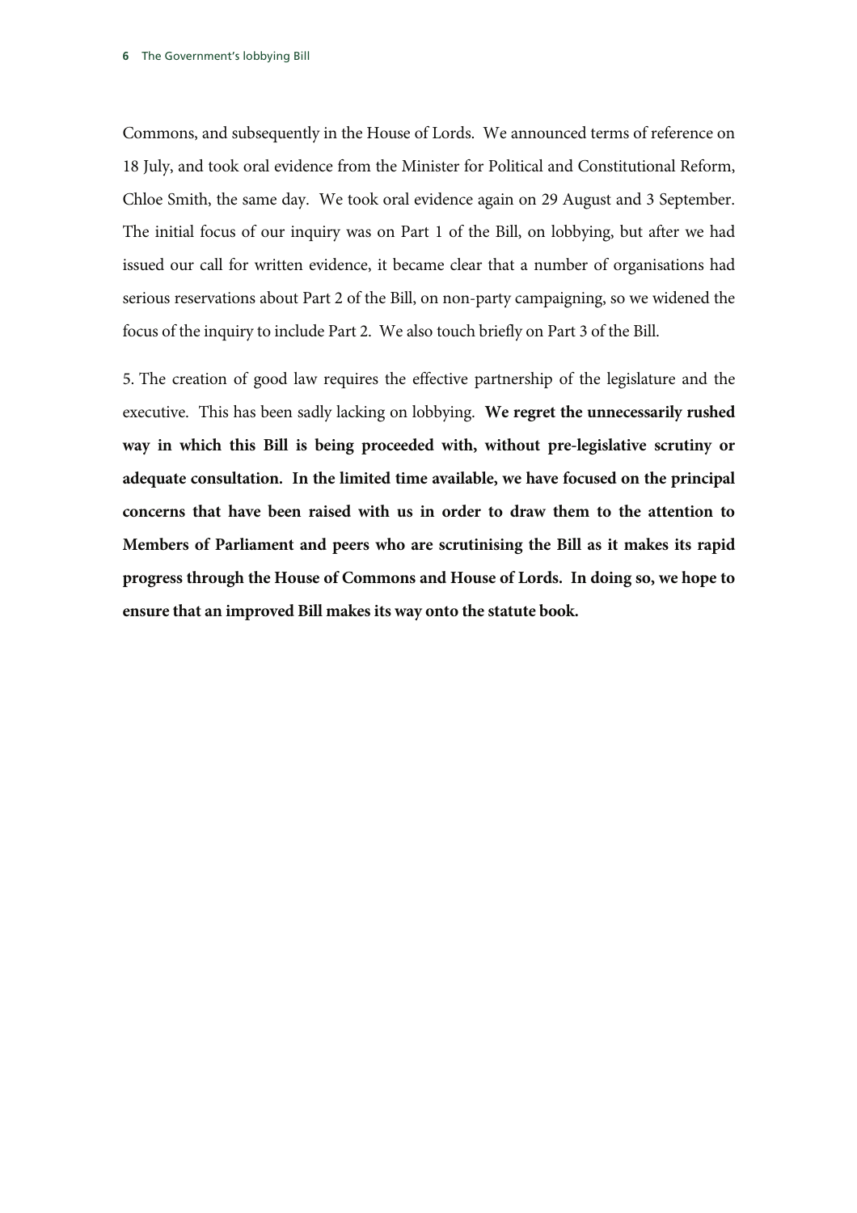Commons, and subsequently in the House of Lords. We announced terms of reference on 18 July, and took oral evidence from the Minister for Political and Constitutional Reform, Chloe Smith, the same day. We took oral evidence again on 29 August and 3 September. The initial focus of our inquiry was on Part 1 of the Bill, on lobbying, but after we had issued our call for written evidence, it became clear that a number of organisations had serious reservations about Part 2 of the Bill, on non-party campaigning, so we widened the focus of the inquiry to include Part 2. We also touch briefly on Part 3 of the Bill.

5. The creation of good law requires the effective partnership of the legislature and the executive. This has been sadly lacking on lobbying. **We regret the unnecessarily rushed way in which this Bill is being proceeded with, without pre-legislative scrutiny or adequate consultation. In the limited time available, we have focused on the principal concerns that have been raised with us in order to draw them to the attention to Members of Parliament and peers who are scrutinising the Bill as it makes its rapid progress through the House of Commons and House of Lords. In doing so, we hope to ensure that an improved Bill makes its way onto the statute book.**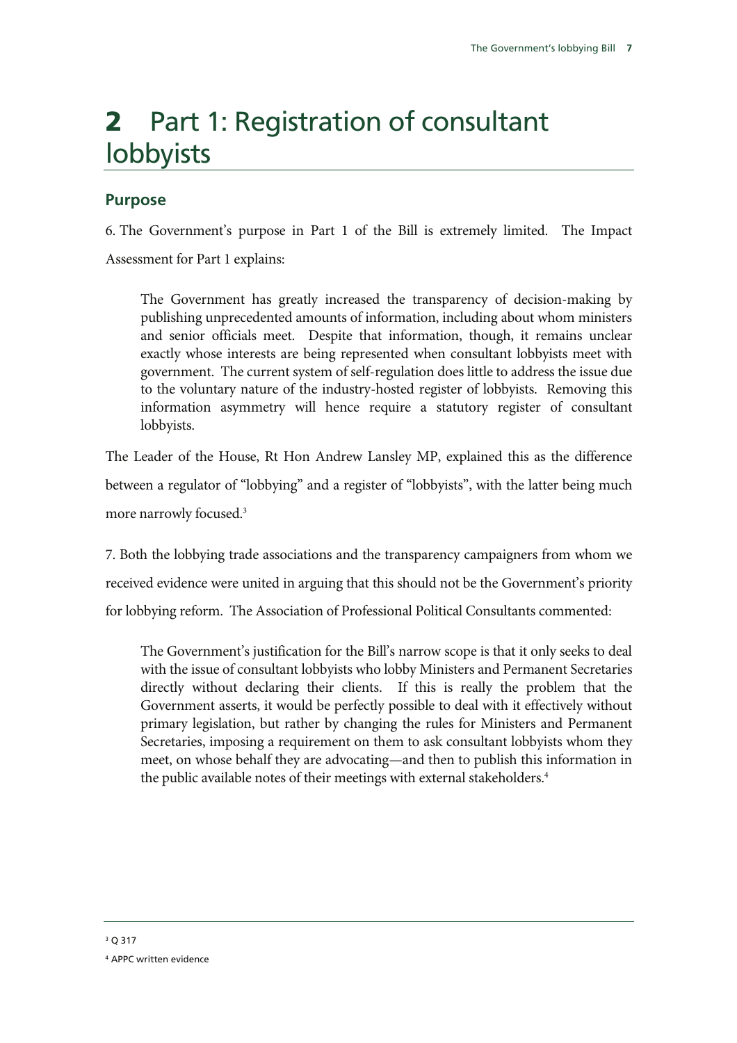# 2 Part 1: Registration of consultant lobbyists

## Purpose

6. The Government's purpose in Part 1 of the Bill is extremely limited. The Impact Assessment for Part 1 explains:

> The Government has greatly increased the transparency of decision-making by publishing unprecedented amounts of information, including about whom ministers and senior officials meet. Despite that information, though, it remains unclear exactly whose interests are being represented when consultant lobbyists meet with government. The current system of self-regulation does little to address the issue due to the voluntary nature of the industry-hosted register of lobbyists. Removing this information asymmetry will hence require a statutory register of consultant lobbyists.

The Leader of the House, Rt Hon Andrew Lansley MP, explained this as the difference between a regulator of "lobbying" and a register of "lobbyists", with the latter being much more narrowly focused.[3]

7. Both the lobbying trade associations and the transparency campaigners from whom we received evidence were united in arguing that this should not be the Government's priority for lobbying reform. The Association of Professional Political Consultants commented:

> The Government's justification for the Bill's narrow scope is that it only seeks to deal with the issue of consultant lobbyists who lobby Ministers and Permanent Secretaries directly without declaring their clients. If this is really the problem that the Government asserts, it would be perfectly possible to deal with it effectively without primary legislation, but rather by changing the rules for Ministers and Permanent Secretaries, imposing a requirement on them to ask consultant lobbyists whom they meet, on whose behalf they are advocating—and then to publish this information in the public available notes of their meetings with external stakeholders.[4]

---

[3] Q 317

[4] APPC written evidence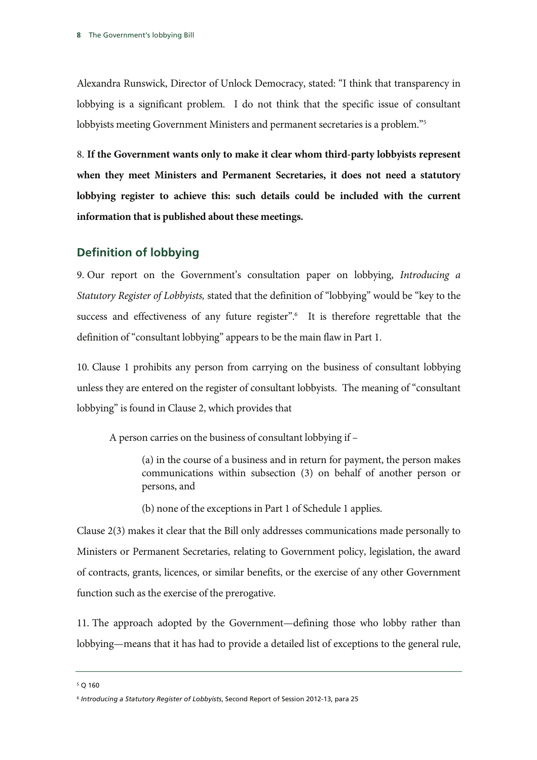Alexandra Runswick, Director of Unlock Democracy, stated: "I think that transparency in lobbying is a significant problem. I do not think that the specific issue of consultant lobbyists meeting Government Ministers and permanent secretaries is a problem."[5]

8. **If the Government wants only to make it clear whom third-party lobbyists represent when they meet Ministers and Permanent Secretaries, it does not need a statutory lobbying register to achieve this: such details could be included with the current information that is published about these meetings.**

## Definition of lobbying

9. Our report on the Government's consultation paper on lobbying, *Introducing a Statutory Register of Lobbyists,* stated that the definition of "lobbying" would be "key to the success and effectiveness of any future register".[6] It is therefore regrettable that the definition of "consultant lobbying" appears to be the main flaw in Part 1.

10. Clause 1 prohibits any person from carrying on the business of consultant lobbying unless they are entered on the register of consultant lobbyists. The meaning of "consultant lobbying" is found in Clause 2, which provides that

> A person carries on the business of consultant lobbying if –
>
> (a) in the course of a business and in return for payment, the person makes communications within subsection (3) on behalf of another person or persons, and
>
> (b) none of the exceptions in Part 1 of Schedule 1 applies.

Clause 2(3) makes it clear that the Bill only addresses communications made personally to Ministers or Permanent Secretaries, relating to Government policy, legislation, the award of contracts, grants, licences, or similar benefits, or the exercise of any other Government function such as the exercise of the prerogative.

11. The approach adopted by the Government—defining those who lobby rather than lobbying—means that it has had to provide a detailed list of exceptions to the general rule,

---

[5] Q 160

[6] *Introducing a Statutory Register of Lobbyists*, Second Report of Session 2012-13, para 25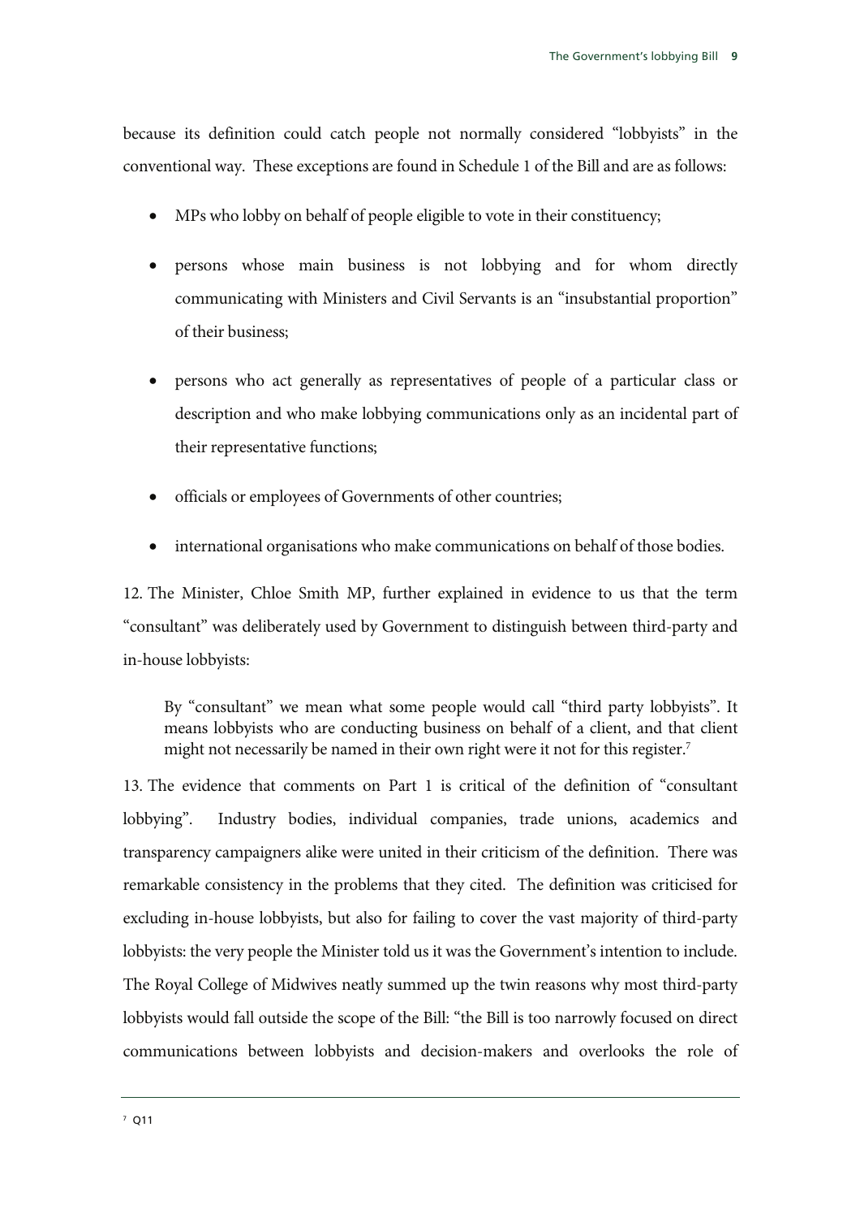because its definition could catch people not normally considered "lobbyists" in the conventional way. These exceptions are found in Schedule 1 of the Bill and are as follows:

- MPs who lobby on behalf of people eligible to vote in their constituency;
- persons whose main business is not lobbying and for whom directly communicating with Ministers and Civil Servants is an "insubstantial proportion" of their business;
- persons who act generally as representatives of people of a particular class or description and who make lobbying communications only as an incidental part of their representative functions;
- officials or employees of Governments of other countries;
- international organisations who make communications on behalf of those bodies.

12. The Minister, Chloe Smith MP, further explained in evidence to us that the term "consultant" was deliberately used by Government to distinguish between third-party and in-house lobbyists:

> By "consultant" we mean what some people would call "third party lobbyists". It means lobbyists who are conducting business on behalf of a client, and that client might not necessarily be named in their own right were it not for this register.[7]

13. The evidence that comments on Part 1 is critical of the definition of "consultant lobbying". Industry bodies, individual companies, trade unions, academics and transparency campaigners alike were united in their criticism of the definition. There was remarkable consistency in the problems that they cited. The definition was criticised for excluding in-house lobbyists, but also for failing to cover the vast majority of third-party lobbyists: the very people the Minister told us it was the Government's intention to include. The Royal College of Midwives neatly summed up the twin reasons why most third-party lobbyists would fall outside the scope of the Bill: "the Bill is too narrowly focused on direct communications between lobbyists and decision-makers and overlooks the role of

[7] Q11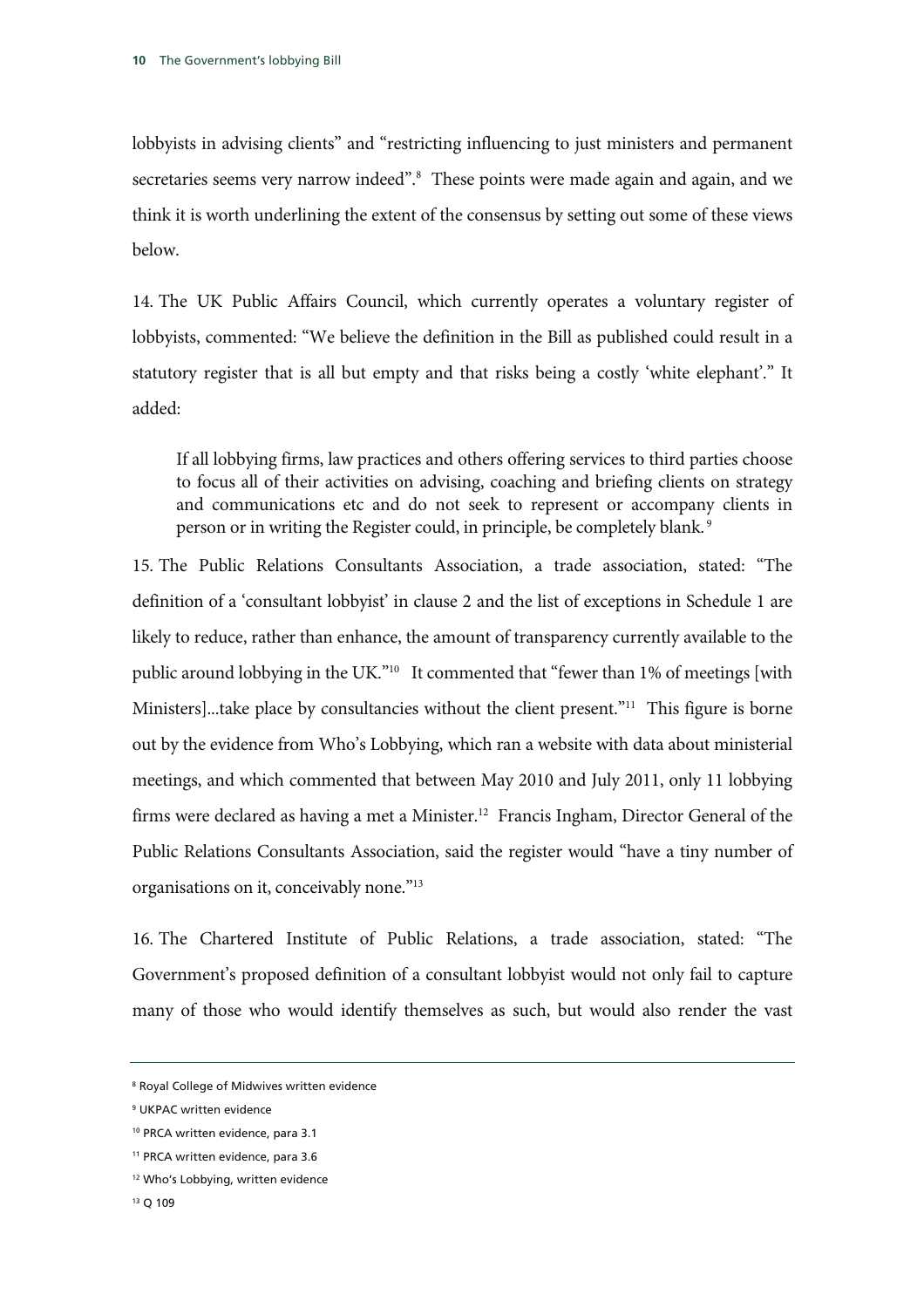lobbyists in advising clients" and "restricting influencing to just ministers and permanent secretaries seems very narrow indeed".[8] These points were made again and again, and we think it is worth underlining the extent of the consensus by setting out some of these views below.

14. The UK Public Affairs Council, which currently operates a voluntary register of lobbyists, commented: "We believe the definition in the Bill as published could result in a statutory register that is all but empty and that risks being a costly 'white elephant'." It added:

> If all lobbying firms, law practices and others offering services to third parties choose to focus all of their activities on advising, coaching and briefing clients on strategy and communications etc and do not seek to represent or accompany clients in person or in writing the Register could, in principle, be completely blank.[9]

15. The Public Relations Consultants Association, a trade association, stated: "The definition of a 'consultant lobbyist' in clause 2 and the list of exceptions in Schedule 1 are likely to reduce, rather than enhance, the amount of transparency currently available to the public around lobbying in the UK."[10] It commented that "fewer than 1% of meetings [with Ministers]...take place by consultancies without the client present."[11] This figure is borne out by the evidence from Who's Lobbying, which ran a website with data about ministerial meetings, and which commented that between May 2010 and July 2011, only 11 lobbying firms were declared as having a met a Minister.[12] Francis Ingham, Director General of the Public Relations Consultants Association, said the register would "have a tiny number of organisations on it, conceivably none."[13]

16. The Chartered Institute of Public Relations, a trade association, stated: "The Government's proposed definition of a consultant lobbyist would not only fail to capture many of those who would identify themselves as such, but would also render the vast

---

[8] Royal College of Midwives written evidence

[9] UKPAC written evidence

[10] PRCA written evidence, para 3.1

[11] PRCA written evidence, para 3.6

[12] Who's Lobbying, written evidence

[13] Q 109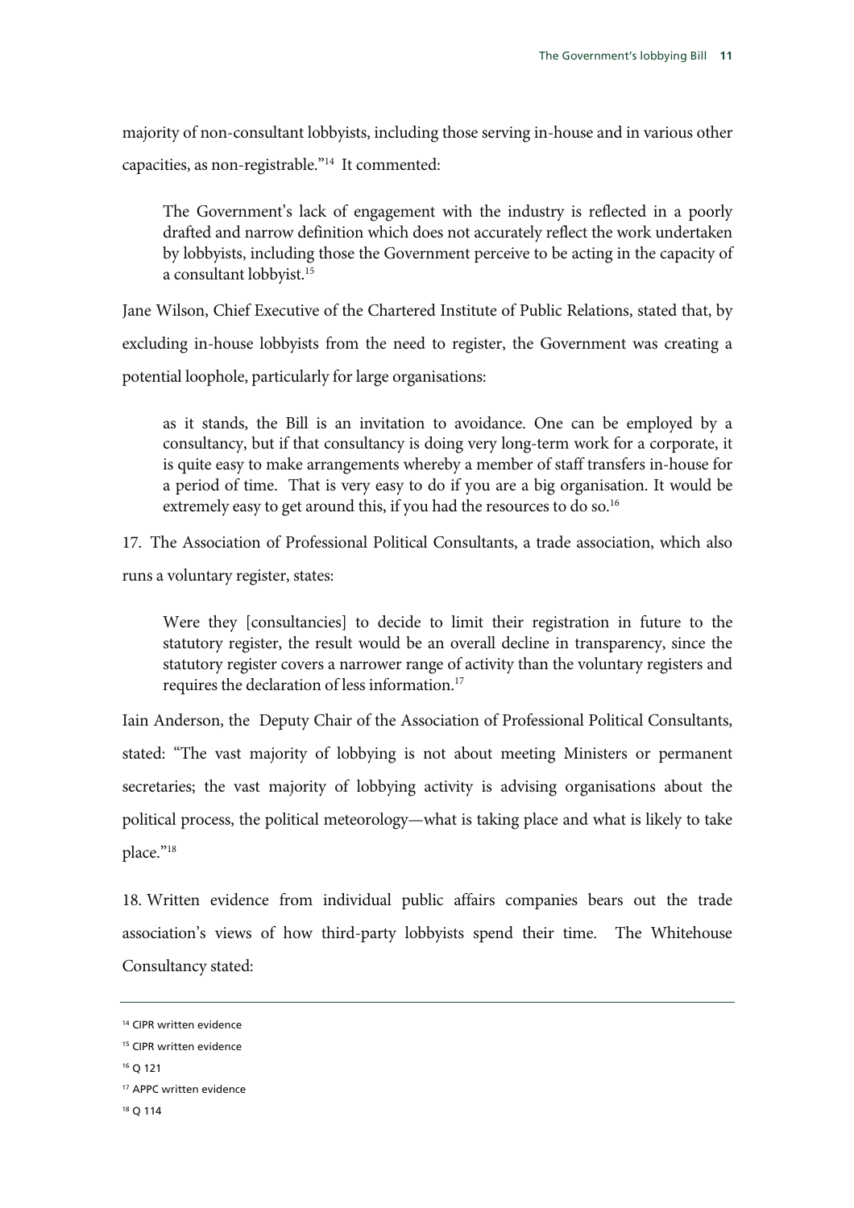majority of non-consultant lobbyists, including those serving in-house and in various other capacities, as non-registrable."[14] It commented:

> The Government's lack of engagement with the industry is reflected in a poorly drafted and narrow definition which does not accurately reflect the work undertaken by lobbyists, including those the Government perceive to be acting in the capacity of a consultant lobbyist.[15]

Jane Wilson, Chief Executive of the Chartered Institute of Public Relations, stated that, by excluding in-house lobbyists from the need to register, the Government was creating a potential loophole, particularly for large organisations:

> as it stands, the Bill is an invitation to avoidance. One can be employed by a consultancy, but if that consultancy is doing very long-term work for a corporate, it is quite easy to make arrangements whereby a member of staff transfers in-house for a period of time. That is very easy to do if you are a big organisation. It would be extremely easy to get around this, if you had the resources to do so.[16]

17. The Association of Professional Political Consultants, a trade association, which also runs a voluntary register, states:

> Were they [consultancies] to decide to limit their registration in future to the statutory register, the result would be an overall decline in transparency, since the statutory register covers a narrower range of activity than the voluntary registers and requires the declaration of less information.[17]

Iain Anderson, the Deputy Chair of the Association of Professional Political Consultants, stated: "The vast majority of lobbying is not about meeting Ministers or permanent secretaries; the vast majority of lobbying activity is advising organisations about the political process, the political meteorology—what is taking place and what is likely to take place."[18]

18. Written evidence from individual public affairs companies bears out the trade association's views of how third-party lobbyists spend their time. The Whitehouse Consultancy stated:

---

[14] CIPR written evidence

[15] CIPR written evidence

[16] Q 121

[17] APPC written evidence

[18] Q 114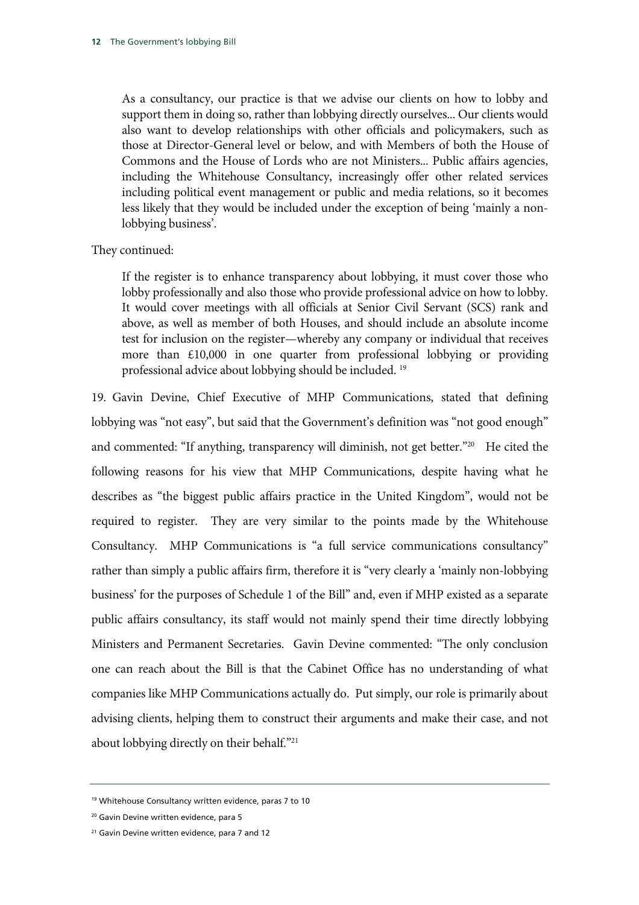> As a consultancy, our practice is that we advise our clients on how to lobby and support them in doing so, rather than lobbying directly ourselves... Our clients would also want to develop relationships with other officials and policymakers, such as those at Director-General level or below, and with Members of both the House of Commons and the House of Lords who are not Ministers... Public affairs agencies, including the Whitehouse Consultancy, increasingly offer other related services including political event management or public and media relations, so it becomes less likely that they would be included under the exception of being 'mainly a non-lobbying business'.

They continued:

> If the register is to enhance transparency about lobbying, it must cover those who lobby professionally and also those who provide professional advice on how to lobby. It would cover meetings with all officials at Senior Civil Servant (SCS) rank and above, as well as member of both Houses, and should include an absolute income test for inclusion on the register—whereby any company or individual that receives more than £10,000 in one quarter from professional lobbying or providing professional advice about lobbying should be included. [19]

19. Gavin Devine, Chief Executive of MHP Communications, stated that defining lobbying was "not easy", but said that the Government's definition was "not good enough" and commented: "If anything, transparency will diminish, not get better."[20] He cited the following reasons for his view that MHP Communications, despite having what he describes as "the biggest public affairs practice in the United Kingdom", would not be required to register. They are very similar to the points made by the Whitehouse Consultancy. MHP Communications is "a full service communications consultancy" rather than simply a public affairs firm, therefore it is "very clearly a 'mainly non-lobbying business' for the purposes of Schedule 1 of the Bill" and, even if MHP existed as a separate public affairs consultancy, its staff would not mainly spend their time directly lobbying Ministers and Permanent Secretaries. Gavin Devine commented: "The only conclusion one can reach about the Bill is that the Cabinet Office has no understanding of what companies like MHP Communications actually do. Put simply, our role is primarily about advising clients, helping them to construct their arguments and make their case, and not about lobbying directly on their behalf."[21]

---

[19] Whitehouse Consultancy written evidence, paras 7 to 10

[20] Gavin Devine written evidence, para 5

[21] Gavin Devine written evidence, para 7 and 12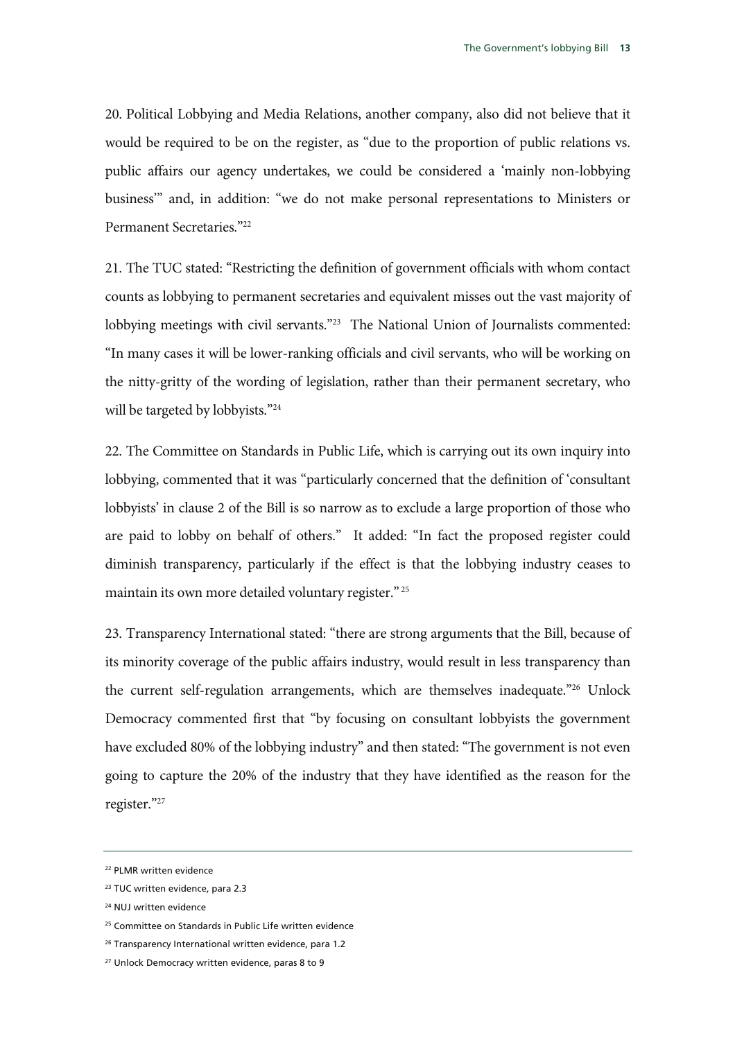20. Political Lobbying and Media Relations, another company, also did not believe that it would be required to be on the register, as "due to the proportion of public relations vs. public affairs our agency undertakes, we could be considered a 'mainly non-lobbying business'" and, in addition: "we do not make personal representations to Ministers or Permanent Secretaries."[22]

21. The TUC stated: "Restricting the definition of government officials with whom contact counts as lobbying to permanent secretaries and equivalent misses out the vast majority of lobbying meetings with civil servants."[23] The National Union of Journalists commented: "In many cases it will be lower-ranking officials and civil servants, who will be working on the nitty-gritty of the wording of legislation, rather than their permanent secretary, who will be targeted by lobbyists."[24]

22. The Committee on Standards in Public Life, which is carrying out its own inquiry into lobbying, commented that it was "particularly concerned that the definition of 'consultant lobbyists' in clause 2 of the Bill is so narrow as to exclude a large proportion of those who are paid to lobby on behalf of others." It added: "In fact the proposed register could diminish transparency, particularly if the effect is that the lobbying industry ceases to maintain its own more detailed voluntary register."[25]

23. Transparency International stated: "there are strong arguments that the Bill, because of its minority coverage of the public affairs industry, would result in less transparency than the current self-regulation arrangements, which are themselves inadequate."[26] Unlock Democracy commented first that "by focusing on consultant lobbyists the government have excluded 80% of the lobbying industry" and then stated: "The government is not even going to capture the 20% of the industry that they have identified as the reason for the register."[27]

---

[22] PLMR written evidence

[23] TUC written evidence, para 2.3

[24] NUJ written evidence

[25] Committee on Standards in Public Life written evidence

[26] Transparency International written evidence, para 1.2

[27] Unlock Democracy written evidence, paras 8 to 9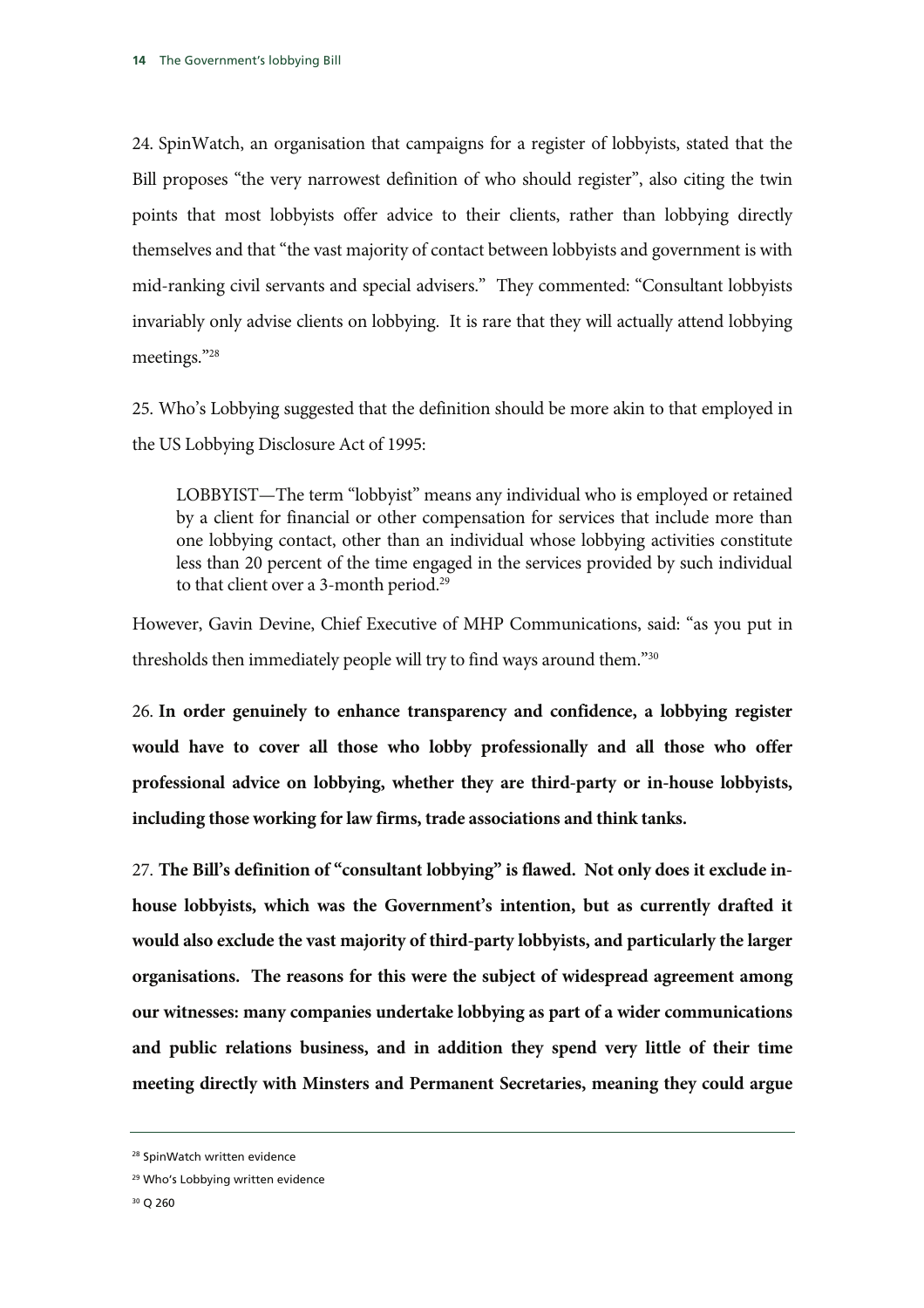24. SpinWatch, an organisation that campaigns for a register of lobbyists, stated that the Bill proposes "the very narrowest definition of who should register", also citing the twin points that most lobbyists offer advice to their clients, rather than lobbying directly themselves and that "the vast majority of contact between lobbyists and government is with mid-ranking civil servants and special advisers." They commented: "Consultant lobbyists invariably only advise clients on lobbying. It is rare that they will actually attend lobbying meetings."[28]

25. Who's Lobbying suggested that the definition should be more akin to that employed in the US Lobbying Disclosure Act of 1995:

> LOBBYIST—The term "lobbyist" means any individual who is employed or retained by a client for financial or other compensation for services that include more than one lobbying contact, other than an individual whose lobbying activities constitute less than 20 percent of the time engaged in the services provided by such individual to that client over a 3-month period.[29]

However, Gavin Devine, Chief Executive of MHP Communications, said: "as you put in thresholds then immediately people will try to find ways around them."[30]

26. **In order genuinely to enhance transparency and confidence, a lobbying register would have to cover all those who lobby professionally and all those who offer professional advice on lobbying, whether they are third-party or in-house lobbyists, including those working for law firms, trade associations and think tanks.**

27. **The Bill's definition of "consultant lobbying" is flawed. Not only does it exclude in-house lobbyists, which was the Government's intention, but as currently drafted it would also exclude the vast majority of third-party lobbyists, and particularly the larger organisations. The reasons for this were the subject of widespread agreement among our witnesses: many companies undertake lobbying as part of a wider communications and public relations business, and in addition they spend very little of their time meeting directly with Minsters and Permanent Secretaries, meaning they could argue**

---

[28] SpinWatch written evidence

[29] Who's Lobbying written evidence

[30] Q 260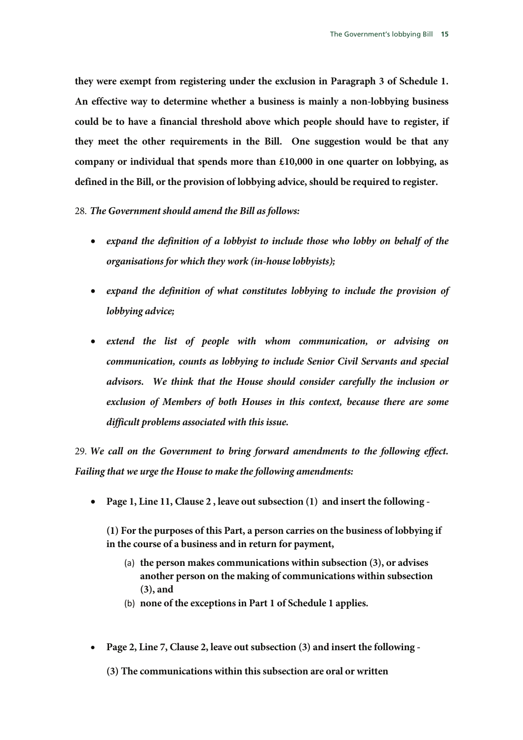**they were exempt from registering under the exclusion in Paragraph 3 of Schedule 1. An effective way to determine whether a business is mainly a non-lobbying business could be to have a financial threshold above which people should have to register, if they meet the other requirements in the Bill. One suggestion would be that any company or individual that spends more than £10,000 in one quarter on lobbying, as defined in the Bill, or the provision of lobbying advice, should be required to register.**

28. ***The Government should amend the Bill as follows:***

- ***expand the definition of a lobbyist to include those who lobby on behalf of the organisations for which they work (in-house lobbyists);***
- ***expand the definition of what constitutes lobbying to include the provision of lobbying advice;***
- ***extend the list of people with whom communication, or advising on communication, counts as lobbying to include Senior Civil Servants and special advisors. We think that the House should consider carefully the inclusion or exclusion of Members of both Houses in this context, because there are some difficult problems associated with this issue.***

29. ***We call on the Government to bring forward amendments to the following effect. Failing that we urge the House to make the following amendments:***

- **Page 1, Line 11, Clause 2 , leave out subsection (1) and insert the following -**

  **(1) For the purposes of this Part, a person carries on the business of lobbying if in the course of a business and in return for payment,**

  (a) **the person makes communications within subsection (3), or advises another person on the making of communications within subsection (3), and**
  
  (b) **none of the exceptions in Part 1 of Schedule 1 applies.**

- **Page 2, Line 7, Clause 2, leave out subsection (3) and insert the following -**

  **(3) The communications within this subsection are oral or written**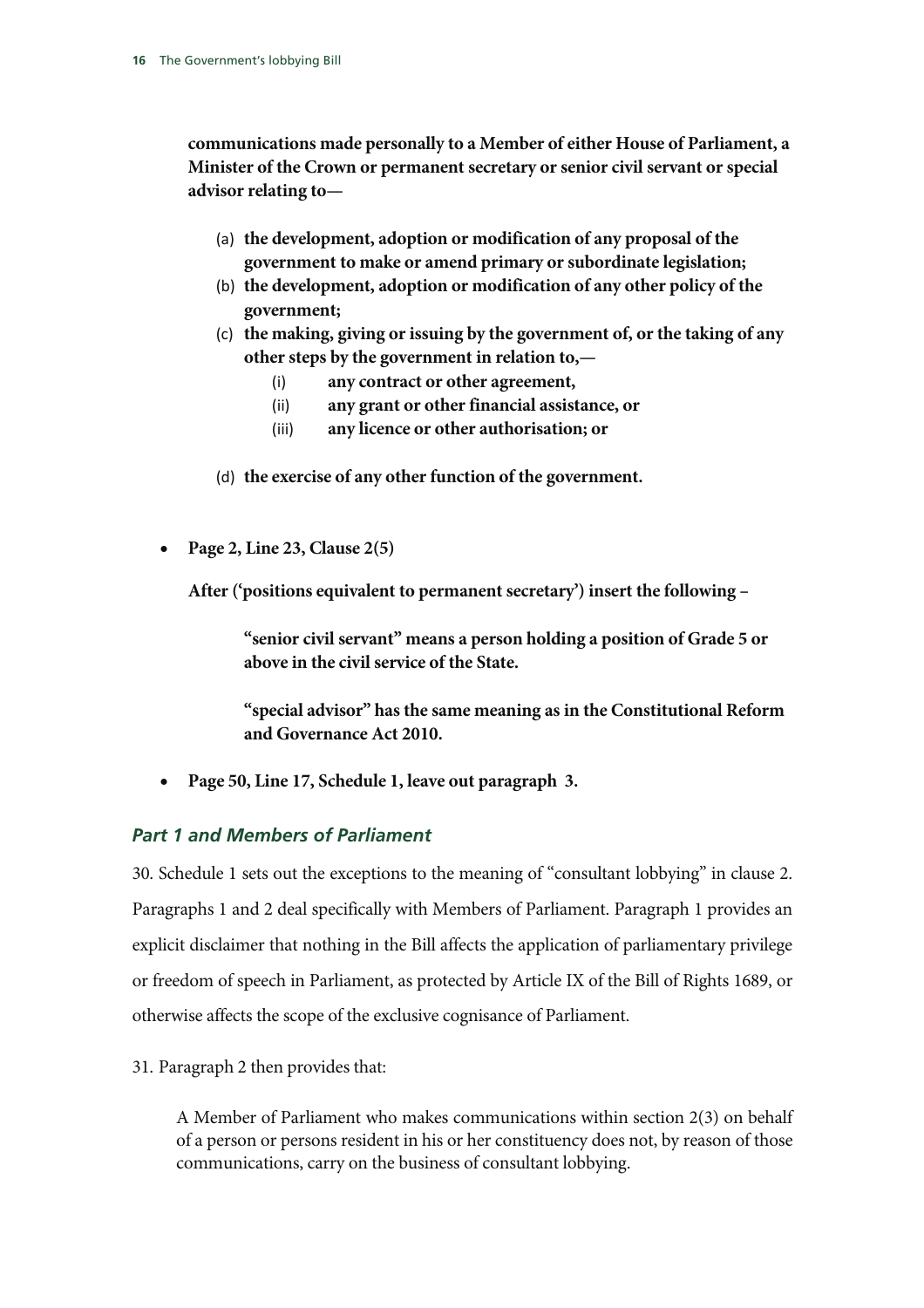**communications made personally to a Member of either House of Parliament, a Minister of the Crown or permanent secretary or senior civil servant or special advisor relating to—**

> (a) **the development, adoption or modification of any proposal of the government to make or amend primary or subordinate legislation;**
>
> (b) **the development, adoption or modification of any other policy of the government;**
>
> (c) **the making, giving or issuing by the government of, or the taking of any other steps by the government in relation to,—**
>
> > (i) **any contract or other agreement,**
> >
> > (ii) **any grant or other financial assistance, or**
> >
> > (iii) **any licence or other authorisation; or**
>
> (d) **the exercise of any other function of the government.**

- **Page 2, Line 23, Clause 2(5)**

  **After ('positions equivalent to permanent secretary') insert the following –**

  > **"senior civil servant" means a person holding a position of Grade 5 or above in the civil service of the State.**
  >
  > **"special advisor" has the same meaning as in the Constitutional Reform and Governance Act 2010.**

- **Page 50, Line 17, Schedule 1, leave out paragraph 3.**

### *Part 1 and Members of Parliament*

30. Schedule 1 sets out the exceptions to the meaning of "consultant lobbying" in clause 2. Paragraphs 1 and 2 deal specifically with Members of Parliament. Paragraph 1 provides an explicit disclaimer that nothing in the Bill affects the application of parliamentary privilege or freedom of speech in Parliament, as protected by Article IX of the Bill of Rights 1689, or otherwise affects the scope of the exclusive cognisance of Parliament.

31. Paragraph 2 then provides that:

> A Member of Parliament who makes communications within section 2(3) on behalf of a person or persons resident in his or her constituency does not, by reason of those communications, carry on the business of consultant lobbying.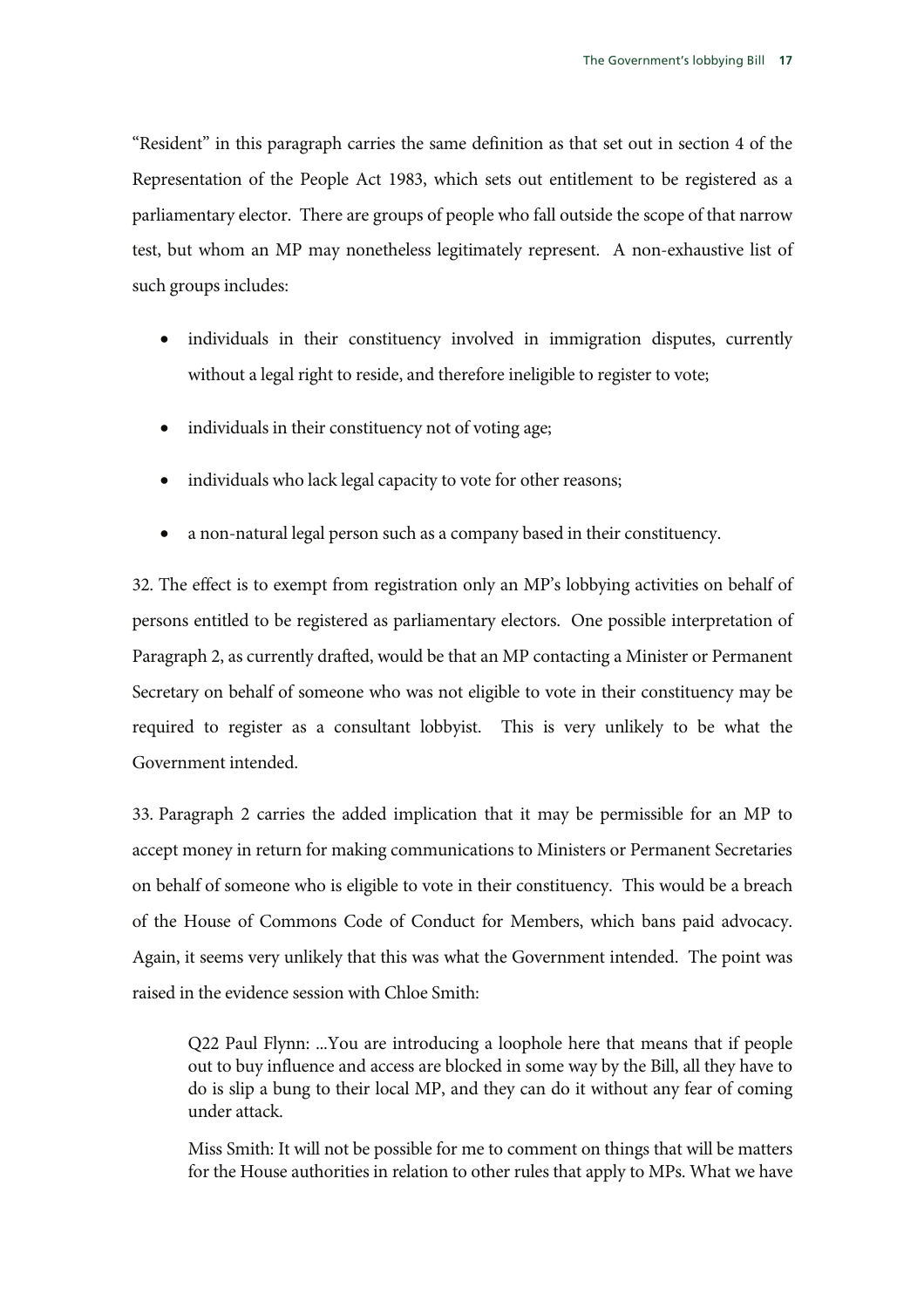"Resident" in this paragraph carries the same definition as that set out in section 4 of the Representation of the People Act 1983, which sets out entitlement to be registered as a parliamentary elector. There are groups of people who fall outside the scope of that narrow test, but whom an MP may nonetheless legitimately represent. A non-exhaustive list of such groups includes:

- individuals in their constituency involved in immigration disputes, currently without a legal right to reside, and therefore ineligible to register to vote;
- individuals in their constituency not of voting age;
- individuals who lack legal capacity to vote for other reasons;
- a non-natural legal person such as a company based in their constituency.

32. The effect is to exempt from registration only an MP's lobbying activities on behalf of persons entitled to be registered as parliamentary electors. One possible interpretation of Paragraph 2, as currently drafted, would be that an MP contacting a Minister or Permanent Secretary on behalf of someone who was not eligible to vote in their constituency may be required to register as a consultant lobbyist. This is very unlikely to be what the Government intended.

33. Paragraph 2 carries the added implication that it may be permissible for an MP to accept money in return for making communications to Ministers or Permanent Secretaries on behalf of someone who is eligible to vote in their constituency. This would be a breach of the House of Commons Code of Conduct for Members, which bans paid advocacy. Again, it seems very unlikely that this was what the Government intended. The point was raised in the evidence session with Chloe Smith:

> Q22 Paul Flynn: ...You are introducing a loophole here that means that if people out to buy influence and access are blocked in some way by the Bill, all they have to do is slip a bung to their local MP, and they can do it without any fear of coming under attack.
>
> Miss Smith: It will not be possible for me to comment on things that will be matters for the House authorities in relation to other rules that apply to MPs. What we have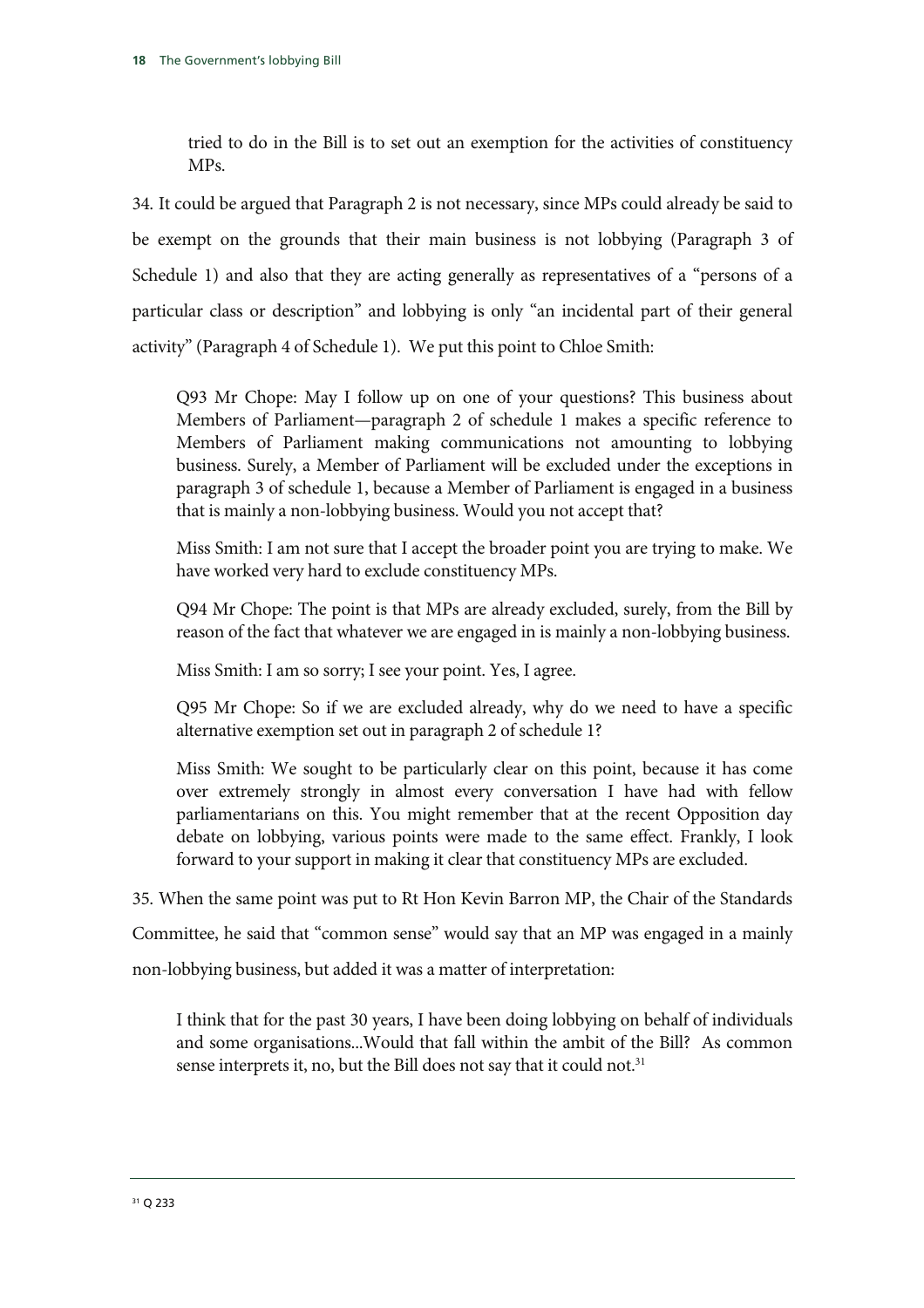> tried to do in the Bill is to set out an exemption for the activities of constituency MPs.

34. It could be argued that Paragraph 2 is not necessary, since MPs could already be said to be exempt on the grounds that their main business is not lobbying (Paragraph 3 of Schedule 1) and also that they are acting generally as representatives of a "persons of a particular class or description" and lobbying is only "an incidental part of their general activity" (Paragraph 4 of Schedule 1). We put this point to Chloe Smith:

> Q93 Mr Chope: May I follow up on one of your questions? This business about Members of Parliament—paragraph 2 of schedule 1 makes a specific reference to Members of Parliament making communications not amounting to lobbying business. Surely, a Member of Parliament will be excluded under the exceptions in paragraph 3 of schedule 1, because a Member of Parliament is engaged in a business that is mainly a non-lobbying business. Would you not accept that?
>
> Miss Smith: I am not sure that I accept the broader point you are trying to make. We have worked very hard to exclude constituency MPs.
>
> Q94 Mr Chope: The point is that MPs are already excluded, surely, from the Bill by reason of the fact that whatever we are engaged in is mainly a non-lobbying business.
>
> Miss Smith: I am so sorry; I see your point. Yes, I agree.
>
> Q95 Mr Chope: So if we are excluded already, why do we need to have a specific alternative exemption set out in paragraph 2 of schedule 1?
>
> Miss Smith: We sought to be particularly clear on this point, because it has come over extremely strongly in almost every conversation I have had with fellow parliamentarians on this. You might remember that at the recent Opposition day debate on lobbying, various points were made to the same effect. Frankly, I look forward to your support in making it clear that constituency MPs are excluded.

35. When the same point was put to Rt Hon Kevin Barron MP, the Chair of the Standards Committee, he said that "common sense" would say that an MP was engaged in a mainly non-lobbying business, but added it was a matter of interpretation:

> I think that for the past 30 years, I have been doing lobbying on behalf of individuals and some organisations...Would that fall within the ambit of the Bill? As common sense interprets it, no, but the Bill does not say that it could not.[31]

[31] Q 233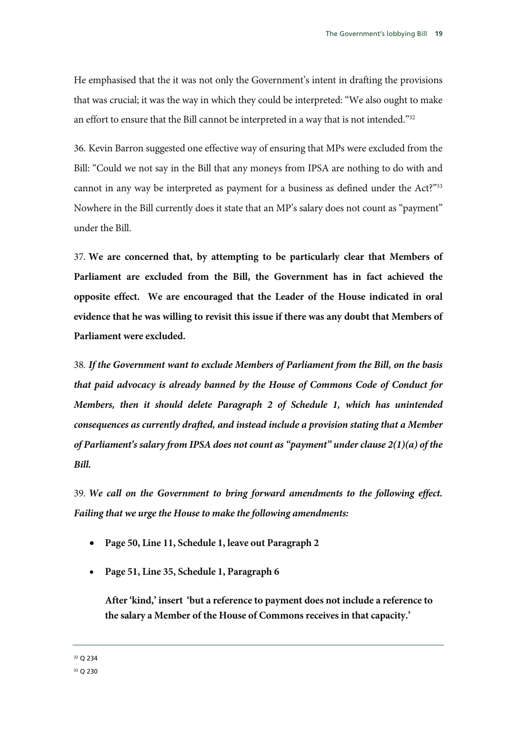He emphasised that the it was not only the Government's intent in drafting the provisions that was crucial; it was the way in which they could be interpreted: "We also ought to make an effort to ensure that the Bill cannot be interpreted in a way that is not intended."[32]

36. Kevin Barron suggested one effective way of ensuring that MPs were excluded from the Bill: "Could we not say in the Bill that any moneys from IPSA are nothing to do with and cannot in any way be interpreted as payment for a business as defined under the Act?"[33] Nowhere in the Bill currently does it state that an MP's salary does not count as "payment" under the Bill.

37. **We are concerned that, by attempting to be particularly clear that Members of Parliament are excluded from the Bill, the Government has in fact achieved the opposite effect. We are encouraged that the Leader of the House indicated in oral evidence that he was willing to revisit this issue if there was any doubt that Members of Parliament were excluded.**

38. ***If the Government want to exclude Members of Parliament from the Bill, on the basis that paid advocacy is already banned by the House of Commons Code of Conduct for Members, then it should delete Paragraph 2 of Schedule 1, which has unintended consequences as currently drafted, and instead include a provision stating that a Member of Parliament's salary from IPSA does not count as "payment" under clause 2(1)(a) of the Bill.***

39. ***We call on the Government to bring forward amendments to the following effect. Failing that we urge the House to make the following amendments:***

- **Page 50, Line 11, Schedule 1, leave out Paragraph 2**
- **Page 51, Line 35, Schedule 1, Paragraph 6**

  **After 'kind,' insert 'but a reference to payment does not include a reference to the salary a Member of the House of Commons receives in that capacity.'**

---

[32] Q 234

[33] Q 230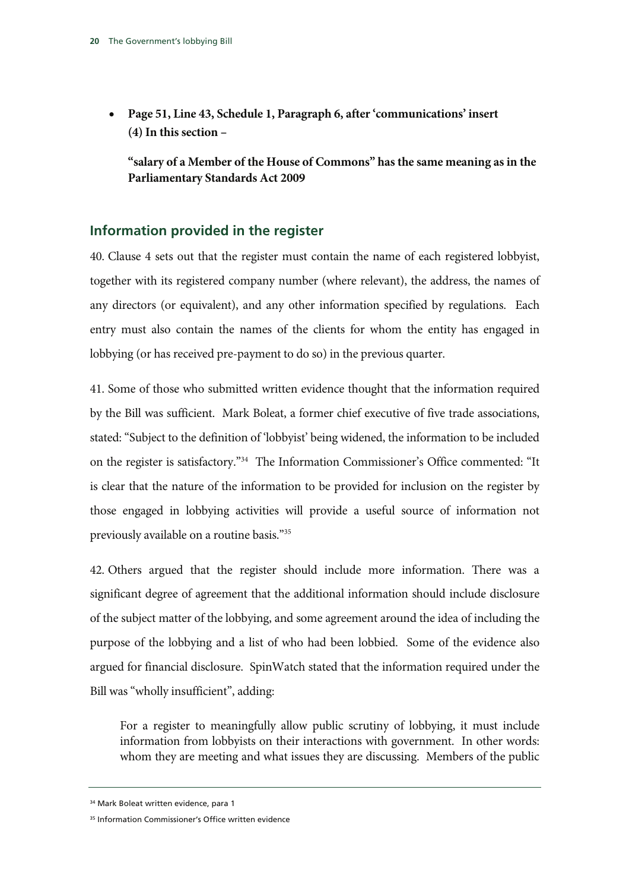- **Page 51, Line 43, Schedule 1, Paragraph 6, after 'communications' insert (4) In this section –**

  **"salary of a Member of the House of Commons" has the same meaning as in the Parliamentary Standards Act 2009**

## Information provided in the register

40. Clause 4 sets out that the register must contain the name of each registered lobbyist, together with its registered company number (where relevant), the address, the names of any directors (or equivalent), and any other information specified by regulations. Each entry must also contain the names of the clients for whom the entity has engaged in lobbying (or has received pre-payment to do so) in the previous quarter.

41. Some of those who submitted written evidence thought that the information required by the Bill was sufficient. Mark Boleat, a former chief executive of five trade associations, stated: "Subject to the definition of 'lobbyist' being widened, the information to be included on the register is satisfactory."[34] The Information Commissioner's Office commented: "It is clear that the nature of the information to be provided for inclusion on the register by those engaged in lobbying activities will provide a useful source of information not previously available on a routine basis."[35]

42. Others argued that the register should include more information. There was a significant degree of agreement that the additional information should include disclosure of the subject matter of the lobbying, and some agreement around the idea of including the purpose of the lobbying and a list of who had been lobbied. Some of the evidence also argued for financial disclosure. SpinWatch stated that the information required under the Bill was "wholly insufficient", adding:

> For a register to meaningfully allow public scrutiny of lobbying, it must include information from lobbyists on their interactions with government. In other words: whom they are meeting and what issues they are discussing. Members of the public

[34] Mark Boleat written evidence, para 1

[35] Information Commissioner's Office written evidence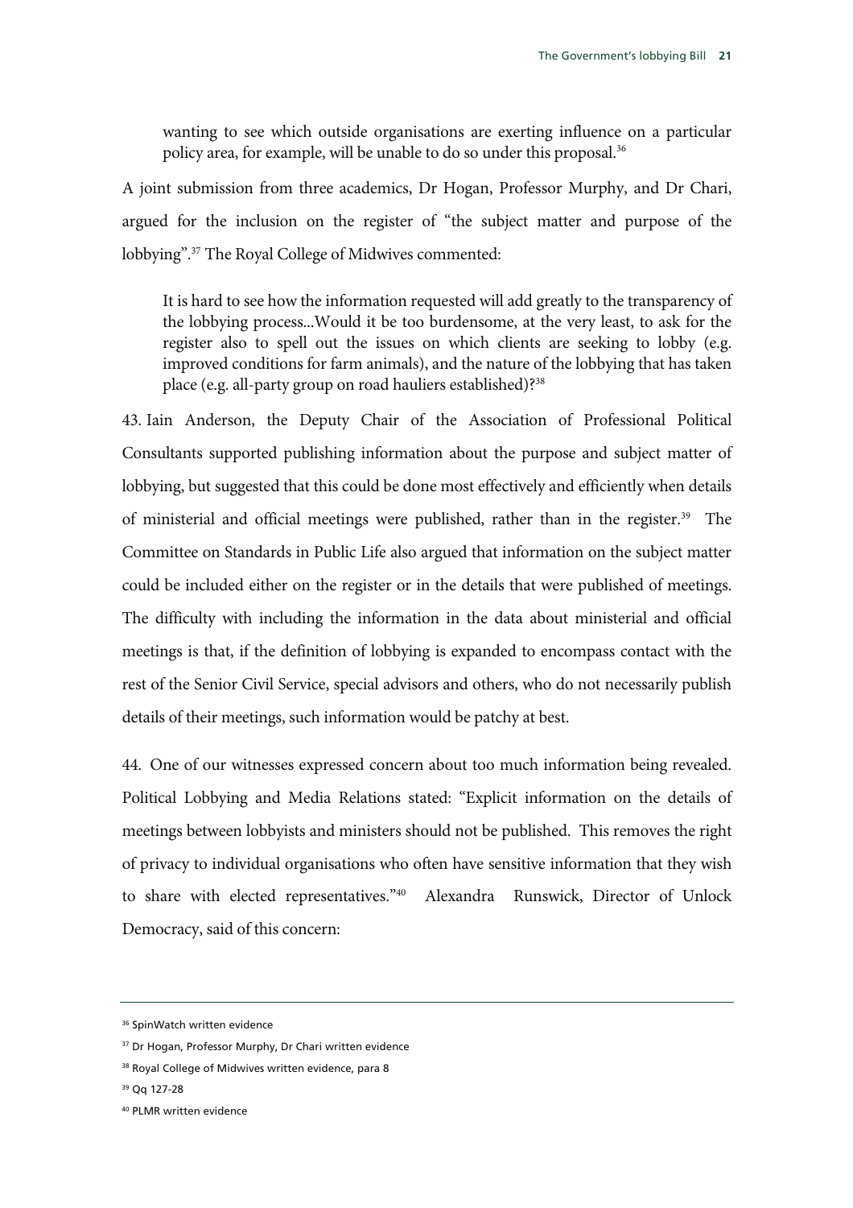> wanting to see which outside organisations are exerting influence on a particular policy area, for example, will be unable to do so under this proposal.[36]

A joint submission from three academics, Dr Hogan, Professor Murphy, and Dr Chari, argued for the inclusion on the register of "the subject matter and purpose of the lobbying".[37] The Royal College of Midwives commented:

> It is hard to see how the information requested will add greatly to the transparency of the lobbying process...Would it be too burdensome, at the very least, to ask for the register also to spell out the issues on which clients are seeking to lobby (e.g. improved conditions for farm animals), and the nature of the lobbying that has taken place (e.g. all-party group on road hauliers established)?[38]

43. Iain Anderson, the Deputy Chair of the Association of Professional Political Consultants supported publishing information about the purpose and subject matter of lobbying, but suggested that this could be done most effectively and efficiently when details of ministerial and official meetings were published, rather than in the register.[39] The Committee on Standards in Public Life also argued that information on the subject matter could be included either on the register or in the details that were published of meetings. The difficulty with including the information in the data about ministerial and official meetings is that, if the definition of lobbying is expanded to encompass contact with the rest of the Senior Civil Service, special advisors and others, who do not necessarily publish details of their meetings, such information would be patchy at best.

44. One of our witnesses expressed concern about too much information being revealed. Political Lobbying and Media Relations stated: "Explicit information on the details of meetings between lobbyists and ministers should not be published. This removes the right of privacy to individual organisations who often have sensitive information that they wish to share with elected representatives."[40] Alexandra Runswick, Director of Unlock Democracy, said of this concern:

---

[36] SpinWatch written evidence

[37] Dr Hogan, Professor Murphy, Dr Chari written evidence

[38] Royal College of Midwives written evidence, para 8

[39] Qq 127-28

[40] PLMR written evidence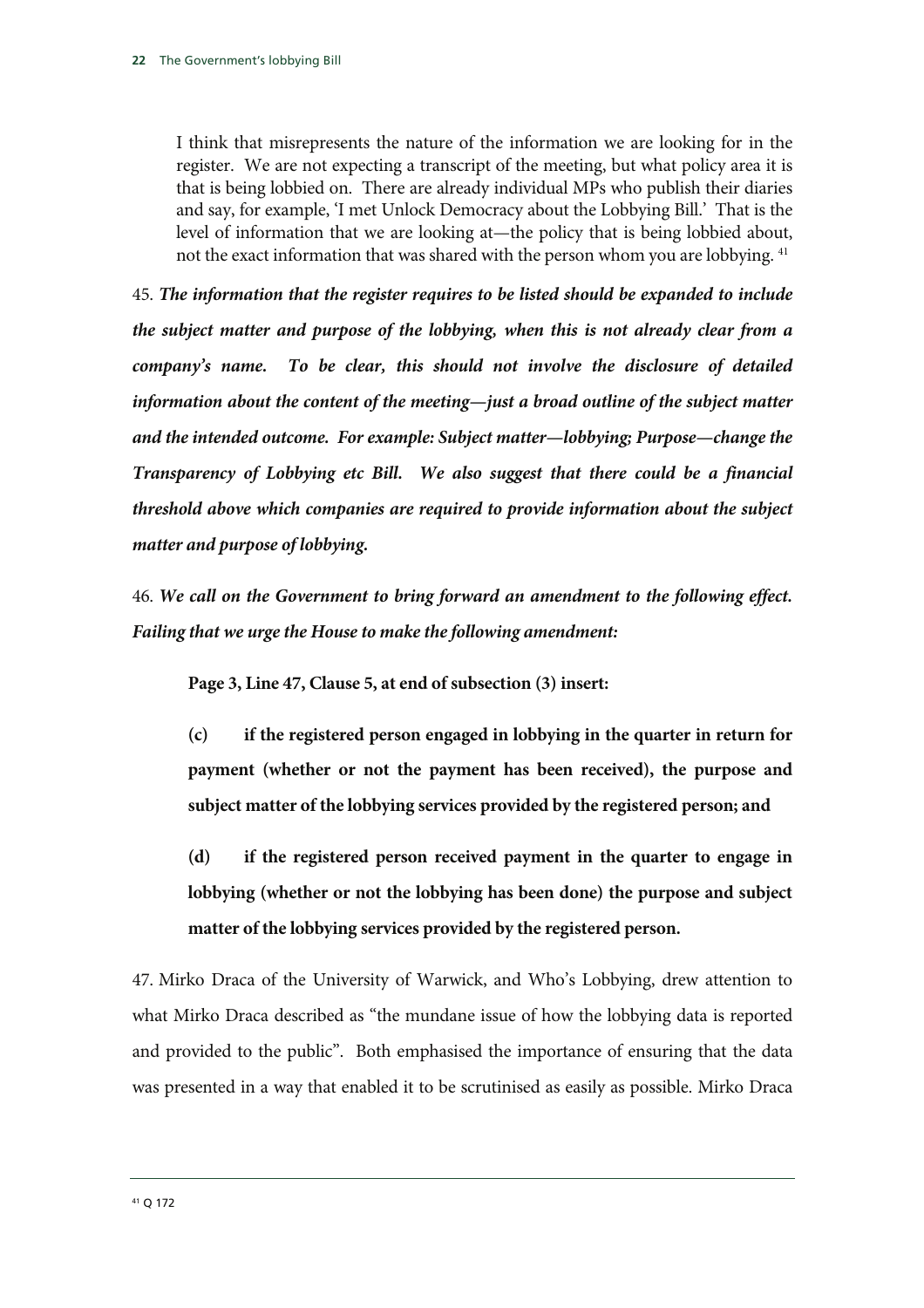> I think that misrepresents the nature of the information we are looking for in the register. We are not expecting a transcript of the meeting, but what policy area it is that is being lobbied on. There are already individual MPs who publish their diaries and say, for example, 'I met Unlock Democracy about the Lobbying Bill.' That is the level of information that we are looking at—the policy that is being lobbied about, not the exact information that was shared with the person whom you are lobbying.[41]

45. ***The information that the register requires to be listed should be expanded to include the subject matter and purpose of the lobbying, when this is not already clear from a company's name. To be clear, this should not involve the disclosure of detailed information about the content of the meeting—just a broad outline of the subject matter and the intended outcome. For example: Subject matter—lobbying; Purpose—change the Transparency of Lobbying etc Bill. We also suggest that there could be a financial threshold above which companies are required to provide information about the subject matter and purpose of lobbying.***

46. ***We call on the Government to bring forward an amendment to the following effect. Failing that we urge the House to make the following amendment:***

> **Page 3, Line 47, Clause 5, at end of subsection (3) insert:**
>
> **(c) if the registered person engaged in lobbying in the quarter in return for payment (whether or not the payment has been received), the purpose and subject matter of the lobbying services provided by the registered person; and**
>
> **(d) if the registered person received payment in the quarter to engage in lobbying (whether or not the lobbying has been done) the purpose and subject matter of the lobbying services provided by the registered person.**

47. Mirko Draca of the University of Warwick, and Who's Lobbying, drew attention to what Mirko Draca described as "the mundane issue of how the lobbying data is reported and provided to the public". Both emphasised the importance of ensuring that the data was presented in a way that enabled it to be scrutinised as easily as possible. Mirko Draca

[41] Q 172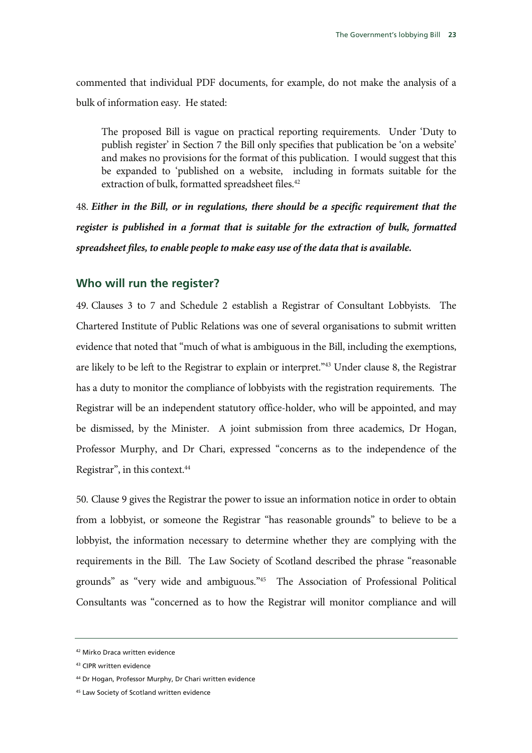commented that individual PDF documents, for example, do not make the analysis of a bulk of information easy. He stated:

> The proposed Bill is vague on practical reporting requirements. Under 'Duty to publish register' in Section 7 the Bill only specifies that publication be 'on a website' and makes no provisions for the format of this publication. I would suggest that this be expanded to 'published on a website, including in formats suitable for the extraction of bulk, formatted spreadsheet files.[42]

48. ***Either in the Bill, or in regulations, there should be a specific requirement that the register is published in a format that is suitable for the extraction of bulk, formatted spreadsheet files, to enable people to make easy use of the data that is available.***

## Who will run the register?

49. Clauses 3 to 7 and Schedule 2 establish a Registrar of Consultant Lobbyists. The Chartered Institute of Public Relations was one of several organisations to submit written evidence that noted that "much of what is ambiguous in the Bill, including the exemptions, are likely to be left to the Registrar to explain or interpret."[43] Under clause 8, the Registrar has a duty to monitor the compliance of lobbyists with the registration requirements. The Registrar will be an independent statutory office-holder, who will be appointed, and may be dismissed, by the Minister. A joint submission from three academics, Dr Hogan, Professor Murphy, and Dr Chari, expressed "concerns as to the independence of the Registrar", in this context.[44]

50. Clause 9 gives the Registrar the power to issue an information notice in order to obtain from a lobbyist, or someone the Registrar "has reasonable grounds" to believe to be a lobbyist, the information necessary to determine whether they are complying with the requirements in the Bill. The Law Society of Scotland described the phrase "reasonable grounds" as "very wide and ambiguous."[45] The Association of Professional Political Consultants was "concerned as to how the Registrar will monitor compliance and will

---

[42] Mirko Draca written evidence

[43] CIPR written evidence

[44] Dr Hogan, Professor Murphy, Dr Chari written evidence

[45] Law Society of Scotland written evidence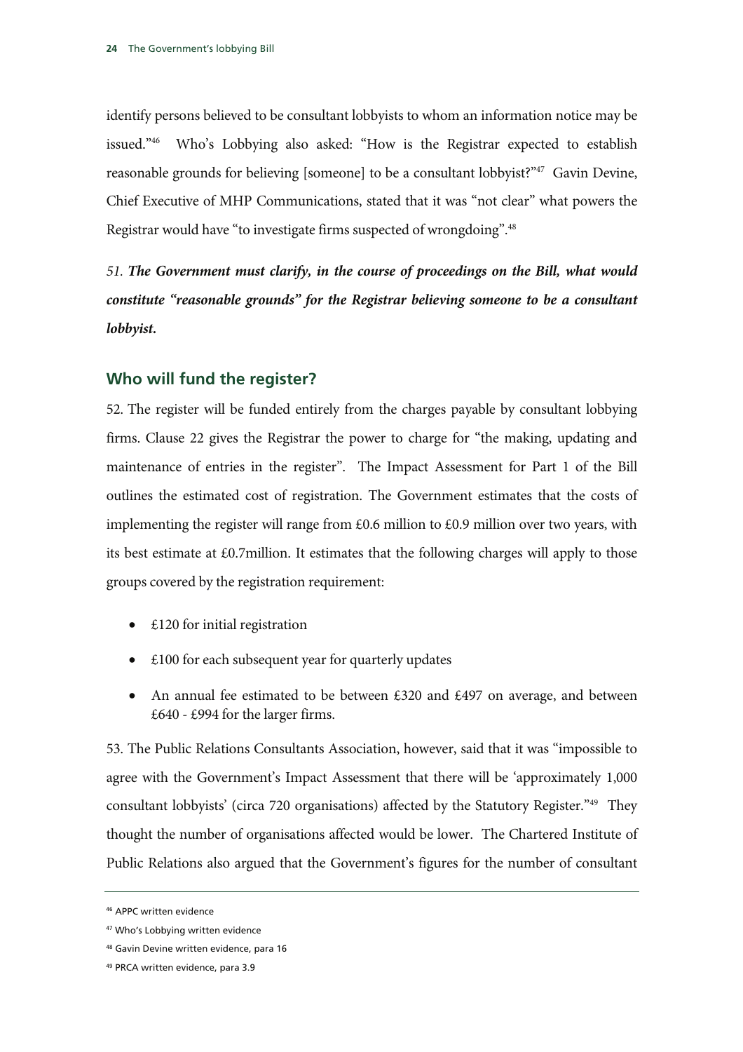identify persons believed to be consultant lobbyists to whom an information notice may be issued."[46] Who's Lobbying also asked: "How is the Registrar expected to establish reasonable grounds for believing [someone] to be a consultant lobbyist?"[47] Gavin Devine, Chief Executive of MHP Communications, stated that it was "not clear" what powers the Registrar would have "to investigate firms suspected of wrongdoing".[48]

*51.* ***The Government must clarify, in the course of proceedings on the Bill, what would constitute "reasonable grounds" for the Registrar believing someone to be a consultant lobbyist.***

## Who will fund the register?

52. The register will be funded entirely from the charges payable by consultant lobbying firms. Clause 22 gives the Registrar the power to charge for "the making, updating and maintenance of entries in the register". The Impact Assessment for Part 1 of the Bill outlines the estimated cost of registration. The Government estimates that the costs of implementing the register will range from £0.6 million to £0.9 million over two years, with its best estimate at £0.7million. It estimates that the following charges will apply to those groups covered by the registration requirement:

- £120 for initial registration
- £100 for each subsequent year for quarterly updates
- An annual fee estimated to be between £320 and £497 on average, and between £640 - £994 for the larger firms.

53. The Public Relations Consultants Association, however, said that it was "impossible to agree with the Government's Impact Assessment that there will be 'approximately 1,000 consultant lobbyists' (circa 720 organisations) affected by the Statutory Register."[49] They thought the number of organisations affected would be lower. The Chartered Institute of Public Relations also argued that the Government's figures for the number of consultant

---

46 APPC written evidence

47 Who's Lobbying written evidence

48 Gavin Devine written evidence, para 16

49 PRCA written evidence, para 3.9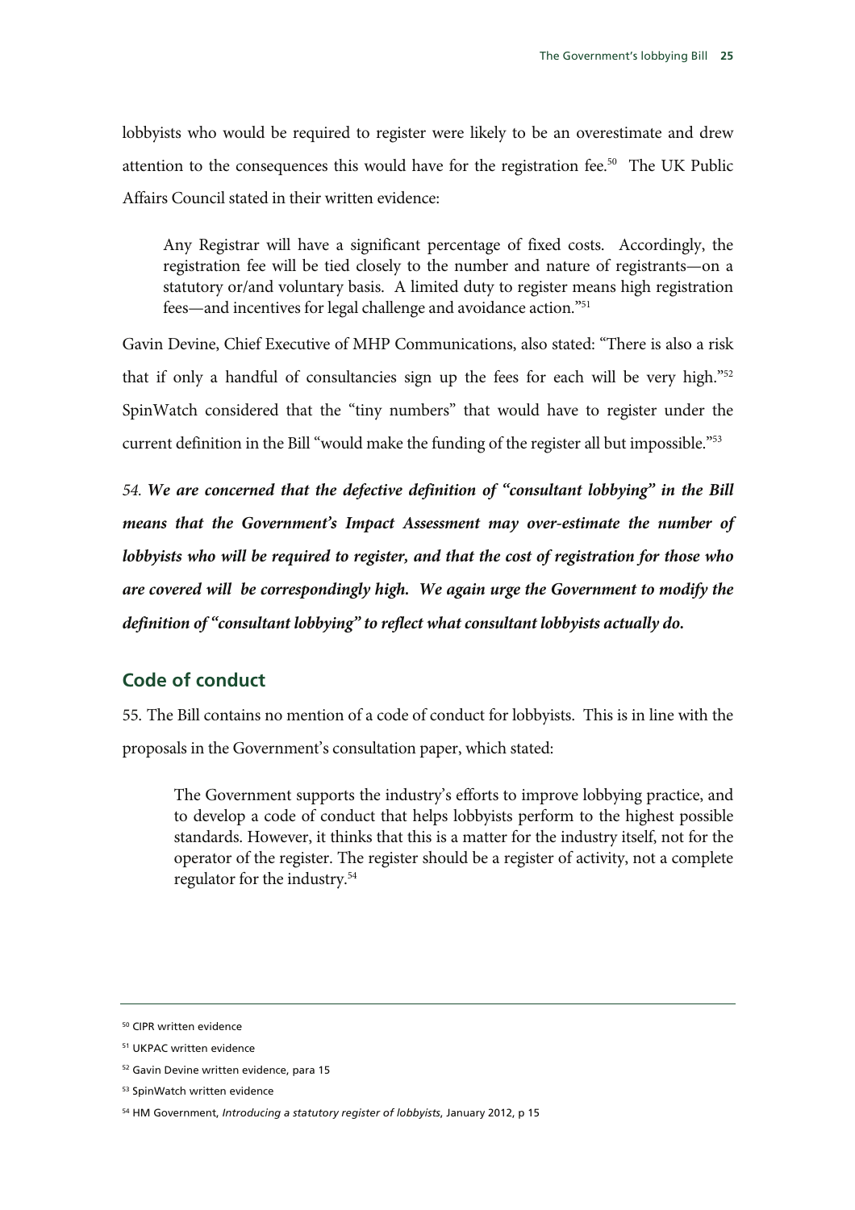lobbyists who would be required to register were likely to be an overestimate and drew attention to the consequences this would have for the registration fee.[50] The UK Public Affairs Council stated in their written evidence:

> Any Registrar will have a significant percentage of fixed costs. Accordingly, the registration fee will be tied closely to the number and nature of registrants—on a statutory or/and voluntary basis. A limited duty to register means high registration fees—and incentives for legal challenge and avoidance action."[51]

Gavin Devine, Chief Executive of MHP Communications, also stated: "There is also a risk that if only a handful of consultancies sign up the fees for each will be very high."[52] SpinWatch considered that the "tiny numbers" that would have to register under the current definition in the Bill "would make the funding of the register all but impossible."[53]

*54.* ***We are concerned that the defective definition of "consultant lobbying" in the Bill means that the Government's Impact Assessment may over-estimate the number of lobbyists who will be required to register, and that the cost of registration for those who are covered will be correspondingly high. We again urge the Government to modify the definition of "consultant lobbying" to reflect what consultant lobbyists actually do.***

## Code of conduct

55. The Bill contains no mention of a code of conduct for lobbyists. This is in line with the proposals in the Government's consultation paper, which stated:

> The Government supports the industry's efforts to improve lobbying practice, and to develop a code of conduct that helps lobbyists perform to the highest possible standards. However, it thinks that this is a matter for the industry itself, not for the operator of the register. The register should be a register of activity, not a complete regulator for the industry.[54]

---

[50] CIPR written evidence

[51] UKPAC written evidence

[52] Gavin Devine written evidence, para 15

[53] SpinWatch written evidence

[54] HM Government, *Introducing a statutory register of lobbyists*, January 2012, p 15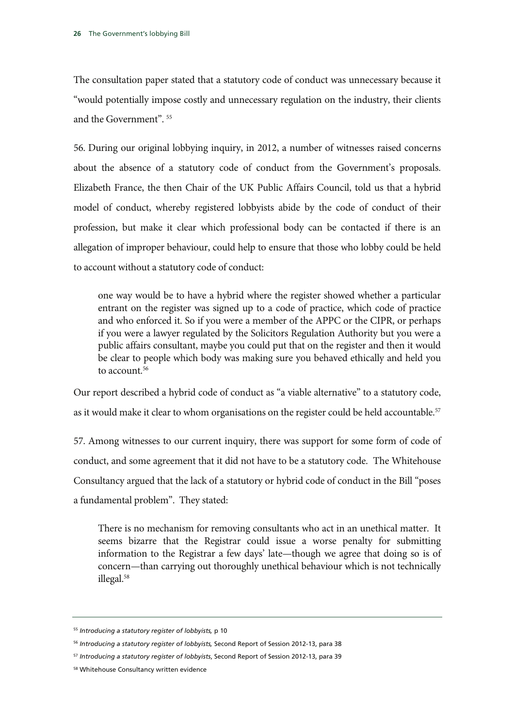The consultation paper stated that a statutory code of conduct was unnecessary because it "would potentially impose costly and unnecessary regulation on the industry, their clients and the Government". [55]

56. During our original lobbying inquiry, in 2012, a number of witnesses raised concerns about the absence of a statutory code of conduct from the Government's proposals. Elizabeth France, the then Chair of the UK Public Affairs Council, told us that a hybrid model of conduct, whereby registered lobbyists abide by the code of conduct of their profession, but make it clear which professional body can be contacted if there is an allegation of improper behaviour, could help to ensure that those who lobby could be held to account without a statutory code of conduct:

> one way would be to have a hybrid where the register showed whether a particular entrant on the register was signed up to a code of practice, which code of practice and who enforced it. So if you were a member of the APPC or the CIPR, or perhaps if you were a lawyer regulated by the Solicitors Regulation Authority but you were a public affairs consultant, maybe you could put that on the register and then it would be clear to people which body was making sure you behaved ethically and held you to account.[56]

Our report described a hybrid code of conduct as "a viable alternative" to a statutory code, as it would make it clear to whom organisations on the register could be held accountable.[57]

57. Among witnesses to our current inquiry, there was support for some form of code of conduct, and some agreement that it did not have to be a statutory code. The Whitehouse Consultancy argued that the lack of a statutory or hybrid code of conduct in the Bill "poses a fundamental problem". They stated:

> There is no mechanism for removing consultants who act in an unethical matter. It seems bizarre that the Registrar could issue a worse penalty for submitting information to the Registrar a few days' late—though we agree that doing so is of concern—than carrying out thoroughly unethical behaviour which is not technically illegal.[58]

---

[55] *Introducing a statutory register of lobbyists,* p 10

[56] *Introducing a statutory register of lobbyists,* Second Report of Session 2012-13, para 38

[57] *Introducing a statutory register of lobbyists*, Second Report of Session 2012-13, para 39

[58] Whitehouse Consultancy written evidence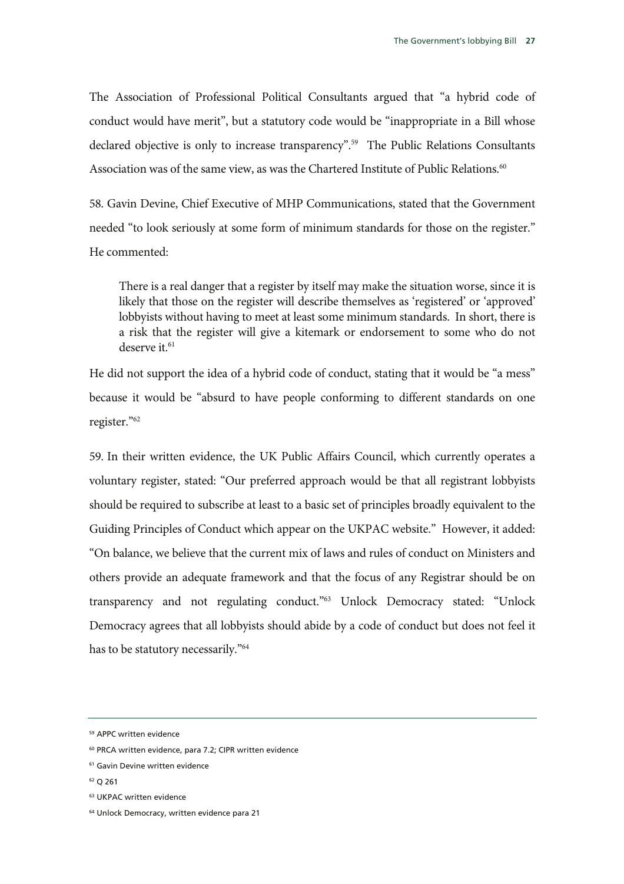The Association of Professional Political Consultants argued that "a hybrid code of conduct would have merit", but a statutory code would be "inappropriate in a Bill whose declared objective is only to increase transparency".[59] The Public Relations Consultants Association was of the same view, as was the Chartered Institute of Public Relations.[60]

58. Gavin Devine, Chief Executive of MHP Communications, stated that the Government needed "to look seriously at some form of minimum standards for those on the register." He commented:

> There is a real danger that a register by itself may make the situation worse, since it is likely that those on the register will describe themselves as 'registered' or 'approved' lobbyists without having to meet at least some minimum standards. In short, there is a risk that the register will give a kitemark or endorsement to some who do not deserve it.[61]

He did not support the idea of a hybrid code of conduct, stating that it would be "a mess" because it would be "absurd to have people conforming to different standards on one register."[62]

59. In their written evidence, the UK Public Affairs Council, which currently operates a voluntary register, stated: "Our preferred approach would be that all registrant lobbyists should be required to subscribe at least to a basic set of principles broadly equivalent to the Guiding Principles of Conduct which appear on the UKPAC website." However, it added: "On balance, we believe that the current mix of laws and rules of conduct on Ministers and others provide an adequate framework and that the focus of any Registrar should be on transparency and not regulating conduct."[63] Unlock Democracy stated: "Unlock Democracy agrees that all lobbyists should abide by a code of conduct but does not feel it has to be statutory necessarily."[64]

---

[59] APPC written evidence

[60] PRCA written evidence, para 7.2; CIPR written evidence

[61] Gavin Devine written evidence

[62] Q 261

[63] UKPAC written evidence

[64] Unlock Democracy, written evidence para 21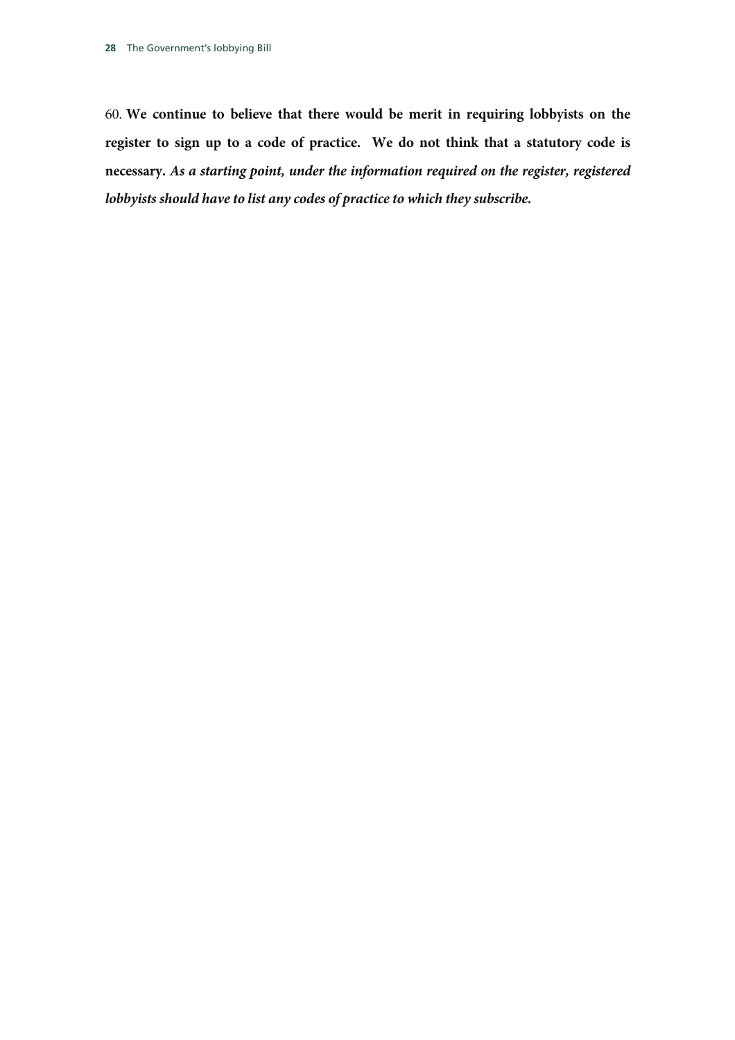60. **We continue to believe that there would be merit in requiring lobbyists on the register to sign up to a code of practice. We do not think that a statutory code is necessary.** ***As a starting point, under the information required on the register, registered lobbyists should have to list any codes of practice to which they subscribe.***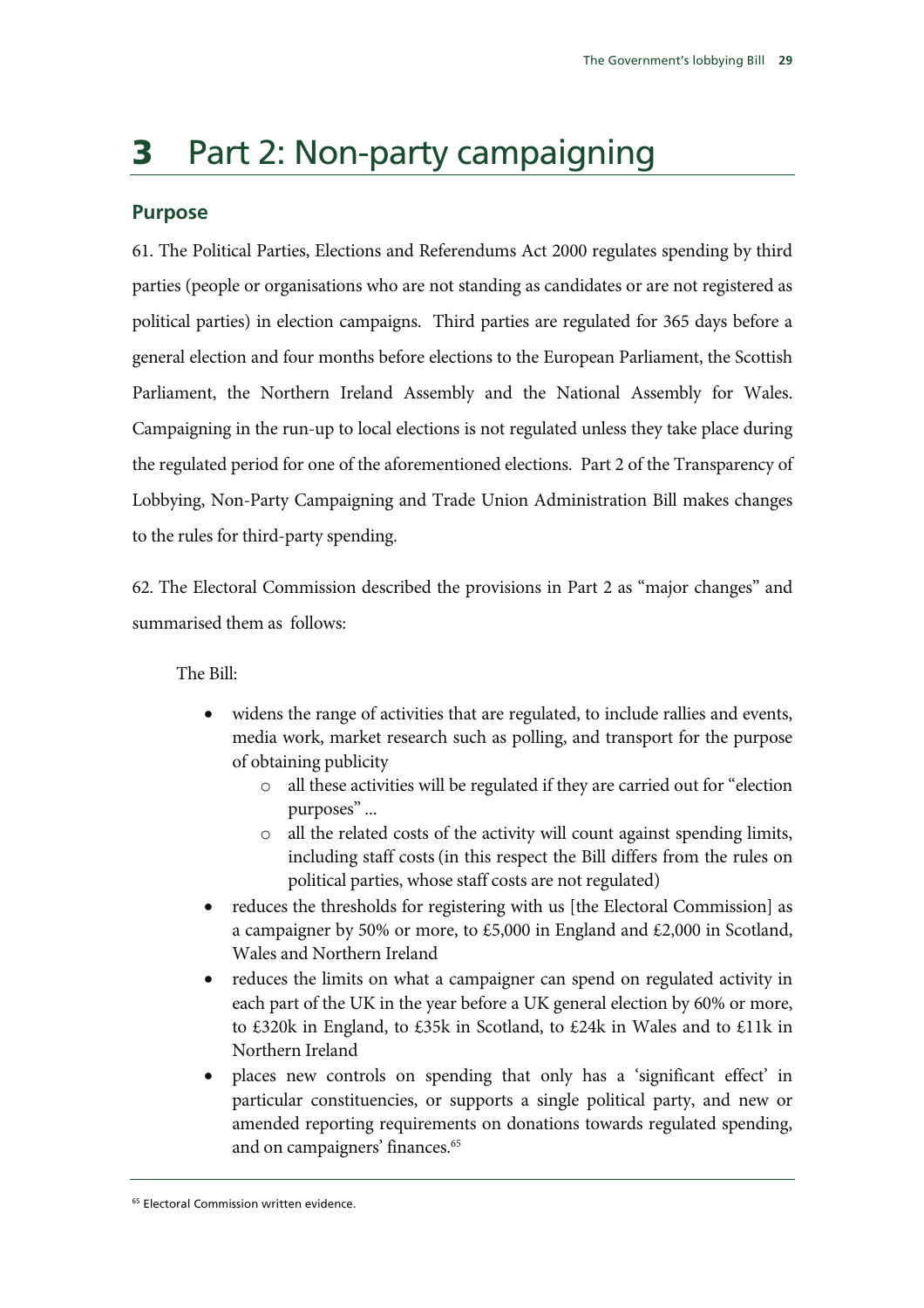# 3 Part 2: Non-party campaigning

## Purpose

61. The Political Parties, Elections and Referendums Act 2000 regulates spending by third parties (people or organisations who are not standing as candidates or are not registered as political parties) in election campaigns. Third parties are regulated for 365 days before a general election and four months before elections to the European Parliament, the Scottish Parliament, the Northern Ireland Assembly and the National Assembly for Wales. Campaigning in the run-up to local elections is not regulated unless they take place during the regulated period for one of the aforementioned elections. Part 2 of the Transparency of Lobbying, Non-Party Campaigning and Trade Union Administration Bill makes changes to the rules for third-party spending.

62. The Electoral Commission described the provisions in Part 2 as "major changes" and summarised them as follows:

> The Bill:
>
> - widens the range of activities that are regulated, to include rallies and events, media work, market research such as polling, and transport for the purpose of obtaining publicity
>     - all these activities will be regulated if they are carried out for "election purposes" ...
>     - all the related costs of the activity will count against spending limits, including staff costs (in this respect the Bill differs from the rules on political parties, whose staff costs are not regulated)
> - reduces the thresholds for registering with us [the Electoral Commission] as a campaigner by 50% or more, to £5,000 in England and £2,000 in Scotland, Wales and Northern Ireland
> - reduces the limits on what a campaigner can spend on regulated activity in each part of the UK in the year before a UK general election by 60% or more, to £320k in England, to £35k in Scotland, to £24k in Wales and to £11k in Northern Ireland
> - places new controls on spending that only has a 'significant effect' in particular constituencies, or supports a single political party, and new or amended reporting requirements on donations towards regulated spending, and on campaigners' finances.[65]

[65] Electoral Commission written evidence.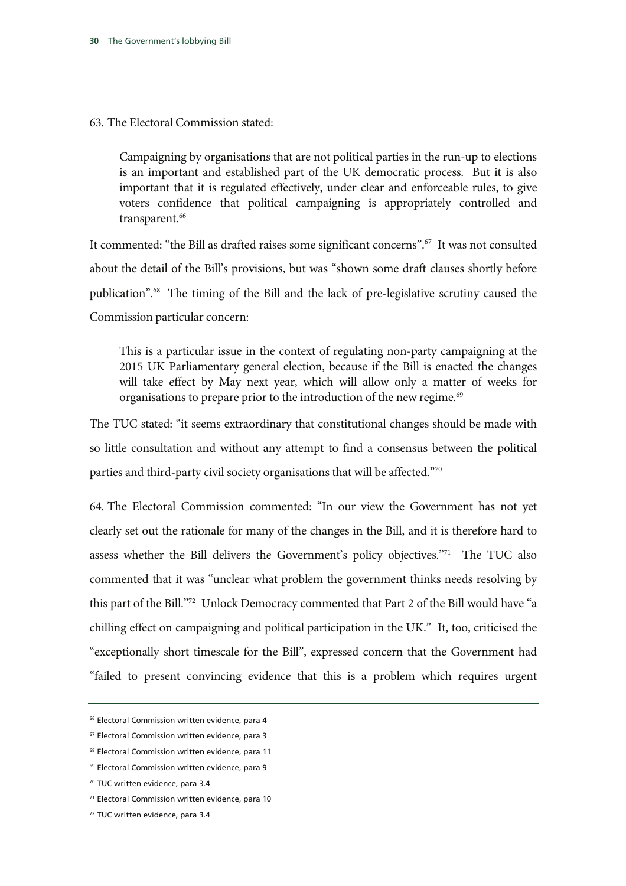63. The Electoral Commission stated:

> Campaigning by organisations that are not political parties in the run-up to elections is an important and established part of the UK democratic process. But it is also important that it is regulated effectively, under clear and enforceable rules, to give voters confidence that political campaigning is appropriately controlled and transparent.[66]

It commented: "the Bill as drafted raises some significant concerns".[67] It was not consulted about the detail of the Bill's provisions, but was "shown some draft clauses shortly before publication".[68] The timing of the Bill and the lack of pre-legislative scrutiny caused the Commission particular concern:

> This is a particular issue in the context of regulating non-party campaigning at the 2015 UK Parliamentary general election, because if the Bill is enacted the changes will take effect by May next year, which will allow only a matter of weeks for organisations to prepare prior to the introduction of the new regime.[69]

The TUC stated: "it seems extraordinary that constitutional changes should be made with so little consultation and without any attempt to find a consensus between the political parties and third-party civil society organisations that will be affected."[70]

64. The Electoral Commission commented: "In our view the Government has not yet clearly set out the rationale for many of the changes in the Bill, and it is therefore hard to assess whether the Bill delivers the Government's policy objectives."[71] The TUC also commented that it was "unclear what problem the government thinks needs resolving by this part of the Bill."[72] Unlock Democracy commented that Part 2 of the Bill would have "a chilling effect on campaigning and political participation in the UK." It, too, criticised the "exceptionally short timescale for the Bill", expressed concern that the Government had "failed to present convincing evidence that this is a problem which requires urgent

---

66 Electoral Commission written evidence, para 4

67 Electoral Commission written evidence, para 3

68 Electoral Commission written evidence, para 11

69 Electoral Commission written evidence, para 9

70 TUC written evidence, para 3.4

71 Electoral Commission written evidence, para 10

72 TUC written evidence, para 3.4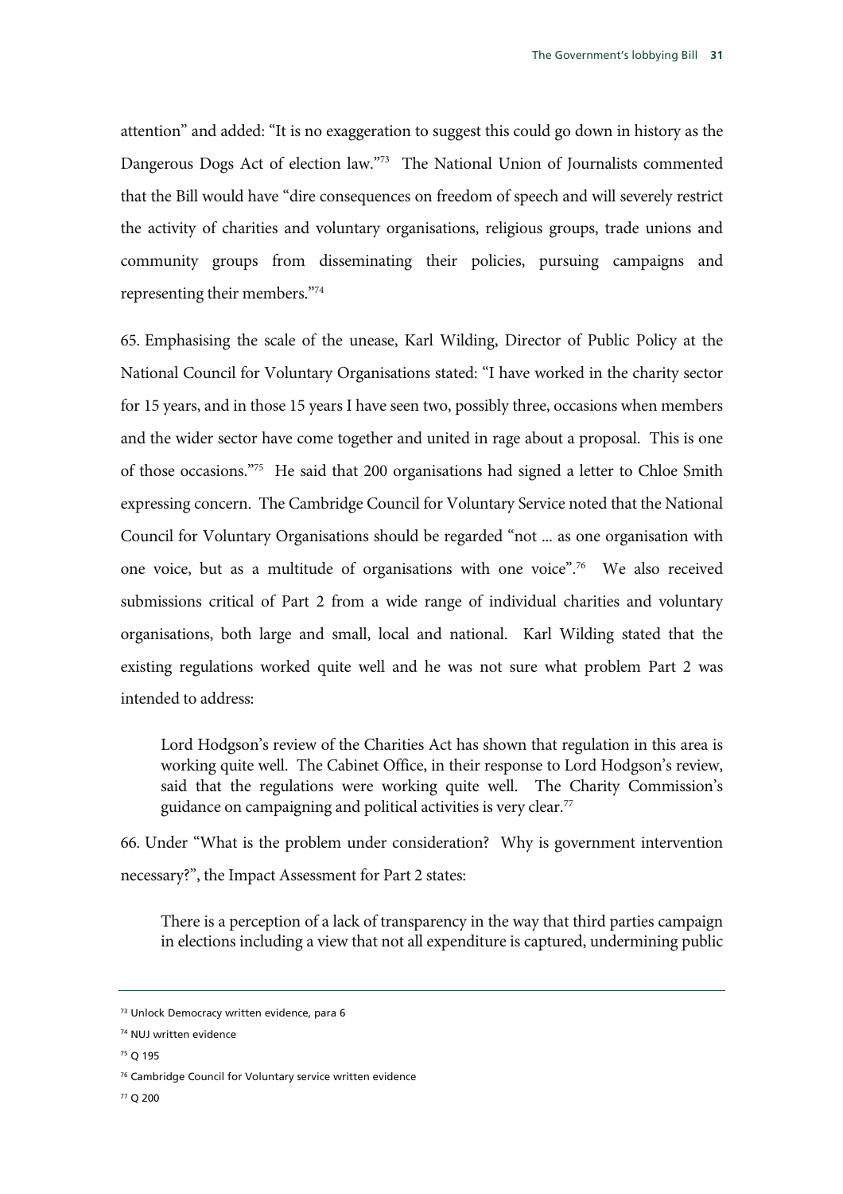attention" and added: "It is no exaggeration to suggest this could go down in history as the Dangerous Dogs Act of election law."[73] The National Union of Journalists commented that the Bill would have "dire consequences on freedom of speech and will severely restrict the activity of charities and voluntary organisations, religious groups, trade unions and community groups from disseminating their policies, pursuing campaigns and representing their members."[74]

65. Emphasising the scale of the unease, Karl Wilding, Director of Public Policy at the National Council for Voluntary Organisations stated: "I have worked in the charity sector for 15 years, and in those 15 years I have seen two, possibly three, occasions when members and the wider sector have come together and united in rage about a proposal. This is one of those occasions."[75] He said that 200 organisations had signed a letter to Chloe Smith expressing concern. The Cambridge Council for Voluntary Service noted that the National Council for Voluntary Organisations should be regarded "not ... as one organisation with one voice, but as a multitude of organisations with one voice".[76] We also received submissions critical of Part 2 from a wide range of individual charities and voluntary organisations, both large and small, local and national. Karl Wilding stated that the existing regulations worked quite well and he was not sure what problem Part 2 was intended to address:

> Lord Hodgson's review of the Charities Act has shown that regulation in this area is working quite well. The Cabinet Office, in their response to Lord Hodgson's review, said that the regulations were working quite well. The Charity Commission's guidance on campaigning and political activities is very clear.[77]

66. Under "What is the problem under consideration? Why is government intervention necessary?", the Impact Assessment for Part 2 states:

> There is a perception of a lack of transparency in the way that third parties campaign in elections including a view that not all expenditure is captured, undermining public

---

[73] Unlock Democracy written evidence, para 6

[74] NUJ written evidence

[75] Q 195

[76] Cambridge Council for Voluntary service written evidence

[77] Q 200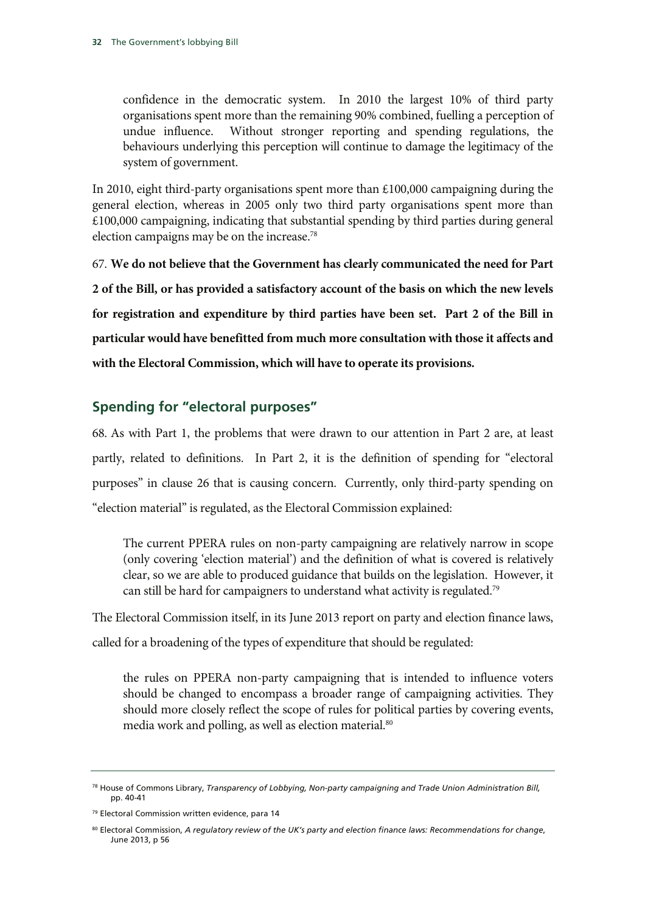> confidence in the democratic system. In 2010 the largest 10% of third party organisations spent more than the remaining 90% combined, fuelling a perception of undue influence. Without stronger reporting and spending regulations, the behaviours underlying this perception will continue to damage the legitimacy of the system of government.

In 2010, eight third-party organisations spent more than £100,000 campaigning during the general election, whereas in 2005 only two third party organisations spent more than £100,000 campaigning, indicating that substantial spending by third parties during general election campaigns may be on the increase.[78]

67. **We do not believe that the Government has clearly communicated the need for Part 2 of the Bill, or has provided a satisfactory account of the basis on which the new levels for registration and expenditure by third parties have been set. Part 2 of the Bill in particular would have benefitted from much more consultation with those it affects and with the Electoral Commission, which will have to operate its provisions.**

## Spending for "electoral purposes"

68. As with Part 1, the problems that were drawn to our attention in Part 2 are, at least partly, related to definitions. In Part 2, it is the definition of spending for "electoral purposes" in clause 26 that is causing concern. Currently, only third-party spending on "election material" is regulated, as the Electoral Commission explained:

> The current PPERA rules on non-party campaigning are relatively narrow in scope (only covering 'election material') and the definition of what is covered is relatively clear, so we are able to produced guidance that builds on the legislation. However, it can still be hard for campaigners to understand what activity is regulated.[79]

The Electoral Commission itself, in its June 2013 report on party and election finance laws, called for a broadening of the types of expenditure that should be regulated:

> the rules on PPERA non-party campaigning that is intended to influence voters should be changed to encompass a broader range of campaigning activities. They should more closely reflect the scope of rules for political parties by covering events, media work and polling, as well as election material.[80]

---

[78] House of Commons Library, *Transparency of Lobbying, Non-party campaigning and Trade Union Administration Bill,* pp. 40-41

[79] Electoral Commission written evidence, para 14

[80] Electoral Commission, *A regulatory review of the UK's party and election finance laws: Recommendations for change*, June 2013, p 56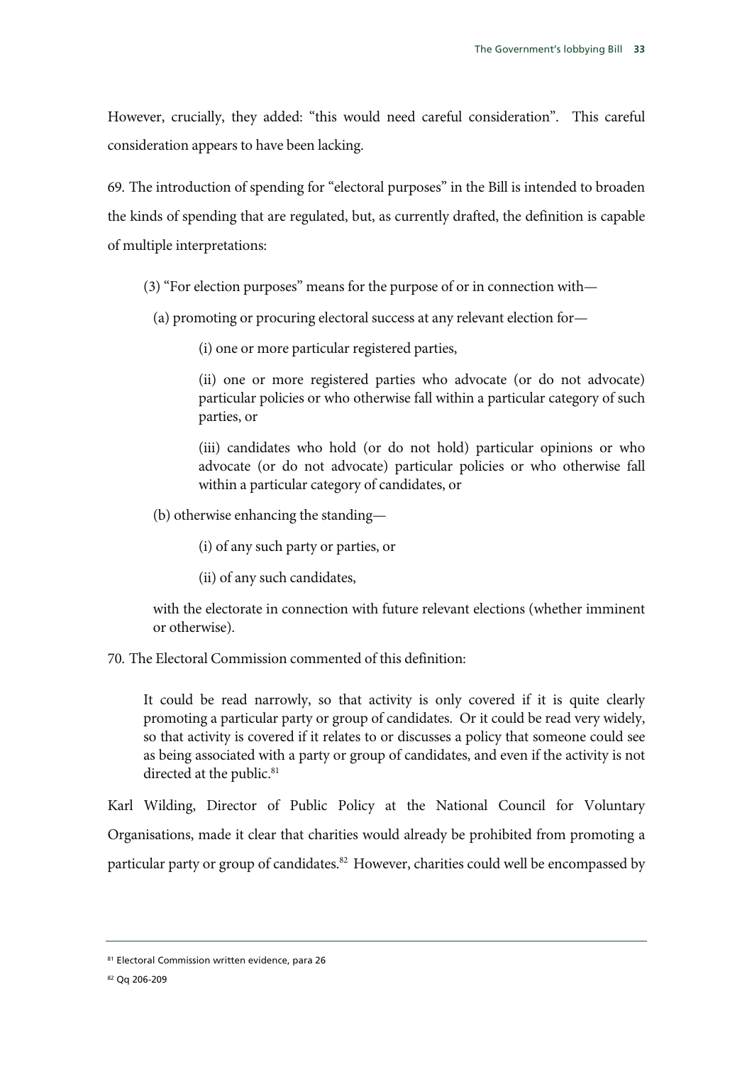However, crucially, they added: "this would need careful consideration". This careful consideration appears to have been lacking.

69. The introduction of spending for "electoral purposes" in the Bill is intended to broaden the kinds of spending that are regulated, but, as currently drafted, the definition is capable of multiple interpretations:

> (3) "For election purposes" means for the purpose of or in connection with—
>
> (a) promoting or procuring electoral success at any relevant election for—
>
> (i) one or more particular registered parties,
>
> (ii) one or more registered parties who advocate (or do not advocate) particular policies or who otherwise fall within a particular category of such parties, or
>
> (iii) candidates who hold (or do not hold) particular opinions or who advocate (or do not advocate) particular policies or who otherwise fall within a particular category of candidates, or
>
> (b) otherwise enhancing the standing—
>
> (i) of any such party or parties, or
>
> (ii) of any such candidates,
>
> with the electorate in connection with future relevant elections (whether imminent or otherwise).

70. The Electoral Commission commented of this definition:

> It could be read narrowly, so that activity is only covered if it is quite clearly promoting a particular party or group of candidates. Or it could be read very widely, so that activity is covered if it relates to or discusses a policy that someone could see as being associated with a party or group of candidates, and even if the activity is not directed at the public.[81]

Karl Wilding, Director of Public Policy at the National Council for Voluntary Organisations, made it clear that charities would already be prohibited from promoting a particular party or group of candidates.[82] However, charities could well be encompassed by

[81] Electoral Commission written evidence, para 26

[82] Qq 206-209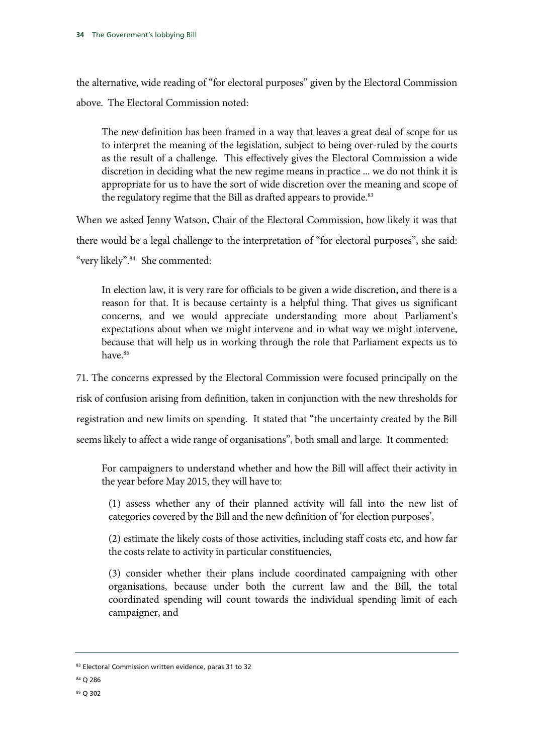the alternative, wide reading of "for electoral purposes" given by the Electoral Commission above. The Electoral Commission noted:

> The new definition has been framed in a way that leaves a great deal of scope for us to interpret the meaning of the legislation, subject to being over-ruled by the courts as the result of a challenge. This effectively gives the Electoral Commission a wide discretion in deciding what the new regime means in practice ... we do not think it is appropriate for us to have the sort of wide discretion over the meaning and scope of the regulatory regime that the Bill as drafted appears to provide.[83]

When we asked Jenny Watson, Chair of the Electoral Commission, how likely it was that there would be a legal challenge to the interpretation of "for electoral purposes", she said: "very likely".[84] She commented:

> In election law, it is very rare for officials to be given a wide discretion, and there is a reason for that. It is because certainty is a helpful thing. That gives us significant concerns, and we would appreciate understanding more about Parliament's expectations about when we might intervene and in what way we might intervene, because that will help us in working through the role that Parliament expects us to have.[85]

71. The concerns expressed by the Electoral Commission were focused principally on the risk of confusion arising from definition, taken in conjunction with the new thresholds for registration and new limits on spending. It stated that "the uncertainty created by the Bill seems likely to affect a wide range of organisations", both small and large. It commented:

> For campaigners to understand whether and how the Bill will affect their activity in the year before May 2015, they will have to:
>
> (1) assess whether any of their planned activity will fall into the new list of categories covered by the Bill and the new definition of 'for election purposes',
>
> (2) estimate the likely costs of those activities, including staff costs etc, and how far the costs relate to activity in particular constituencies,
>
> (3) consider whether their plans include coordinated campaigning with other organisations, because under both the current law and the Bill, the total coordinated spending will count towards the individual spending limit of each campaigner, and

---

[83] Electoral Commission written evidence, paras 31 to 32

[84] Q 286

[85] Q 302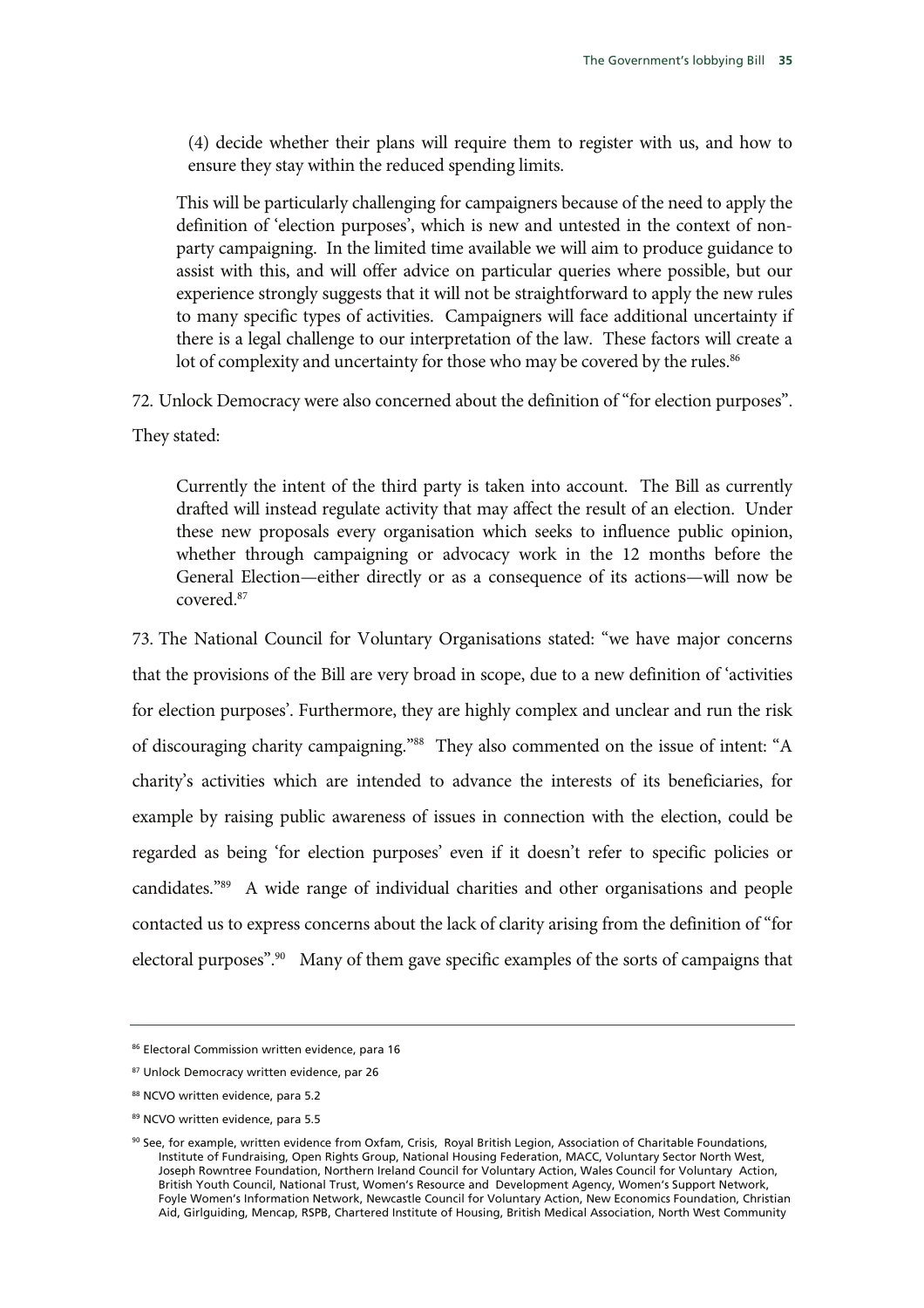(4) decide whether their plans will require them to register with us, and how to ensure they stay within the reduced spending limits.

> This will be particularly challenging for campaigners because of the need to apply the definition of 'election purposes', which is new and untested in the context of non-party campaigning. In the limited time available we will aim to produce guidance to assist with this, and will offer advice on particular queries where possible, but our experience strongly suggests that it will not be straightforward to apply the new rules to many specific types of activities. Campaigners will face additional uncertainty if there is a legal challenge to our interpretation of the law. These factors will create a lot of complexity and uncertainty for those who may be covered by the rules.[86]

72. Unlock Democracy were also concerned about the definition of "for election purposes". They stated:

> Currently the intent of the third party is taken into account. The Bill as currently drafted will instead regulate activity that may affect the result of an election. Under these new proposals every organisation which seeks to influence public opinion, whether through campaigning or advocacy work in the 12 months before the General Election—either directly or as a consequence of its actions—will now be covered.[87]

73. The National Council for Voluntary Organisations stated: "we have major concerns that the provisions of the Bill are very broad in scope, due to a new definition of 'activities for election purposes'. Furthermore, they are highly complex and unclear and run the risk of discouraging charity campaigning."[88] They also commented on the issue of intent: "A charity's activities which are intended to advance the interests of its beneficiaries, for example by raising public awareness of issues in connection with the election, could be regarded as being 'for election purposes' even if it doesn't refer to specific policies or candidates."[89] A wide range of individual charities and other organisations and people contacted us to express concerns about the lack of clarity arising from the definition of "for electoral purposes".[90] Many of them gave specific examples of the sorts of campaigns that

---

[86] Electoral Commission written evidence, para 16

[87] Unlock Democracy written evidence, par 26

[88] NCVO written evidence, para 5.2

[89] NCVO written evidence, para 5.5

[90] See, for example, written evidence from Oxfam, Crisis, Royal British Legion, Association of Charitable Foundations, Institute of Fundraising, Open Rights Group, National Housing Federation, MACC, Voluntary Sector North West, Joseph Rowntree Foundation, Northern Ireland Council for Voluntary Action, Wales Council for Voluntary Action, British Youth Council, National Trust, Women's Resource and Development Agency, Women's Support Network, Foyle Women's Information Network, Newcastle Council for Voluntary Action, New Economics Foundation, Christian Aid, Girlguiding, Mencap, RSPB, Chartered Institute of Housing, British Medical Association, North West Community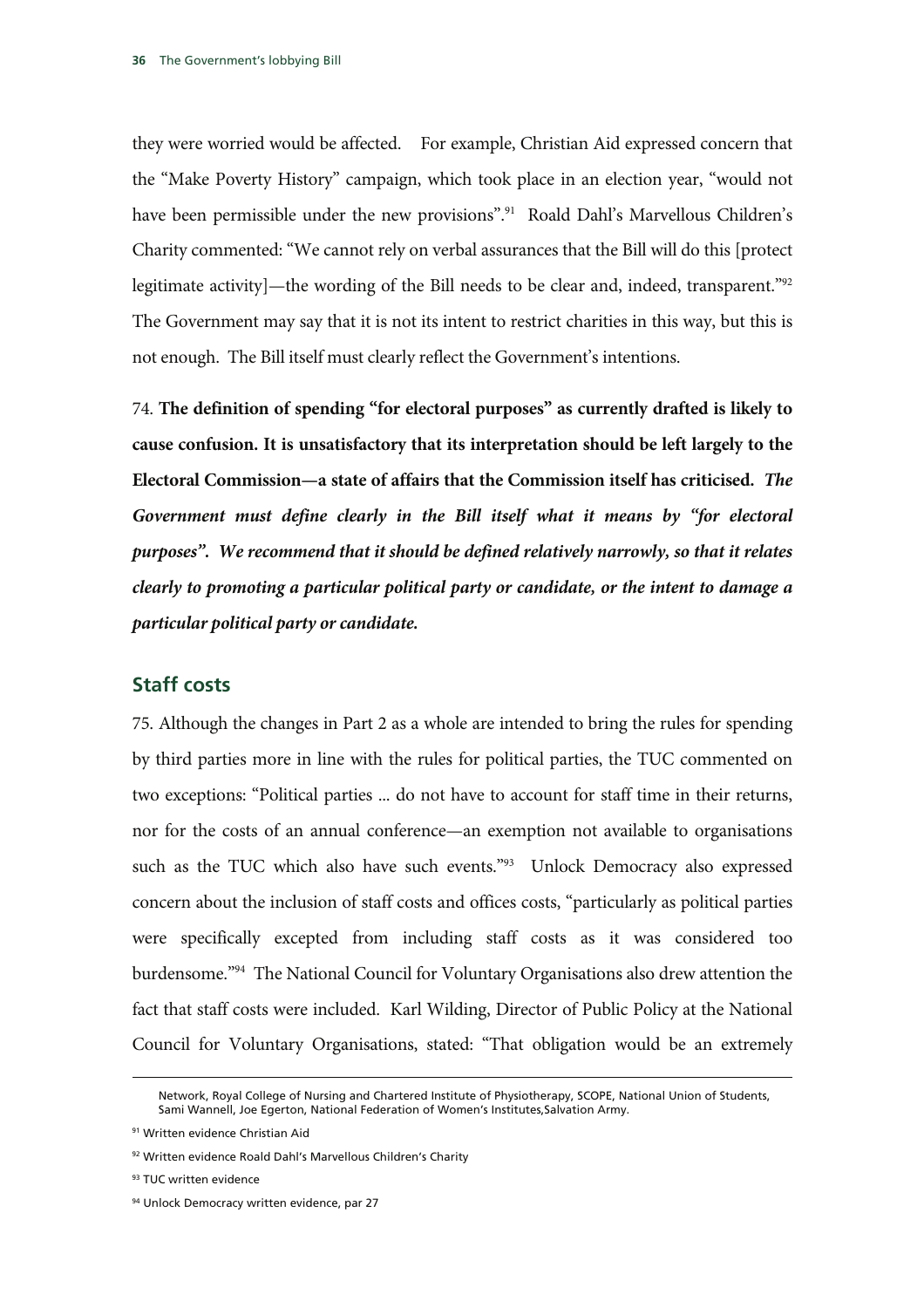they were worried would be affected. For example, Christian Aid expressed concern that the "Make Poverty History" campaign, which took place in an election year, "would not have been permissible under the new provisions".[91] Roald Dahl's Marvellous Children's Charity commented: "We cannot rely on verbal assurances that the Bill will do this [protect legitimate activity]—the wording of the Bill needs to be clear and, indeed, transparent."[92] The Government may say that it is not its intent to restrict charities in this way, but this is not enough. The Bill itself must clearly reflect the Government's intentions.

74. **The definition of spending "for electoral purposes" as currently drafted is likely to cause confusion. It is unsatisfactory that its interpretation should be left largely to the Electoral Commission—a state of affairs that the Commission itself has criticised.** ***The Government must define clearly in the Bill itself what it means by "for electoral purposes". We recommend that it should be defined relatively narrowly, so that it relates clearly to promoting a particular political party or candidate, or the intent to damage a particular political party or candidate.***

## Staff costs

75. Although the changes in Part 2 as a whole are intended to bring the rules for spending by third parties more in line with the rules for political parties, the TUC commented on two exceptions: "Political parties ... do not have to account for staff time in their returns, nor for the costs of an annual conference—an exemption not available to organisations such as the TUC which also have such events."[93] Unlock Democracy also expressed concern about the inclusion of staff costs and offices costs, "particularly as political parties were specifically excepted from including staff costs as it was considered too burdensome."[94] The National Council for Voluntary Organisations also drew attention the fact that staff costs were included. Karl Wilding, Director of Public Policy at the National Council for Voluntary Organisations, stated: "That obligation would be an extremely

Network, Royal College of Nursing and Chartered Institute of Physiotherapy, SCOPE, National Union of Students, Sami Wannell, Joe Egerton, National Federation of Women's Institutes,Salvation Army.

[91] Written evidence Christian Aid

[92] Written evidence Roald Dahl's Marvellous Children's Charity

[93] TUC written evidence

[94] Unlock Democracy written evidence, par 27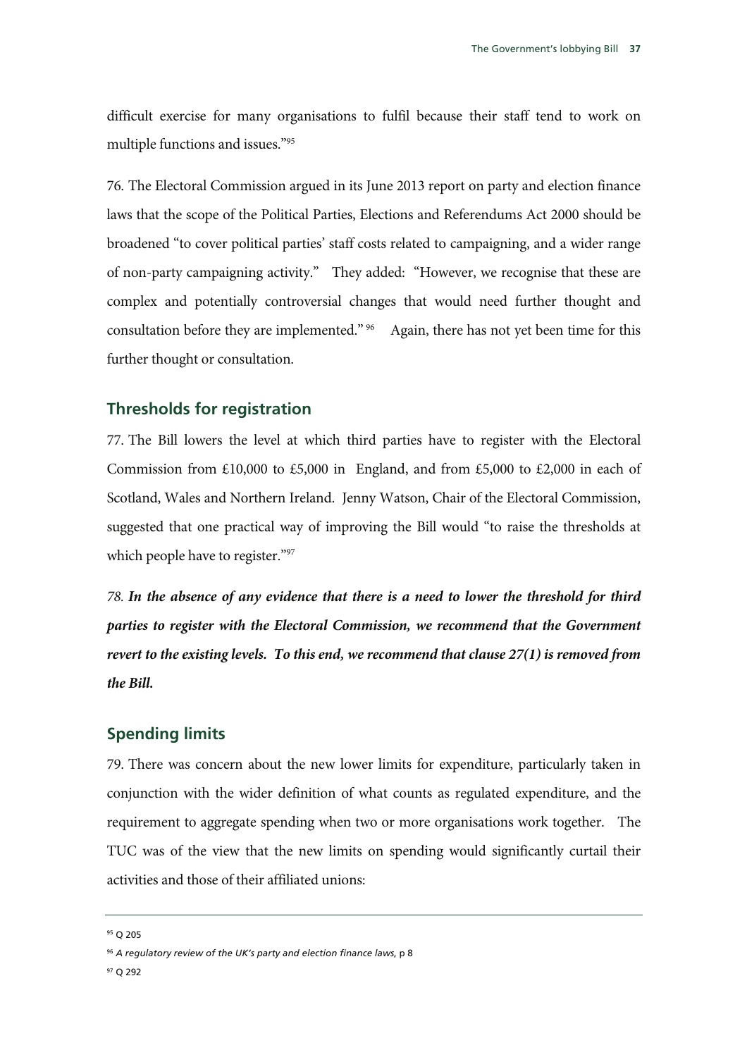difficult exercise for many organisations to fulfil because their staff tend to work on multiple functions and issues."[95]

76. The Electoral Commission argued in its June 2013 report on party and election finance laws that the scope of the Political Parties, Elections and Referendums Act 2000 should be broadened "to cover political parties' staff costs related to campaigning, and a wider range of non-party campaigning activity." They added: "However, we recognise that these are complex and potentially controversial changes that would need further thought and consultation before they are implemented." [96] Again, there has not yet been time for this further thought or consultation.

## Thresholds for registration

77. The Bill lowers the level at which third parties have to register with the Electoral Commission from £10,000 to £5,000 in England, and from £5,000 to £2,000 in each of Scotland, Wales and Northern Ireland. Jenny Watson, Chair of the Electoral Commission, suggested that one practical way of improving the Bill would "to raise the thresholds at which people have to register."[97]

*78.* ***In the absence of any evidence that there is a need to lower the threshold for third parties to register with the Electoral Commission, we recommend that the Government revert to the existing levels. To this end, we recommend that clause 27(1) is removed from the Bill.***

## Spending limits

79. There was concern about the new lower limits for expenditure, particularly taken in conjunction with the wider definition of what counts as regulated expenditure, and the requirement to aggregate spending when two or more organisations work together. The TUC was of the view that the new limits on spending would significantly curtail their activities and those of their affiliated unions:

---

[95] Q 205

[96] *A regulatory review of the UK's party and election finance laws*, p 8

[97] Q 292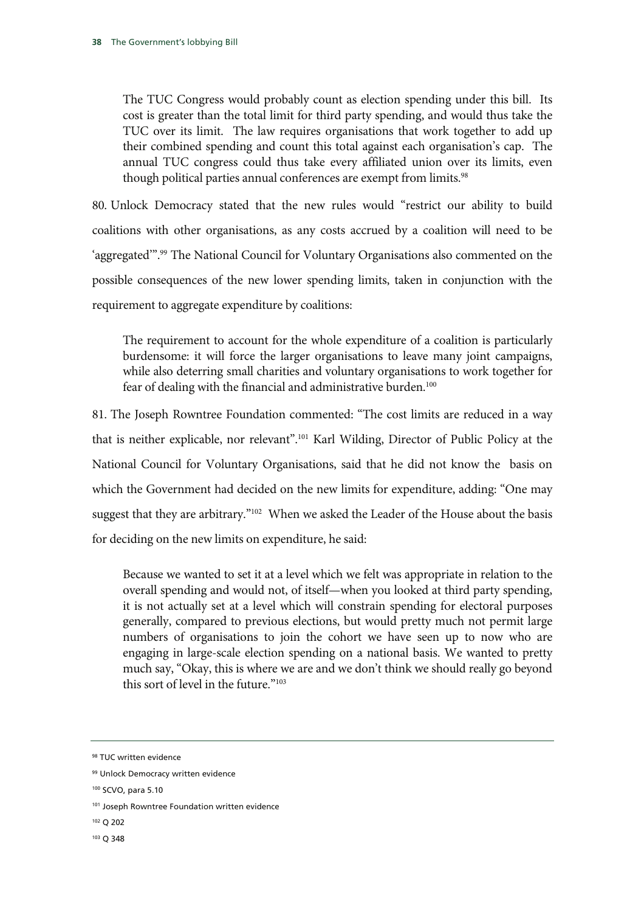> The TUC Congress would probably count as election spending under this bill. Its cost is greater than the total limit for third party spending, and would thus take the TUC over its limit. The law requires organisations that work together to add up their combined spending and count this total against each organisation's cap. The annual TUC congress could thus take every affiliated union over its limits, even though political parties annual conferences are exempt from limits.[98]

80. Unlock Democracy stated that the new rules would "restrict our ability to build coalitions with other organisations, as any costs accrued by a coalition will need to be 'aggregated'".[99] The National Council for Voluntary Organisations also commented on the possible consequences of the new lower spending limits, taken in conjunction with the requirement to aggregate expenditure by coalitions:

> The requirement to account for the whole expenditure of a coalition is particularly burdensome: it will force the larger organisations to leave many joint campaigns, while also deterring small charities and voluntary organisations to work together for fear of dealing with the financial and administrative burden.[100]

81. The Joseph Rowntree Foundation commented: "The cost limits are reduced in a way that is neither explicable, nor relevant".[101] Karl Wilding, Director of Public Policy at the National Council for Voluntary Organisations, said that he did not know the basis on which the Government had decided on the new limits for expenditure, adding: "One may suggest that they are arbitrary."[102] When we asked the Leader of the House about the basis for deciding on the new limits on expenditure, he said:

> Because we wanted to set it at a level which we felt was appropriate in relation to the overall spending and would not, of itself—when you looked at third party spending, it is not actually set at a level which will constrain spending for electoral purposes generally, compared to previous elections, but would pretty much not permit large numbers of organisations to join the cohort we have seen up to now who are engaging in large-scale election spending on a national basis. We wanted to pretty much say, "Okay, this is where we are and we don't think we should really go beyond this sort of level in the future."[103]

---

[98] TUC written evidence

[99] Unlock Democracy written evidence

[100] SCVO, para 5.10

[101] Joseph Rowntree Foundation written evidence

[102] Q 202

[103] Q 348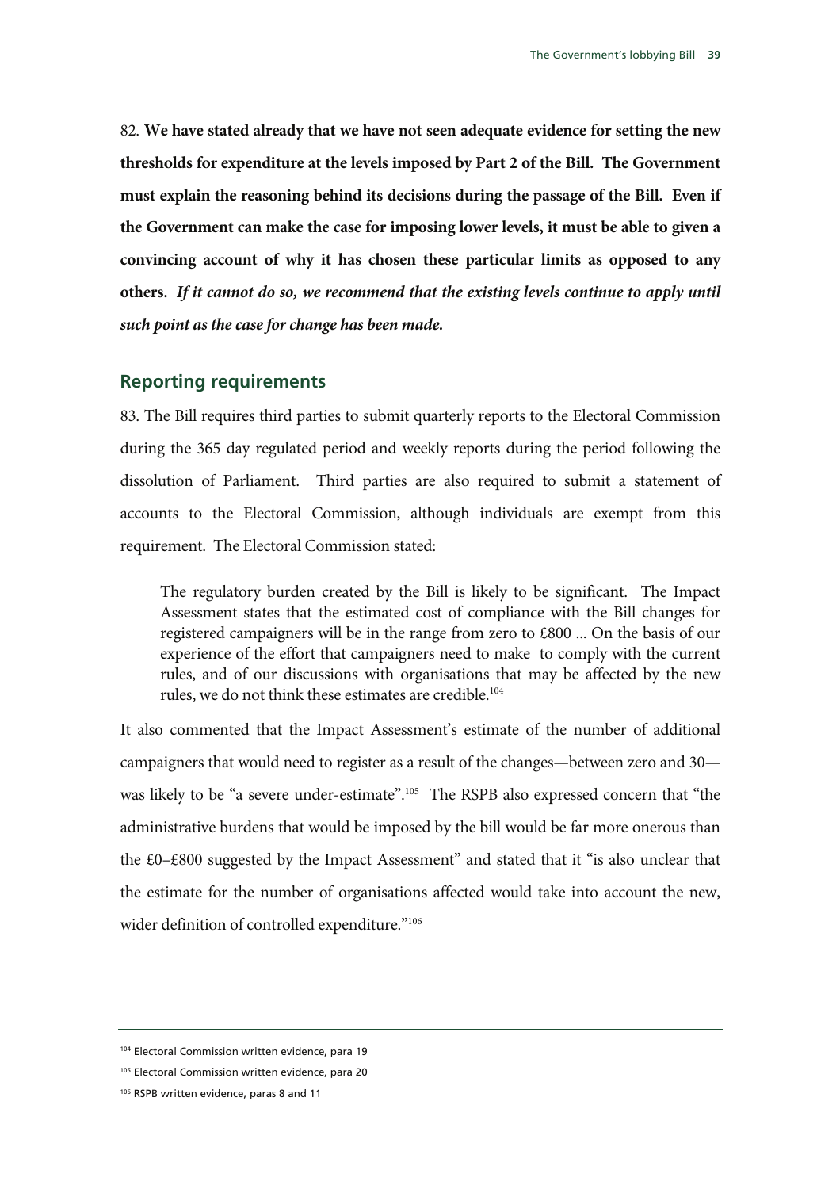82. **We have stated already that we have not seen adequate evidence for setting the new thresholds for expenditure at the levels imposed by Part 2 of the Bill. The Government must explain the reasoning behind its decisions during the passage of the Bill. Even if the Government can make the case for imposing lower levels, it must be able to given a convincing account of why it has chosen these particular limits as opposed to any others.** ***If it cannot do so, we recommend that the existing levels continue to apply until such point as the case for change has been made.***

## Reporting requirements

83. The Bill requires third parties to submit quarterly reports to the Electoral Commission during the 365 day regulated period and weekly reports during the period following the dissolution of Parliament. Third parties are also required to submit a statement of accounts to the Electoral Commission, although individuals are exempt from this requirement. The Electoral Commission stated:

> The regulatory burden created by the Bill is likely to be significant. The Impact Assessment states that the estimated cost of compliance with the Bill changes for registered campaigners will be in the range from zero to £800 ... On the basis of our experience of the effort that campaigners need to make to comply with the current rules, and of our discussions with organisations that may be affected by the new rules, we do not think these estimates are credible.[104]

It also commented that the Impact Assessment's estimate of the number of additional campaigners that would need to register as a result of the changes—between zero and 30—was likely to be "a severe under-estimate".[105] The RSPB also expressed concern that "the administrative burdens that would be imposed by the bill would be far more onerous than the £0–£800 suggested by the Impact Assessment" and stated that it "is also unclear that the estimate for the number of organisations affected would take into account the new, wider definition of controlled expenditure."[106]

---

[104] Electoral Commission written evidence, para 19

[105] Electoral Commission written evidence, para 20

[106] RSPB written evidence, paras 8 and 11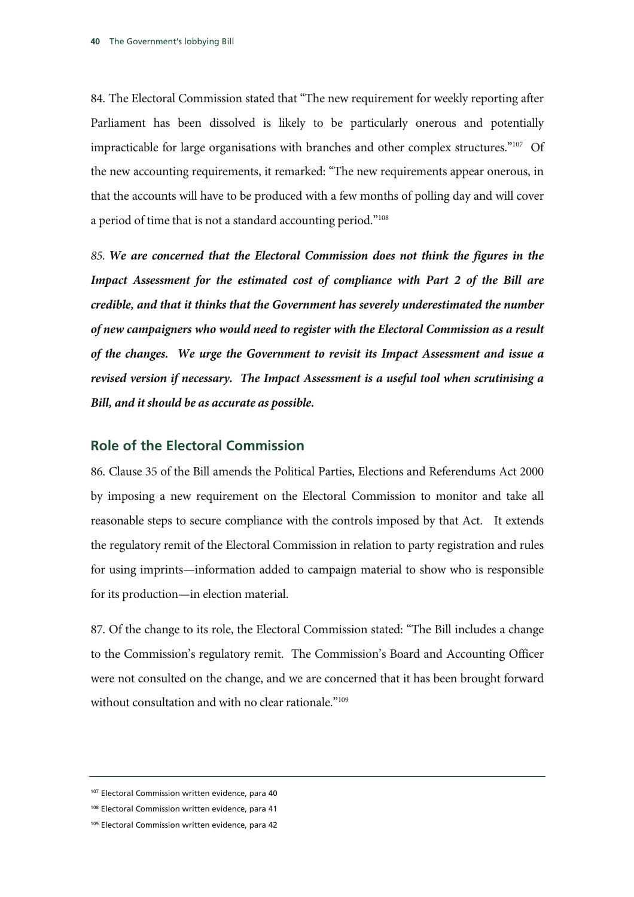84. The Electoral Commission stated that "The new requirement for weekly reporting after Parliament has been dissolved is likely to be particularly onerous and potentially impracticable for large organisations with branches and other complex structures."[107] Of the new accounting requirements, it remarked: "The new requirements appear onerous, in that the accounts will have to be produced with a few months of polling day and will cover a period of time that is not a standard accounting period."[108]

*85.* ***We are concerned that the Electoral Commission does not think the figures in the Impact Assessment for the estimated cost of compliance with Part 2 of the Bill are credible, and that it thinks that the Government has severely underestimated the number of new campaigners who would need to register with the Electoral Commission as a result of the changes. We urge the Government to revisit its Impact Assessment and issue a revised version if necessary. The Impact Assessment is a useful tool when scrutinising a Bill, and it should be as accurate as possible.***

## Role of the Electoral Commission

86. Clause 35 of the Bill amends the Political Parties, Elections and Referendums Act 2000 by imposing a new requirement on the Electoral Commission to monitor and take all reasonable steps to secure compliance with the controls imposed by that Act. It extends the regulatory remit of the Electoral Commission in relation to party registration and rules for using imprints—information added to campaign material to show who is responsible for its production—in election material.

87. Of the change to its role, the Electoral Commission stated: "The Bill includes a change to the Commission's regulatory remit. The Commission's Board and Accounting Officer were not consulted on the change, and we are concerned that it has been brought forward without consultation and with no clear rationale."[109]

---

[107] Electoral Commission written evidence, para 40

[108] Electoral Commission written evidence, para 41

[109] Electoral Commission written evidence, para 42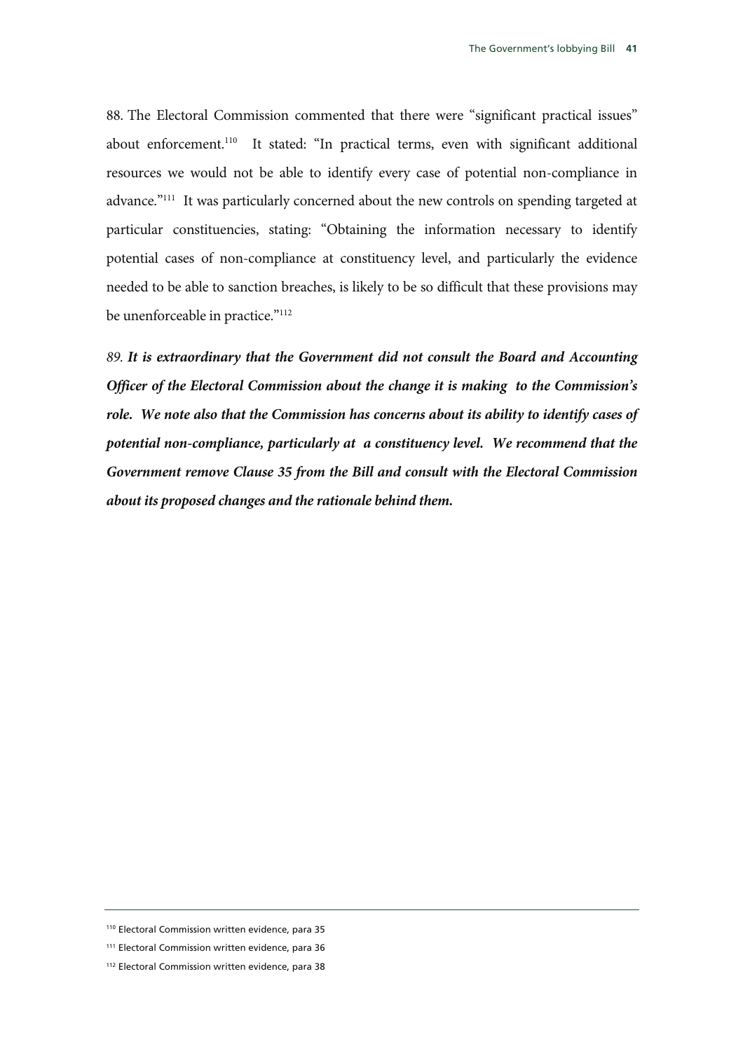88. The Electoral Commission commented that there were "significant practical issues" about enforcement.[110] It stated: "In practical terms, even with significant additional resources we would not be able to identify every case of potential non-compliance in advance."[111] It was particularly concerned about the new controls on spending targeted at particular constituencies, stating: "Obtaining the information necessary to identify potential cases of non-compliance at constituency level, and particularly the evidence needed to be able to sanction breaches, is likely to be so difficult that these provisions may be unenforceable in practice."[112]

*89. **It is extraordinary that the Government did not consult the Board and Accounting Officer of the Electoral Commission about the change it is making to the Commission's role. We note also that the Commission has concerns about its ability to identify cases of potential non-compliance, particularly at a constituency level. We recommend that the Government remove Clause 35 from the Bill and consult with the Electoral Commission about its proposed changes and the rationale behind them.***

[110] Electoral Commission written evidence, para 35

[111] Electoral Commission written evidence, para 36

[112] Electoral Commission written evidence, para 38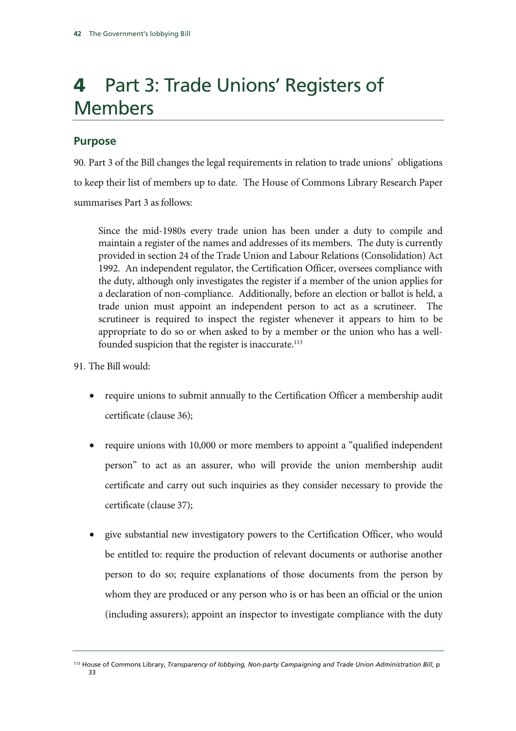# 4 Part 3: Trade Unions' Registers of Members

## Purpose

90. Part 3 of the Bill changes the legal requirements in relation to trade unions' obligations to keep their list of members up to date. The House of Commons Library Research Paper summarises Part 3 as follows:

> Since the mid-1980s every trade union has been under a duty to compile and maintain a register of the names and addresses of its members. The duty is currently provided in section 24 of the Trade Union and Labour Relations (Consolidation) Act 1992. An independent regulator, the Certification Officer, oversees compliance with the duty, although only investigates the register if a member of the union applies for a declaration of non-compliance. Additionally, before an election or ballot is held, a trade union must appoint an independent person to act as a scrutineer. The scrutineer is required to inspect the register whenever it appears to him to be appropriate to do so or when asked to by a member or the union who has a well-founded suspicion that the register is inaccurate.[113]

91. The Bill would:

- require unions to submit annually to the Certification Officer a membership audit certificate (clause 36);
- require unions with 10,000 or more members to appoint a "qualified independent person" to act as an assurer, who will provide the union membership audit certificate and carry out such inquiries as they consider necessary to provide the certificate (clause 37);
- give substantial new investigatory powers to the Certification Officer, who would be entitled to: require the production of relevant documents or authorise another person to do so; require explanations of those documents from the person by whom they are produced or any person who is or has been an official or the union (including assurers); appoint an inspector to investigate compliance with the duty

---

[113] House of Commons Library, *Transparency of lobbying, Non-party Campaigning and Trade Union Administration Bill*, p 33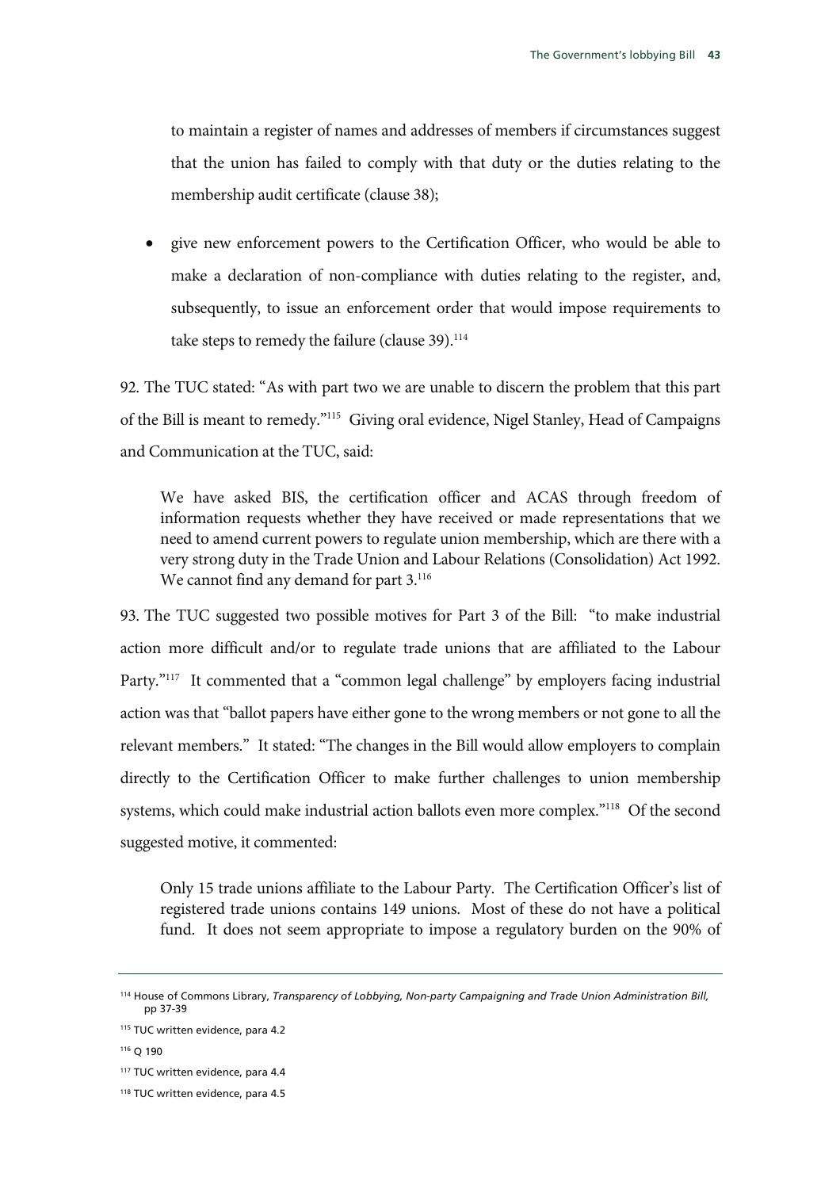to maintain a register of names and addresses of members if circumstances suggest that the union has failed to comply with that duty or the duties relating to the membership audit certificate (clause 38);

- give new enforcement powers to the Certification Officer, who would be able to make a declaration of non-compliance with duties relating to the register, and, subsequently, to issue an enforcement order that would impose requirements to take steps to remedy the failure (clause 39).[114]

92. The TUC stated: "As with part two we are unable to discern the problem that this part of the Bill is meant to remedy."[115] Giving oral evidence, Nigel Stanley, Head of Campaigns and Communication at the TUC, said:

> We have asked BIS, the certification officer and ACAS through freedom of information requests whether they have received or made representations that we need to amend current powers to regulate union membership, which are there with a very strong duty in the Trade Union and Labour Relations (Consolidation) Act 1992. We cannot find any demand for part 3.[116]

93. The TUC suggested two possible motives for Part 3 of the Bill: "to make industrial action more difficult and/or to regulate trade unions that are affiliated to the Labour Party."[117] It commented that a "common legal challenge" by employers facing industrial action was that "ballot papers have either gone to the wrong members or not gone to all the relevant members." It stated: "The changes in the Bill would allow employers to complain directly to the Certification Officer to make further challenges to union membership systems, which could make industrial action ballots even more complex."[118] Of the second suggested motive, it commented:

> Only 15 trade unions affiliate to the Labour Party. The Certification Officer's list of registered trade unions contains 149 unions. Most of these do not have a political fund. It does not seem appropriate to impose a regulatory burden on the 90% of

---

[114] House of Commons Library, *Transparency of Lobbying, Non-party Campaigning and Trade Union Administration Bill,* pp 37-39

[115] TUC written evidence, para 4.2

[116] Q 190

[117] TUC written evidence, para 4.4

[118] TUC written evidence, para 4.5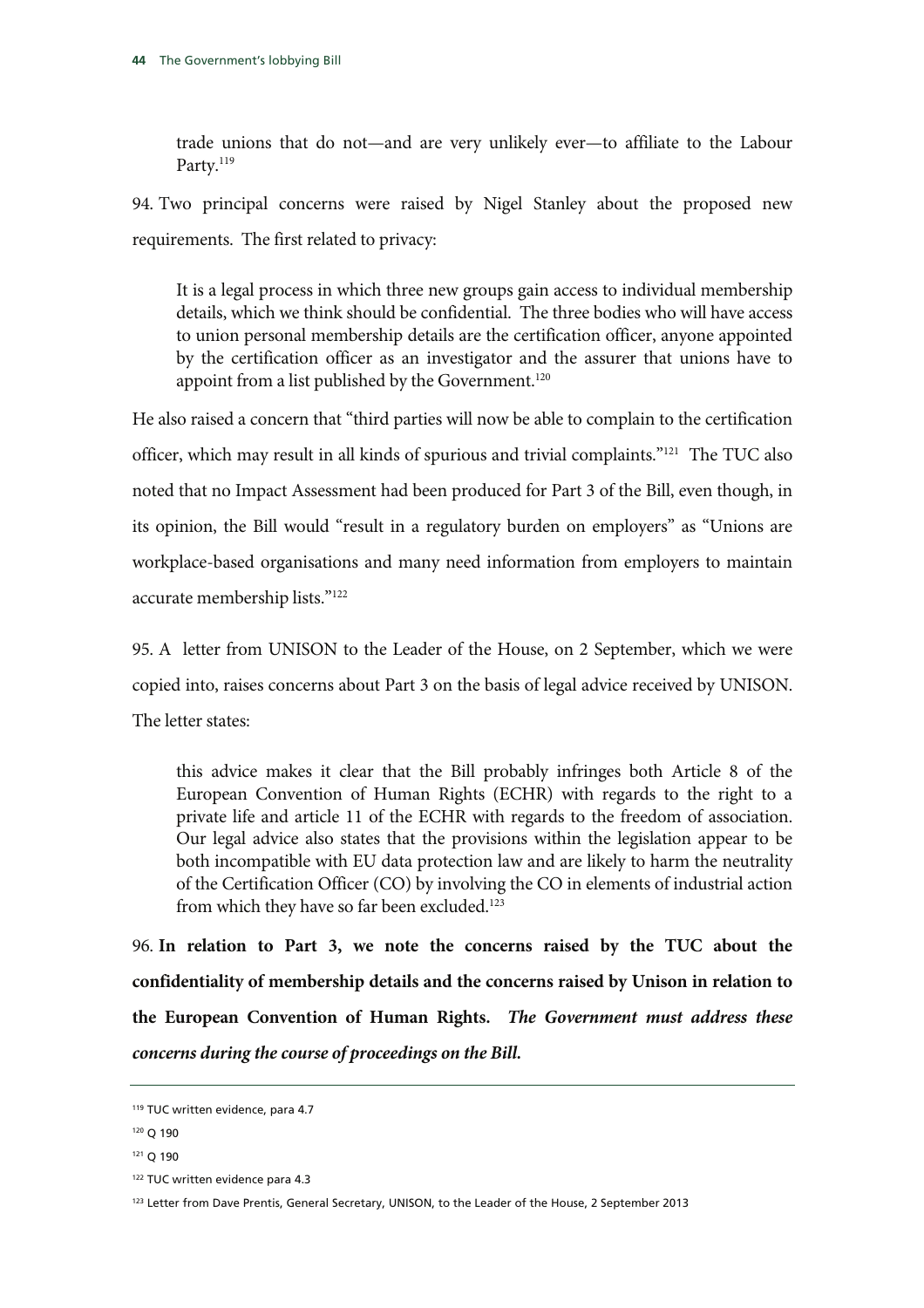> trade unions that do not—and are very unlikely ever—to affiliate to the Labour Party.[119]

94. Two principal concerns were raised by Nigel Stanley about the proposed new requirements. The first related to privacy:

> It is a legal process in which three new groups gain access to individual membership details, which we think should be confidential. The three bodies who will have access to union personal membership details are the certification officer, anyone appointed by the certification officer as an investigator and the assurer that unions have to appoint from a list published by the Government.[120]

He also raised a concern that "third parties will now be able to complain to the certification officer, which may result in all kinds of spurious and trivial complaints."[121] The TUC also noted that no Impact Assessment had been produced for Part 3 of the Bill, even though, in its opinion, the Bill would "result in a regulatory burden on employers" as "Unions are workplace-based organisations and many need information from employers to maintain accurate membership lists."[122]

95. A letter from UNISON to the Leader of the House, on 2 September, which we were copied into, raises concerns about Part 3 on the basis of legal advice received by UNISON. The letter states:

> this advice makes it clear that the Bill probably infringes both Article 8 of the European Convention of Human Rights (ECHR) with regards to the right to a private life and article 11 of the ECHR with regards to the freedom of association. Our legal advice also states that the provisions within the legislation appear to be both incompatible with EU data protection law and are likely to harm the neutrality of the Certification Officer (CO) by involving the CO in elements of industrial action from which they have so far been excluded.[123]

96. **In relation to Part 3, we note the concerns raised by the TUC about the confidentiality of membership details and the concerns raised by Unison in relation to the European Convention of Human Rights.** ***The Government must address these concerns during the course of proceedings on the Bill.***

---

[119] TUC written evidence, para 4.7

[120] Q 190

[121] Q 190

[122] TUC written evidence para 4.3

[123] Letter from Dave Prentis, General Secretary, UNISON, to the Leader of the House, 2 September 2013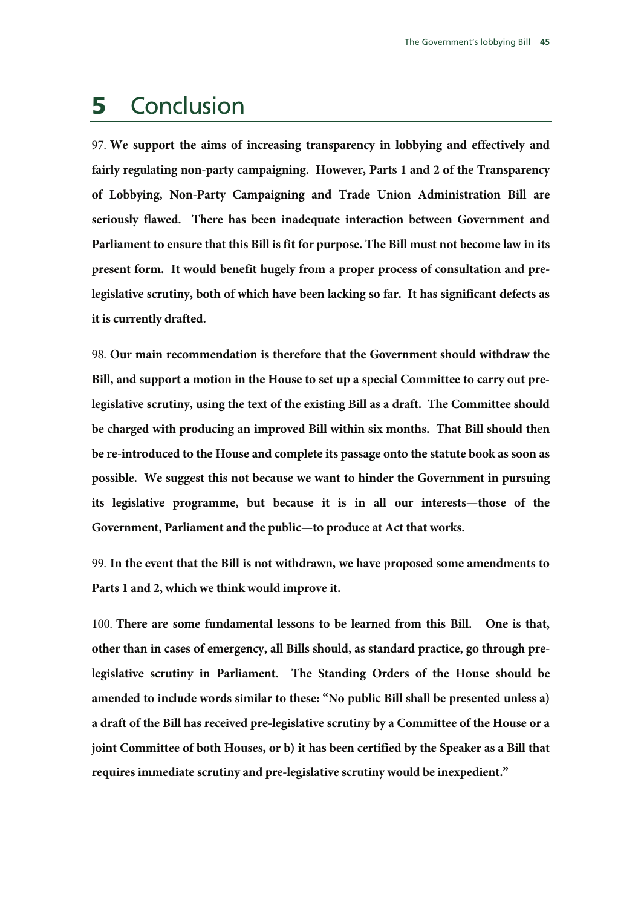# 5 Conclusion

97. **We support the aims of increasing transparency in lobbying and effectively and fairly regulating non-party campaigning. However, Parts 1 and 2 of the Transparency of Lobbying, Non-Party Campaigning and Trade Union Administration Bill are seriously flawed. There has been inadequate interaction between Government and Parliament to ensure that this Bill is fit for purpose. The Bill must not become law in its present form. It would benefit hugely from a proper process of consultation and pre-legislative scrutiny, both of which have been lacking so far. It has significant defects as it is currently drafted.**

98. **Our main recommendation is therefore that the Government should withdraw the Bill, and support a motion in the House to set up a special Committee to carry out pre-legislative scrutiny, using the text of the existing Bill as a draft. The Committee should be charged with producing an improved Bill within six months. That Bill should then be re-introduced to the House and complete its passage onto the statute book as soon as possible. We suggest this not because we want to hinder the Government in pursuing its legislative programme, but because it is in all our interests—those of the Government, Parliament and the public—to produce at Act that works.**

99. **In the event that the Bill is not withdrawn, we have proposed some amendments to Parts 1 and 2, which we think would improve it.**

100. **There are some fundamental lessons to be learned from this Bill. One is that, other than in cases of emergency, all Bills should, as standard practice, go through pre-legislative scrutiny in Parliament. The Standing Orders of the House should be amended to include words similar to these: "No public Bill shall be presented unless a) a draft of the Bill has received pre-legislative scrutiny by a Committee of the House or a joint Committee of both Houses, or b) it has been certified by the Speaker as a Bill that requires immediate scrutiny and pre-legislative scrutiny would be inexpedient."**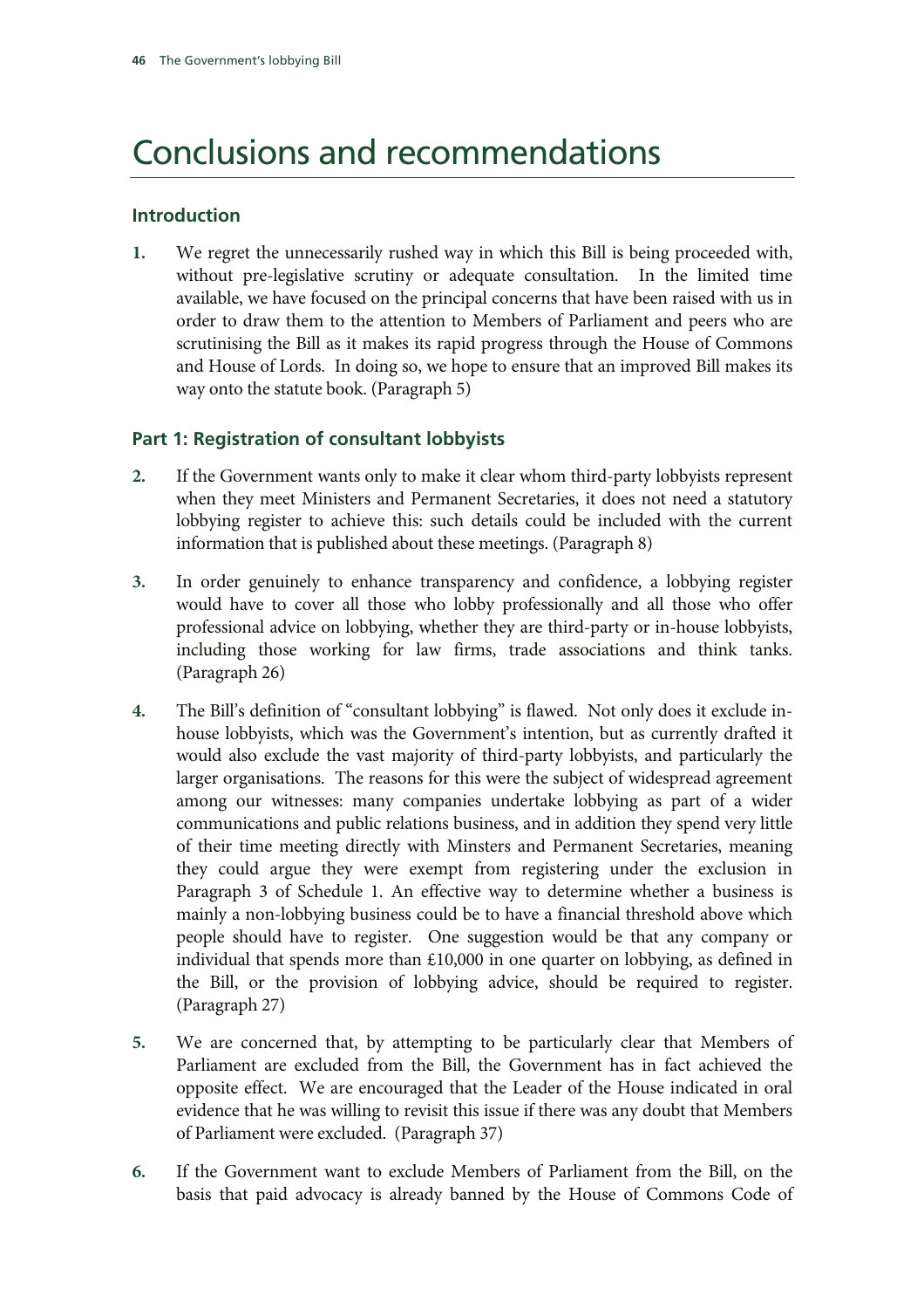# Conclusions and recommendations

## Introduction

1. We regret the unnecessarily rushed way in which this Bill is being proceeded with, without pre-legislative scrutiny or adequate consultation. In the limited time available, we have focused on the principal concerns that have been raised with us in order to draw them to the attention to Members of Parliament and peers who are scrutinising the Bill as it makes its rapid progress through the House of Commons and House of Lords. In doing so, we hope to ensure that an improved Bill makes its way onto the statute book. (Paragraph 5)

## Part 1: Registration of consultant lobbyists

2. If the Government wants only to make it clear whom third-party lobbyists represent when they meet Ministers and Permanent Secretaries, it does not need a statutory lobbying register to achieve this: such details could be included with the current information that is published about these meetings. (Paragraph 8)

3. In order genuinely to enhance transparency and confidence, a lobbying register would have to cover all those who lobby professionally and all those who offer professional advice on lobbying, whether they are third-party or in-house lobbyists, including those working for law firms, trade associations and think tanks. (Paragraph 26)

4. The Bill's definition of "consultant lobbying" is flawed. Not only does it exclude in-house lobbyists, which was the Government's intention, but as currently drafted it would also exclude the vast majority of third-party lobbyists, and particularly the larger organisations. The reasons for this were the subject of widespread agreement among our witnesses: many companies undertake lobbying as part of a wider communications and public relations business, and in addition they spend very little of their time meeting directly with Minsters and Permanent Secretaries, meaning they could argue they were exempt from registering under the exclusion in Paragraph 3 of Schedule 1. An effective way to determine whether a business is mainly a non-lobbying business could be to have a financial threshold above which people should have to register. One suggestion would be that any company or individual that spends more than £10,000 in one quarter on lobbying, as defined in the Bill, or the provision of lobbying advice, should be required to register. (Paragraph 27)

5. We are concerned that, by attempting to be particularly clear that Members of Parliament are excluded from the Bill, the Government has in fact achieved the opposite effect. We are encouraged that the Leader of the House indicated in oral evidence that he was willing to revisit this issue if there was any doubt that Members of Parliament were excluded. (Paragraph 37)

6. If the Government want to exclude Members of Parliament from the Bill, on the basis that paid advocacy is already banned by the House of Commons Code of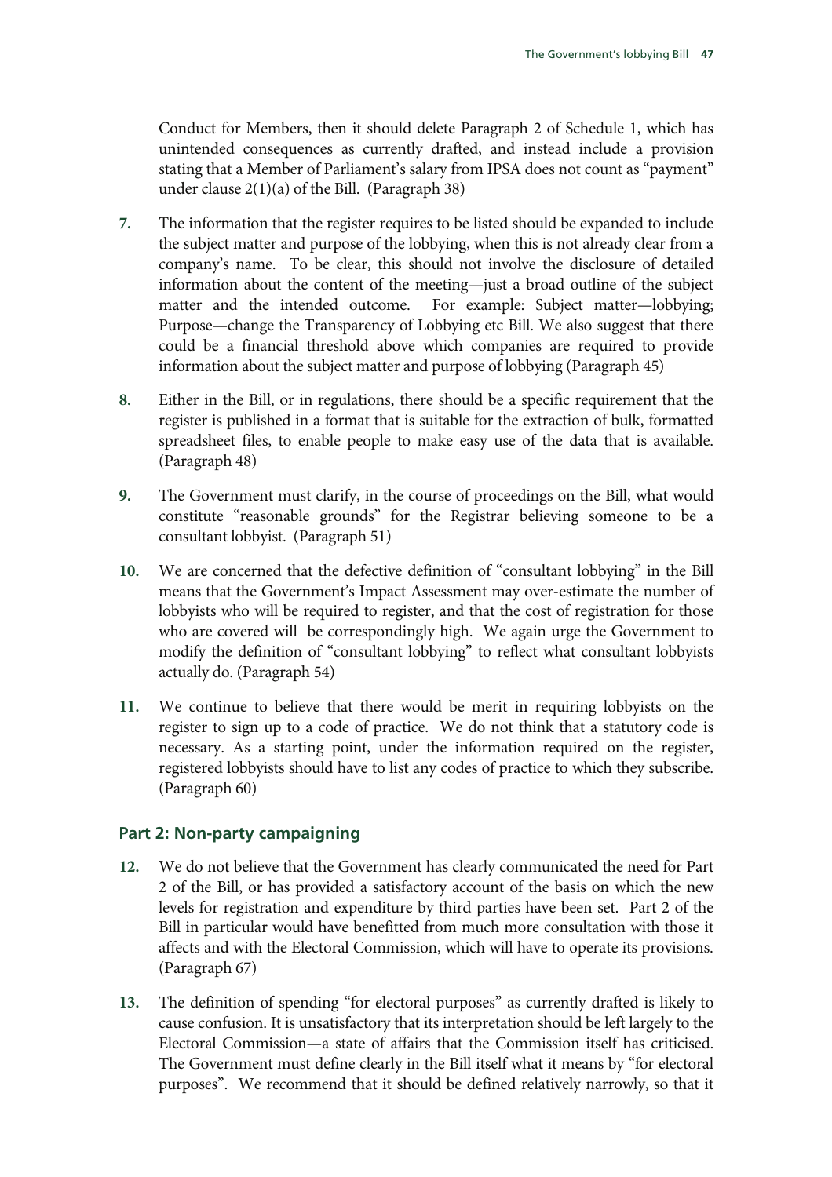Conduct for Members, then it should delete Paragraph 2 of Schedule 1, which has unintended consequences as currently drafted, and instead include a provision stating that a Member of Parliament's salary from IPSA does not count as "payment" under clause 2(1)(a) of the Bill. (Paragraph 38)

**7.** The information that the register requires to be listed should be expanded to include the subject matter and purpose of the lobbying, when this is not already clear from a company's name. To be clear, this should not involve the disclosure of detailed information about the content of the meeting—just a broad outline of the subject matter and the intended outcome. For example: Subject matter—lobbying; Purpose—change the Transparency of Lobbying etc Bill. We also suggest that there could be a financial threshold above which companies are required to provide information about the subject matter and purpose of lobbying (Paragraph 45)

**8.** Either in the Bill, or in regulations, there should be a specific requirement that the register is published in a format that is suitable for the extraction of bulk, formatted spreadsheet files, to enable people to make easy use of the data that is available. (Paragraph 48)

**9.** The Government must clarify, in the course of proceedings on the Bill, what would constitute "reasonable grounds" for the Registrar believing someone to be a consultant lobbyist. (Paragraph 51)

**10.** We are concerned that the defective definition of "consultant lobbying" in the Bill means that the Government's Impact Assessment may over-estimate the number of lobbyists who will be required to register, and that the cost of registration for those who are covered will be correspondingly high. We again urge the Government to modify the definition of "consultant lobbying" to reflect what consultant lobbyists actually do. (Paragraph 54)

**11.** We continue to believe that there would be merit in requiring lobbyists on the register to sign up to a code of practice. We do not think that a statutory code is necessary. As a starting point, under the information required on the register, registered lobbyists should have to list any codes of practice to which they subscribe. (Paragraph 60)

### Part 2: Non-party campaigning

**12.** We do not believe that the Government has clearly communicated the need for Part 2 of the Bill, or has provided a satisfactory account of the basis on which the new levels for registration and expenditure by third parties have been set. Part 2 of the Bill in particular would have benefitted from much more consultation with those it affects and with the Electoral Commission, which will have to operate its provisions. (Paragraph 67)

**13.** The definition of spending "for electoral purposes" as currently drafted is likely to cause confusion. It is unsatisfactory that its interpretation should be left largely to the Electoral Commission—a state of affairs that the Commission itself has criticised. The Government must define clearly in the Bill itself what it means by "for electoral purposes". We recommend that it should be defined relatively narrowly, so that it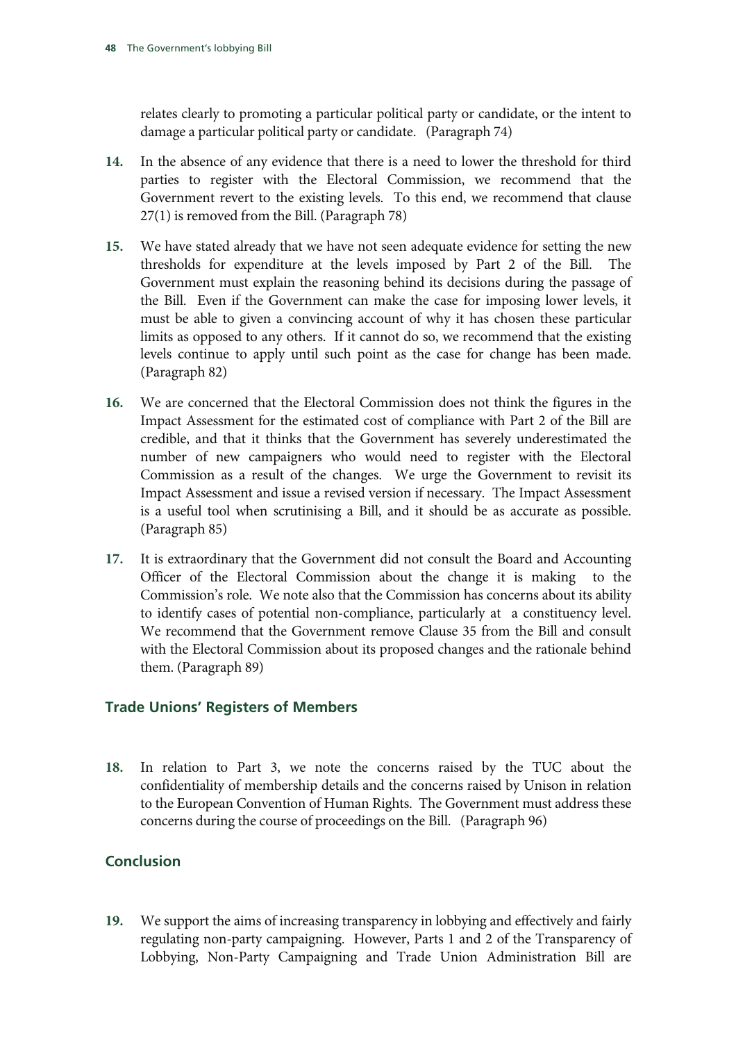relates clearly to promoting a particular political party or candidate, or the intent to damage a particular political party or candidate. (Paragraph 74)

**14.** In the absence of any evidence that there is a need to lower the threshold for third parties to register with the Electoral Commission, we recommend that the Government revert to the existing levels. To this end, we recommend that clause 27(1) is removed from the Bill. (Paragraph 78)

**15.** We have stated already that we have not seen adequate evidence for setting the new thresholds for expenditure at the levels imposed by Part 2 of the Bill. The Government must explain the reasoning behind its decisions during the passage of the Bill. Even if the Government can make the case for imposing lower levels, it must be able to given a convincing account of why it has chosen these particular limits as opposed to any others. If it cannot do so, we recommend that the existing levels continue to apply until such point as the case for change has been made. (Paragraph 82)

**16.** We are concerned that the Electoral Commission does not think the figures in the Impact Assessment for the estimated cost of compliance with Part 2 of the Bill are credible, and that it thinks that the Government has severely underestimated the number of new campaigners who would need to register with the Electoral Commission as a result of the changes. We urge the Government to revisit its Impact Assessment and issue a revised version if necessary. The Impact Assessment is a useful tool when scrutinising a Bill, and it should be as accurate as possible. (Paragraph 85)

**17.** It is extraordinary that the Government did not consult the Board and Accounting Officer of the Electoral Commission about the change it is making to the Commission's role. We note also that the Commission has concerns about its ability to identify cases of potential non-compliance, particularly at a constituency level. We recommend that the Government remove Clause 35 from the Bill and consult with the Electoral Commission about its proposed changes and the rationale behind them. (Paragraph 89)

### Trade Unions' Registers of Members

**18.** In relation to Part 3, we note the concerns raised by the TUC about the confidentiality of membership details and the concerns raised by Unison in relation to the European Convention of Human Rights. The Government must address these concerns during the course of proceedings on the Bill. (Paragraph 96)

### Conclusion

**19.** We support the aims of increasing transparency in lobbying and effectively and fairly regulating non-party campaigning. However, Parts 1 and 2 of the Transparency of Lobbying, Non-Party Campaigning and Trade Union Administration Bill are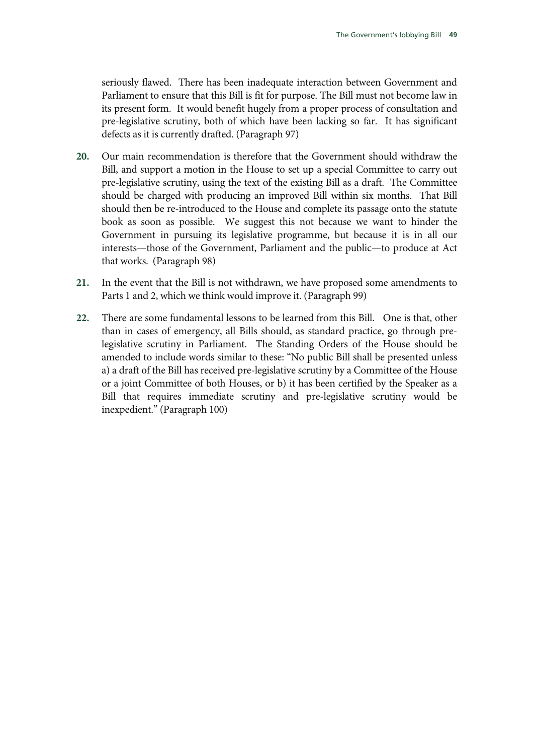seriously flawed. There has been inadequate interaction between Government and Parliament to ensure that this Bill is fit for purpose. The Bill must not become law in its present form. It would benefit hugely from a proper process of consultation and pre-legislative scrutiny, both of which have been lacking so far. It has significant defects as it is currently drafted. (Paragraph 97)

**20.** Our main recommendation is therefore that the Government should withdraw the Bill, and support a motion in the House to set up a special Committee to carry out pre-legislative scrutiny, using the text of the existing Bill as a draft. The Committee should be charged with producing an improved Bill within six months. That Bill should then be re-introduced to the House and complete its passage onto the statute book as soon as possible. We suggest this not because we want to hinder the Government in pursuing its legislative programme, but because it is in all our interests—those of the Government, Parliament and the public—to produce at Act that works. (Paragraph 98)

**21.** In the event that the Bill is not withdrawn, we have proposed some amendments to Parts 1 and 2, which we think would improve it. (Paragraph 99)

**22.** There are some fundamental lessons to be learned from this Bill. One is that, other than in cases of emergency, all Bills should, as standard practice, go through pre-legislative scrutiny in Parliament. The Standing Orders of the House should be amended to include words similar to these: "No public Bill shall be presented unless a) a draft of the Bill has received pre-legislative scrutiny by a Committee of the House or a joint Committee of both Houses, or b) it has been certified by the Speaker as a Bill that requires immediate scrutiny and pre-legislative scrutiny would be inexpedient." (Paragraph 100)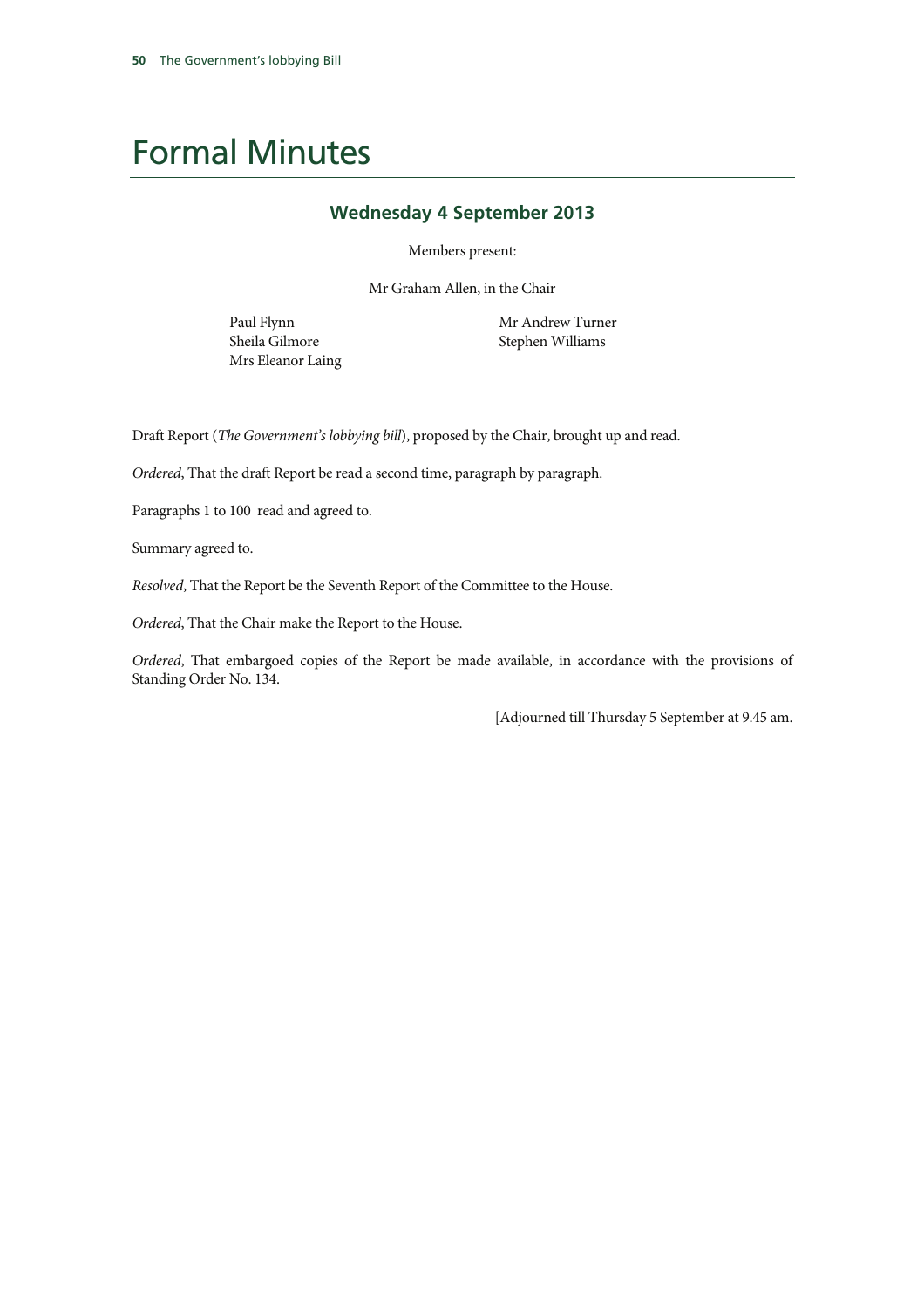# Formal Minutes

## Wednesday 4 September 2013

Members present:

Mr Graham Allen, in the Chair

Paul Flynn
Sheila Gilmore
Mrs Eleanor Laing
Mr Andrew Turner
Stephen Williams

Draft Report (*The Government's lobbying bill*), proposed by the Chair, brought up and read.

*Ordered*, That the draft Report be read a second time, paragraph by paragraph.

Paragraphs 1 to 100 read and agreed to.

Summary agreed to.

*Resolved*, That the Report be the Seventh Report of the Committee to the House.

*Ordered*, That the Chair make the Report to the House.

*Ordered*, That embargoed copies of the Report be made available, in accordance with the provisions of Standing Order No. 134.

[Adjourned till Thursday 5 September at 9.45 am.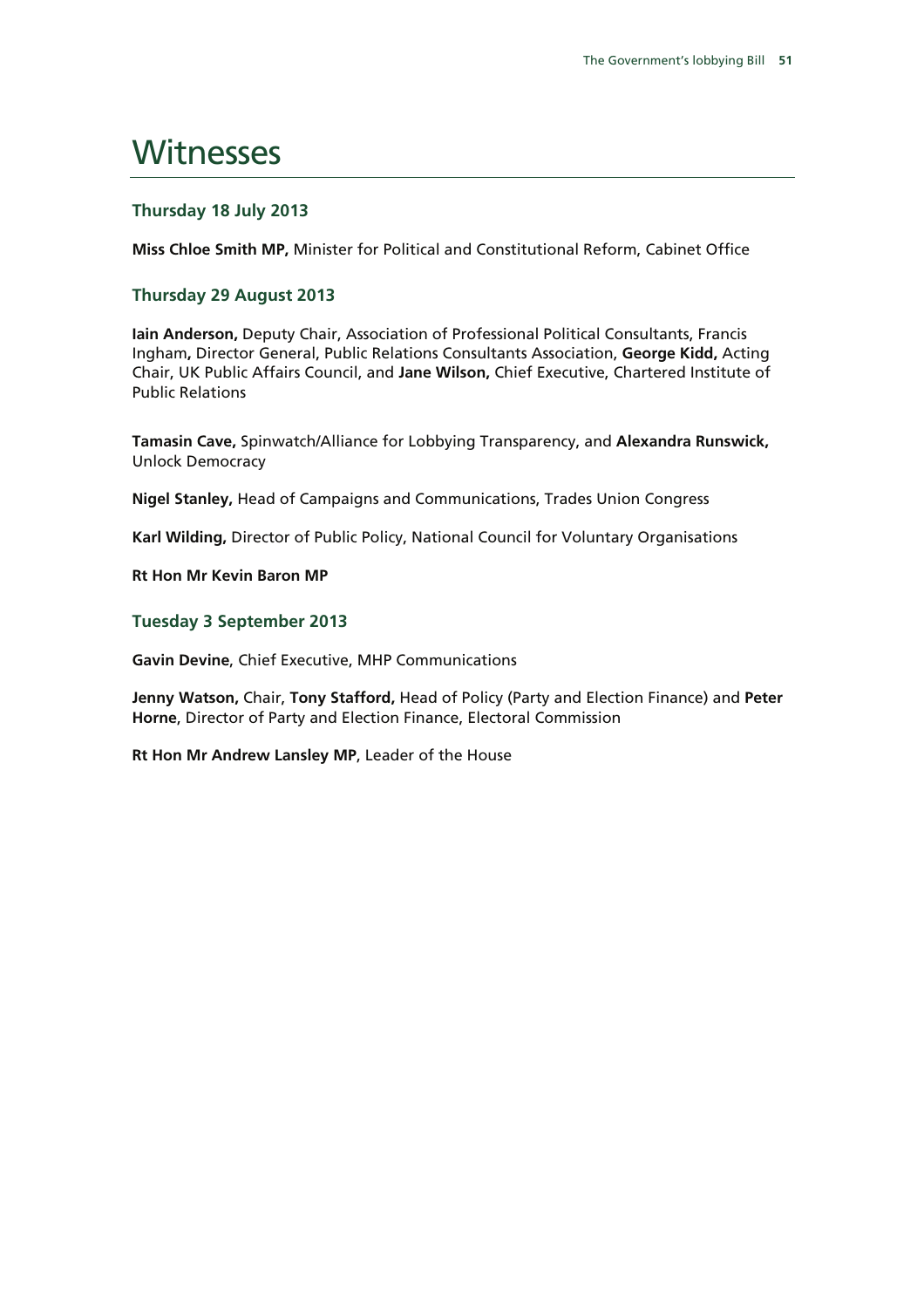# Witnesses

### Thursday 18 July 2013

**Miss Chloe Smith MP,** Minister for Political and Constitutional Reform, Cabinet Office

### Thursday 29 August 2013

**Iain Anderson,** Deputy Chair, Association of Professional Political Consultants, Francis Ingham**,** Director General, Public Relations Consultants Association, **George Kidd,** Acting Chair, UK Public Affairs Council, and **Jane Wilson,** Chief Executive, Chartered Institute of Public Relations

**Tamasin Cave,** Spinwatch/Alliance for Lobbying Transparency, and **Alexandra Runswick,** Unlock Democracy

**Nigel Stanley,** Head of Campaigns and Communications, Trades Union Congress

**Karl Wilding,** Director of Public Policy, National Council for Voluntary Organisations

**Rt Hon Mr Kevin Baron MP**

### Tuesday 3 September 2013

**Gavin Devine**, Chief Executive, MHP Communications

**Jenny Watson,** Chair, **Tony Stafford,** Head of Policy (Party and Election Finance) and **Peter Horne**, Director of Party and Election Finance, Electoral Commission

**Rt Hon Mr Andrew Lansley MP**, Leader of the House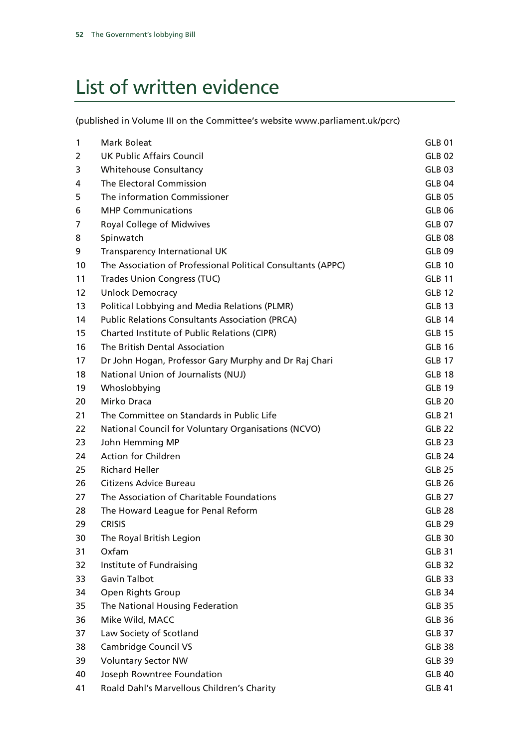# List of written evidence

(published in Volume III on the Committee's website www.parliament.uk/pcrc)

| | | |
|---|---|---|
| 1 | Mark Boleat | GLB 01 |
| 2 | UK Public Affairs Council | GLB 02 |
| 3 | Whitehouse Consultancy | GLB 03 |
| 4 | The Electoral Commission | GLB 04 |
| 5 | The information Commissioner | GLB 05 |
| 6 | MHP Communications | GLB 06 |
| 7 | Royal College of Midwives | GLB 07 |
| 8 | Spinwatch | GLB 08 |
| 9 | Transparency International UK | GLB 09 |
| 10 | The Association of Professional Political Consultants (APPC) | GLB 10 |
| 11 | Trades Unions Congress (TUC) | GLB 11 |
| 12 | Unlock Democracy | GLB 12 |
| 13 | Political Lobbying and Media Relations (PLMR) | GLB 13 |
| 14 | Public Relations Consultants Association (PRCA) | GLB 14 |
| 15 | Charted Institute of Public Relations (CIPR) | GLB 15 |
| 16 | The British Dental Association | GLB 16 |
| 17 | Dr John Hogan, Professor Gary Murphy and Dr Raj Chari | GLB 17 |
| 18 | National Union of Journalists (NUJ) | GLB 18 |
| 19 | Whoslobbying | GLB 19 |
| 20 | Mirko Draca | GLB 20 |
| 21 | The Committee on Standards in Public Life | GLB 21 |
| 22 | National Council for Voluntary Organisations (NCVO) | GLB 22 |
| 23 | John Hemming MP | GLB 23 |
| 24 | Action for Children | GLB 24 |
| 25 | Richard Heller | GLB 25 |
| 26 | Citizens Advice Bureau | GLB 26 |
| 27 | The Association of Charitable Foundations | GLB 27 |
| 28 | The Howard League for Penal Reform | GLB 28 |
| 29 | CRISIS | GLB 29 |
| 30 | The Royal British Legion | GLB 30 |
| 31 | Oxfam | GLB 31 |
| 32 | Institute of Fundraising | GLB 32 |
| 33 | Gavin Talbot | GLB 33 |
| 34 | Open Rights Group | GLB 34 |
| 35 | The National Housing Federation | GLB 35 |
| 36 | Mike Wild, MACC | GLB 36 |
| 37 | Law Society of Scotland | GLB 37 |
| 38 | Cambridge Council VS | GLB 38 |
| 39 | Voluntary Sector NW | GLB 39 |
| 40 | Joseph Rowntree Foundation | GLB 40 |
| 41 | Roald Dahl's Marvellous Children's Charity | GLB 41 |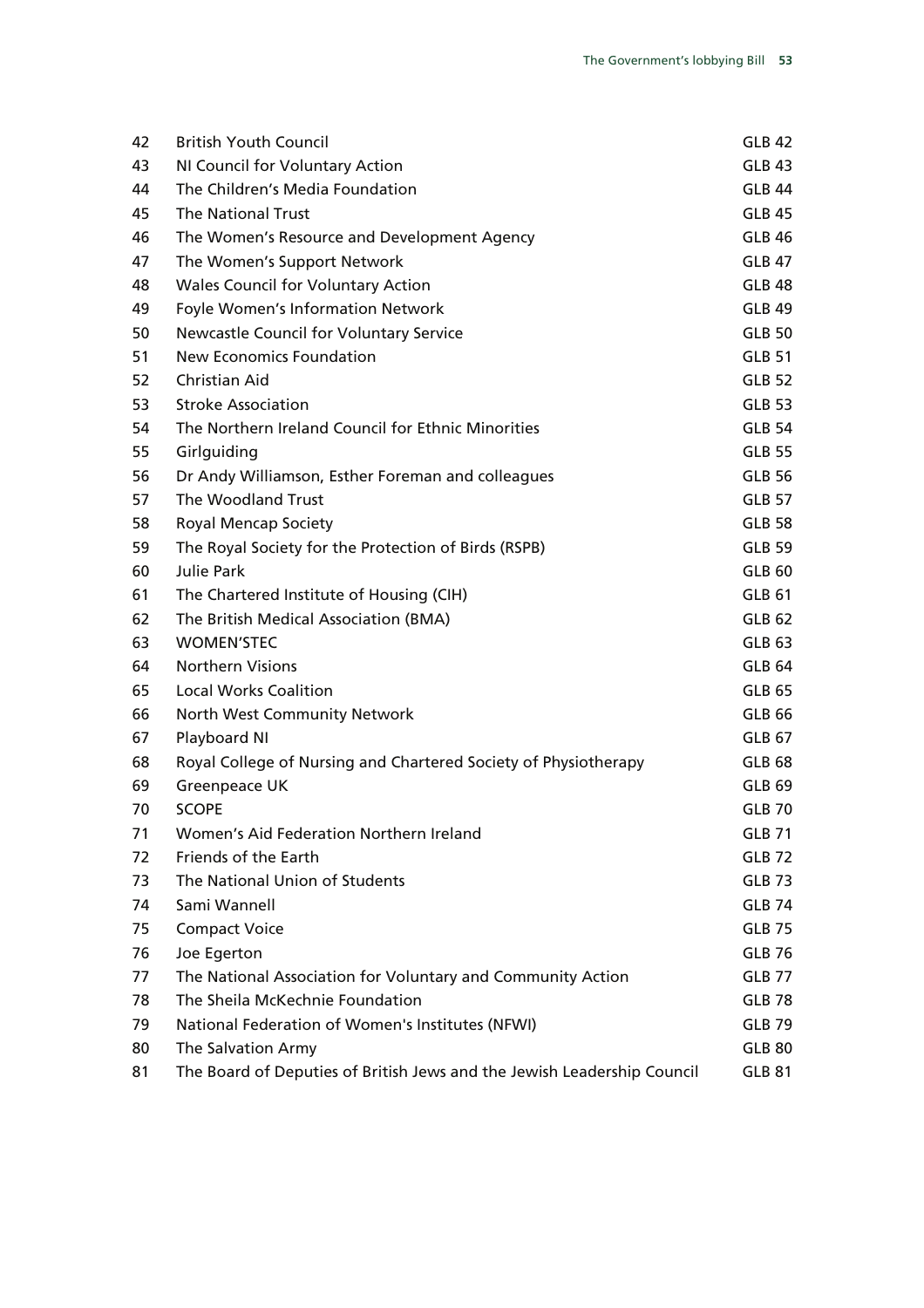| | | |
|---|---|---|
| 42 | British Youth Council | GLB 42 |
| 43 | NI Council for Voluntary Action | GLB 43 |
| 44 | The Children's Media Foundation | GLB 44 |
| 45 | The National Trust | GLB 45 |
| 46 | The Women's Resource and Development Agency | GLB 46 |
| 47 | The Women's Support Network | GLB 47 |
| 48 | Wales Council for Voluntary Action | GLB 48 |
| 49 | Foyle Women's Information Network | GLB 49 |
| 50 | Newcastle Council for Voluntary Service | GLB 50 |
| 51 | New Economics Foundation | GLB 51 |
| 52 | Christian Aid | GLB 52 |
| 53 | Stroke Association | GLB 53 |
| 54 | The Northern Ireland Council for Ethnic Minorities | GLB 54 |
| 55 | Girlguiding | GLB 55 |
| 56 | Dr Andy Williamson, Esther Foreman and colleagues | GLB 56 |
| 57 | The Woodland Trust | GLB 57 |
| 58 | Royal Mencap Society | GLB 58 |
| 59 | The Royal Society for the Protection of Birds (RSPB) | GLB 59 |
| 60 | Julie Park | GLB 60 |
| 61 | The Chartered Institute of Housing (CIH) | GLB 61 |
| 62 | The British Medical Association (BMA) | GLB 62 |
| 63 | WOMEN'STEC | GLB 63 |
| 64 | Northern Visions | GLB 64 |
| 65 | Local Works Coalition | GLB 65 |
| 66 | North West Community Network | GLB 66 |
| 67 | Playboard NI | GLB 67 |
| 68 | Royal College of Nursing and Chartered Society of Physiotherapy | GLB 68 |
| 69 | Greenpeace UK | GLB 69 |
| 70 | SCOPE | GLB 70 |
| 71 | Women's Aid Federation Northern Ireland | GLB 71 |
| 72 | Friends of the Earth | GLB 72 |
| 73 | The National Union of Students | GLB 73 |
| 74 | Sami Wannell | GLB 74 |
| 75 | Compact Voice | GLB 75 |
| 76 | Joe Egerton | GLB 76 |
| 77 | The National Association for Voluntary and Community Action | GLB 77 |
| 78 | The Sheila McKechnie Foundation | GLB 78 |
| 79 | National Federation of Women's Institutes (NFWI) | GLB 79 |
| 80 | The Salvation Army | GLB 80 |
| 81 | The Board of Deputies of British Jews and the Jewish Leadership Council | GLB 81 |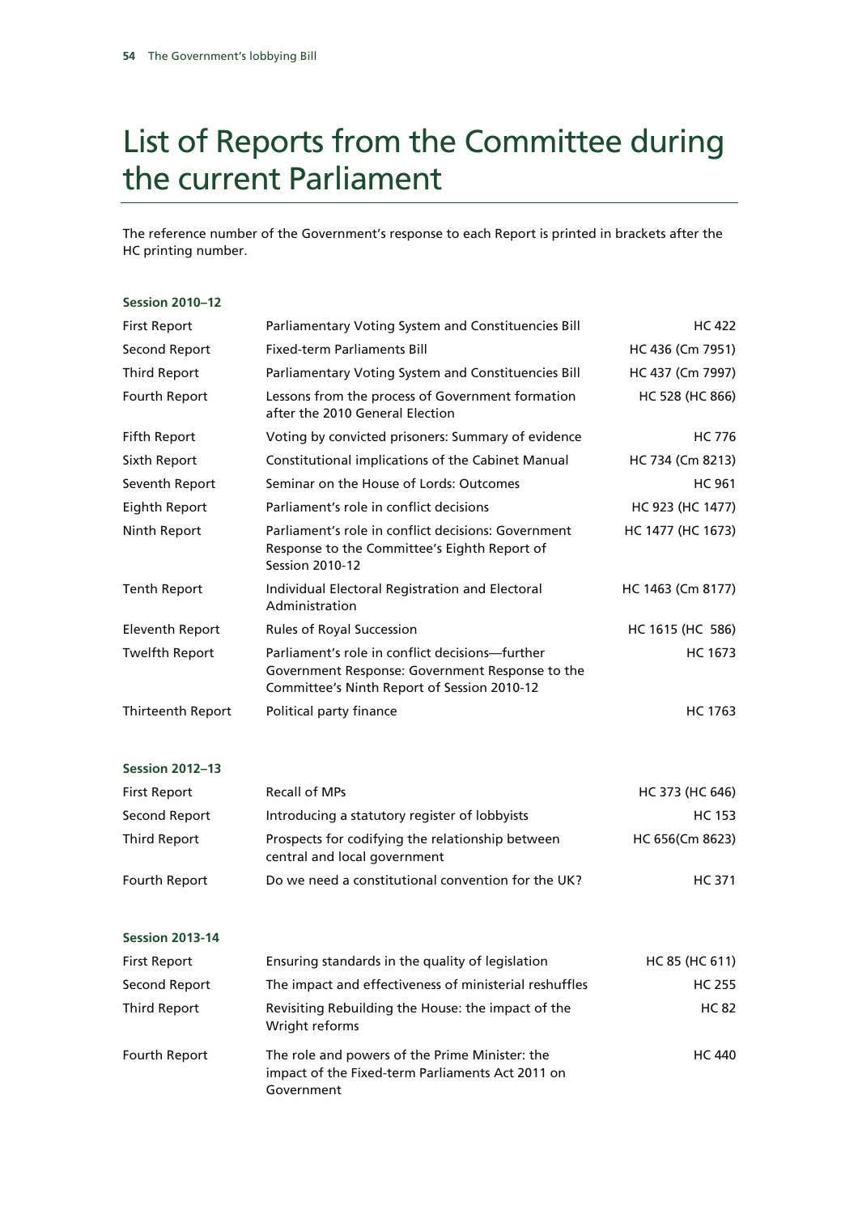# List of Reports from the Committee during the current Parliament

The reference number of the Government's response to each Report is printed in brackets after the HC printing number.

**Session 2010–12**

| | | |
|---|---|---|
| First Report | Parliamentary Voting System and Constituencies Bill | HC 422 |
| Second Report | Fixed-term Parliaments Bill | HC 436 (Cm 7951) |
| Third Report | Parliamentary Voting System and Constituencies Bill | HC 437 (Cm 7997) |
| Fourth Report | Lessons from the process of Government formation after the 2010 General Election | HC 528 (HC 866) |
| Fifth Report | Voting by convicted prisoners: Summary of evidence | HC 776 |
| Sixth Report | Constitutional implications of the Cabinet Manual | HC 734 (Cm 8213) |
| Seventh Report | Seminar on the House of Lords: Outcomes | HC 961 |
| Eighth Report | Parliament's role in conflict decisions | HC 923 (HC 1477) |
| Ninth Report | Parliament's role in conflict decisions: Government Response to the Committee's Eighth Report of Session 2010-12 | HC 1477 (HC 1673) |
| Tenth Report | Individual Electoral Registration and Electoral Administration | HC 1463 (Cm 8177) |
| Eleventh Report | Rules of Royal Succession | HC 1615 (HC 586) |
| Twelfth Report | Parliament's role in conflict decisions—further Government Response: Government Response to the Committee's Ninth Report of Session 2010-12 | HC 1673 |
| Thirteenth Report | Political party finance | HC 1763 |

**Session 2012–13**

| | | |
|---|---|---|
| First Report | Recall of MPs | HC 373 (HC 646) |
| Second Report | Introducing a statutory register of lobbyists | HC 153 |
| Third Report | Prospects for codifying the relationship between central and local government | HC 656(Cm 8623) |
| Fourth Report | Do we need a constitutional convention for the UK? | HC 371 |

**Session 2013-14**

| | | |
|---|---|---|
| First Report | Ensuring standards in the quality of legislation | HC 85 (HC 611) |
| Second Report | The impact and effectiveness of ministerial reshuffles | HC 255 |
| Third Report | Revisiting Rebuilding the House: the impact of the Wright reforms | HC 82 |
| Fourth Report | The role and powers of the Prime Minister: the impact of the Fixed-term Parliaments Act 2011 on Government | HC 440 |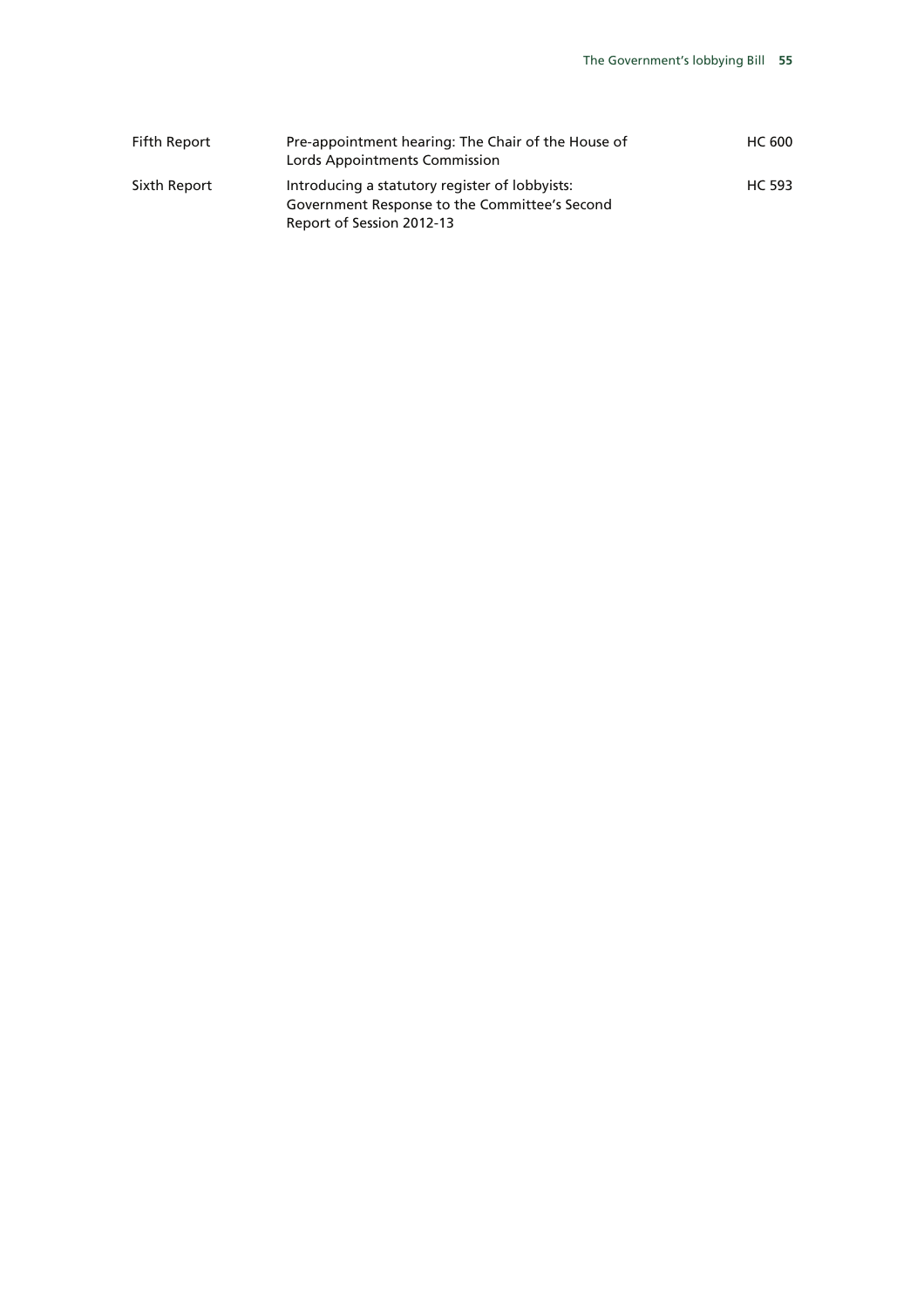| | | |
|---|---|---|
| Fifth Report | Pre-appointment hearing: The Chair of the House of Lords Appointments Commission | HC 600 |
| Sixth Report | Introducing a statutory register of lobbyists: Government Response to the Committee's Second Report of Session 2012-13 | HC 593 |